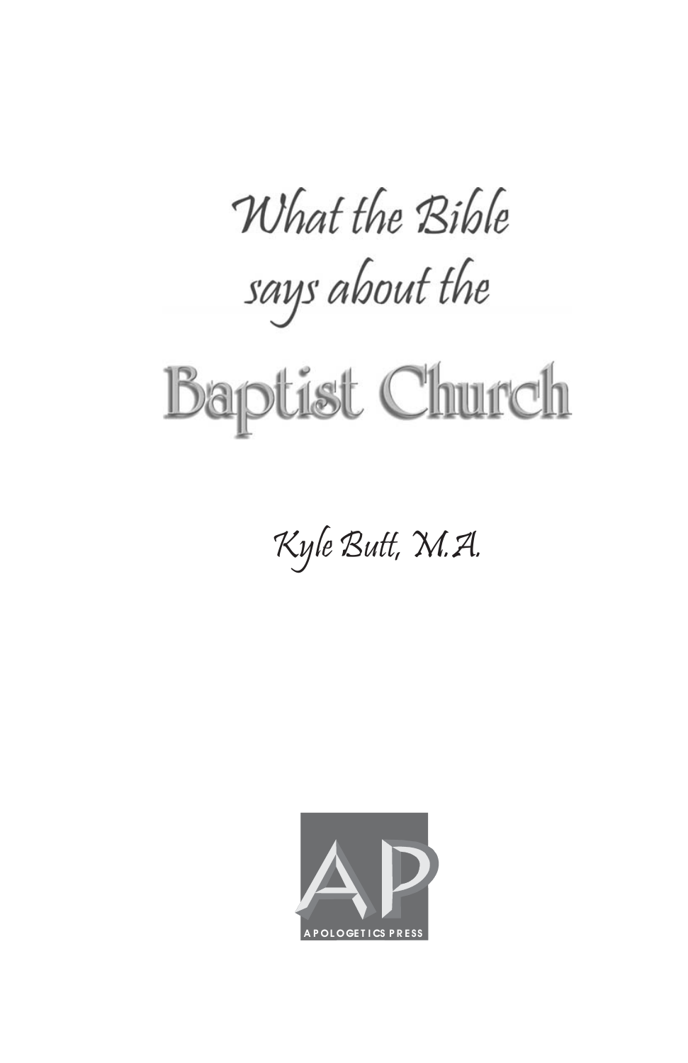# What the Bible says about the Baptist Church

Kyle Butt, M.A.

APOLOGETICS PRESS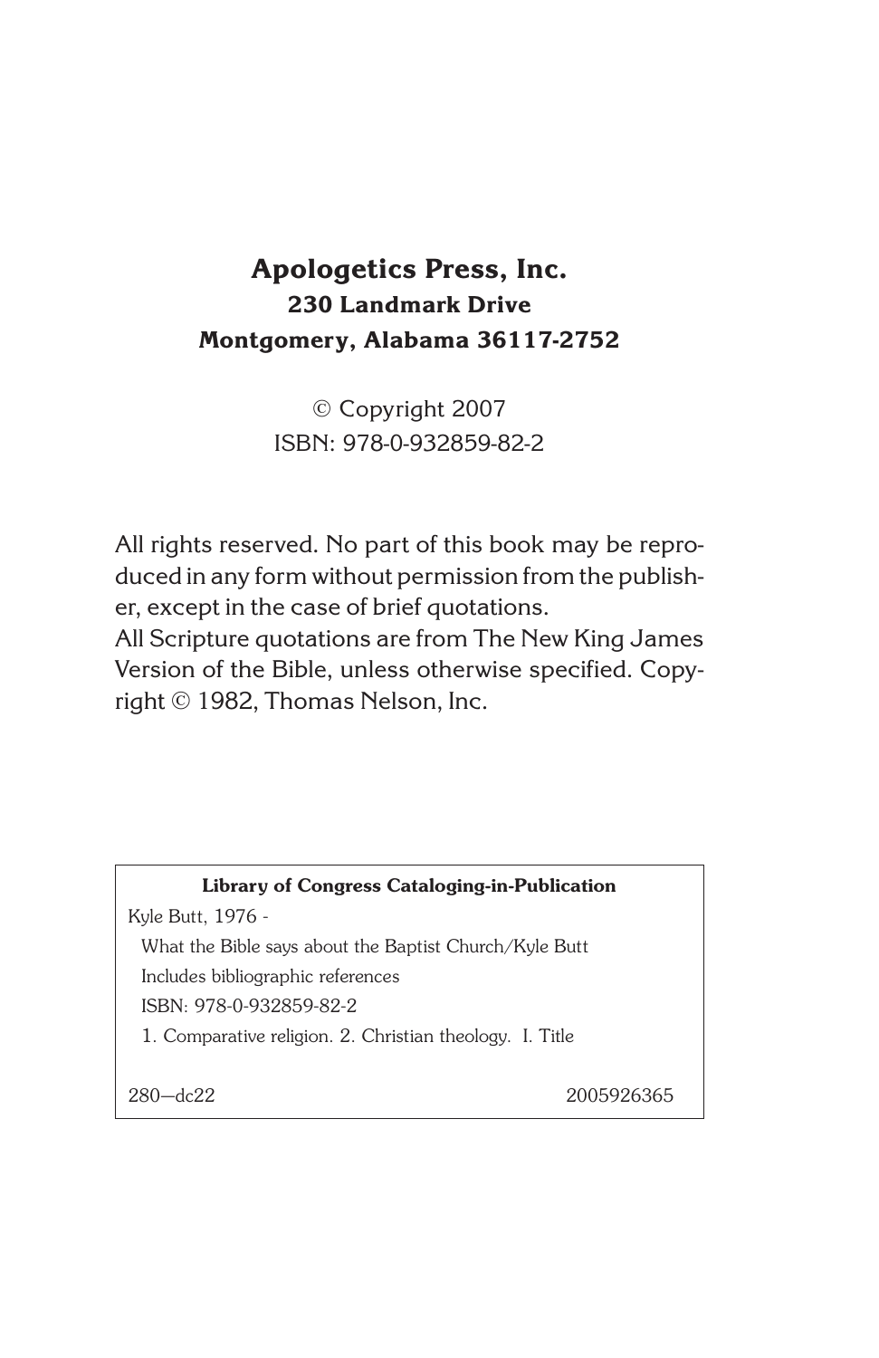**Apologetics Press, Inc.**
**230 Landmark Drive**
**Montgomery, Alabama 36117-2752**

© Copyright 2007
ISBN: 978-0-932859-82-2

All rights reserved. No part of this book may be reproduced in any form without permission from the publisher, except in the case of brief quotations.
All Scripture quotations are from The New King James Version of the Bible, unless otherwise specified. Copyright © 1982, Thomas Nelson, Inc.

**Library of Congress Cataloging-in-Publication**

Kyle Butt, 1976 -
What the Bible says about the Baptist Church/Kyle Butt
Includes bibliographic references
ISBN: 978-0-932859-82-2
1. Comparative religion. 2. Christian theology. I. Title

280—dc22 2005926365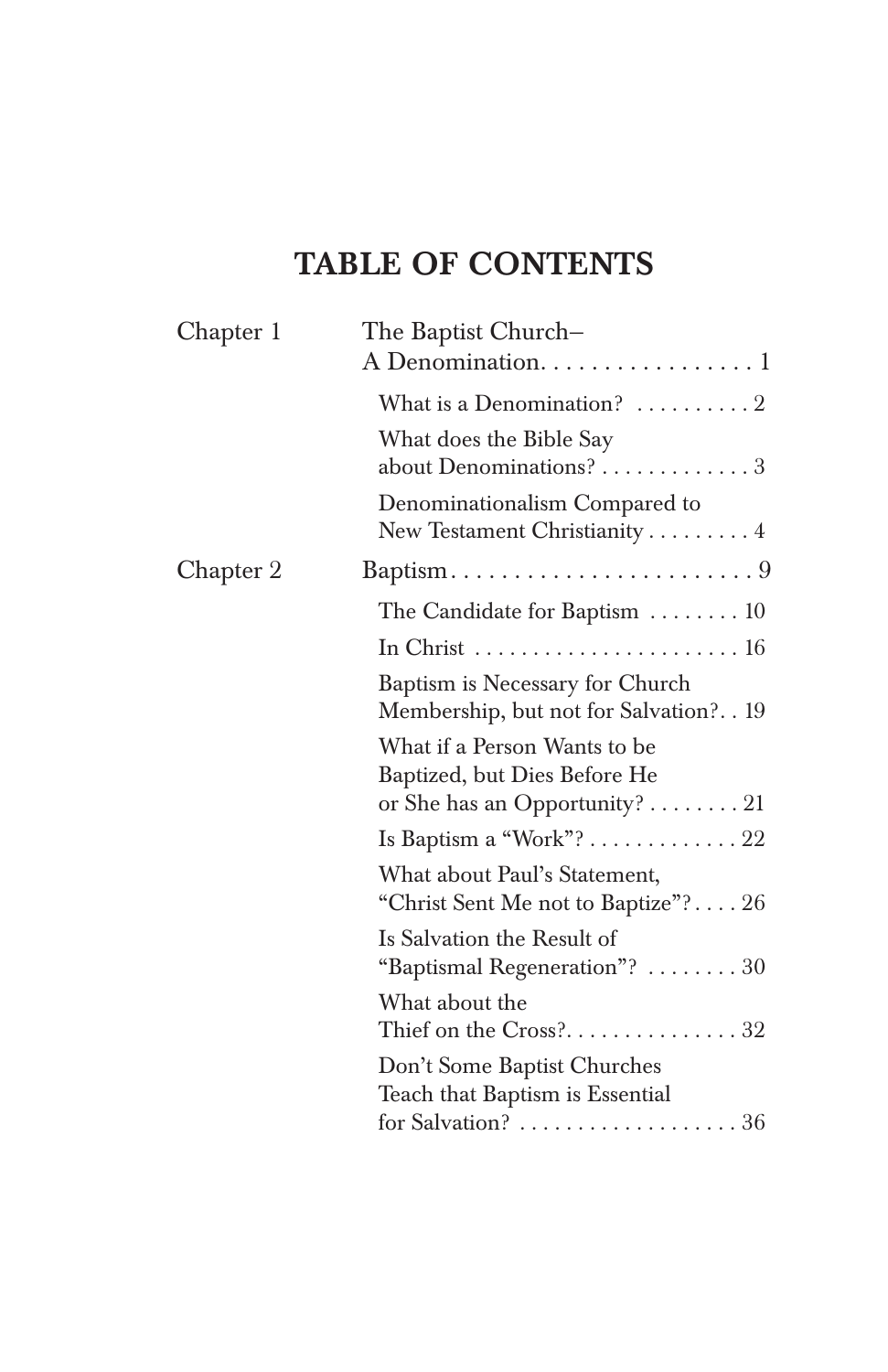# TABLE OF CONTENTS

Chapter 1 — The Baptist Church–A Denomination . . . . . . . . . . . . . . . . . 1

- What is a Denomination? . . . . . . . . . . 2
- What does the Bible Say about Denominations? . . . . . . . . . . . . . 3
- Denominationalism Compared to New Testament Christianity . . . . . . . . . 4

Chapter 2 — Baptism . . . . . . . . . . . . . . . . . . . . . . . . . 9

- The Candidate for Baptism . . . . . . . . 10
- In Christ . . . . . . . . . . . . . . . . . . . . . . . 16
- Baptism is Necessary for Church Membership, but not for Salvation? . . 19
- What if a Person Wants to be Baptized, but Dies Before He or She has an Opportunity? . . . . . . . . 21
- Is Baptism a "Work"? . . . . . . . . . . . . . 22
- What about Paul's Statement, "Christ Sent Me not to Baptize"? . . . . 26
- Is Salvation the Result of "Baptismal Regeneration"? . . . . . . . . 30
- What about the Thief on the Cross? . . . . . . . . . . . . . . . 32
- Don't Some Baptist Churches Teach that Baptism is Essential for Salvation? . . . . . . . . . . . . . . . . . . . 36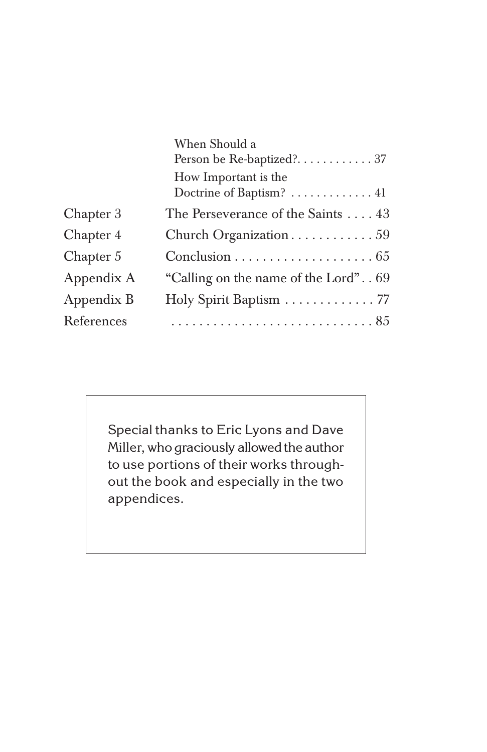| | | |
|---|---|---|
| | When Should a Person be Re-baptized? | 37 |
| | How Important is the Doctrine of Baptism? | 41 |
| Chapter 3 | The Perseverance of the Saints | 43 |
| Chapter 4 | Church Organization | 59 |
| Chapter 5 | Conclusion | 65 |
| Appendix A | “Calling on the name of the Lord” | 69 |
| Appendix B | Holy Spirit Baptism | 77 |
| References | | 85 |

Special thanks to Eric Lyons and Dave Miller, who graciously allowed the author to use portions of their works throughout the book and especially in the two appendices.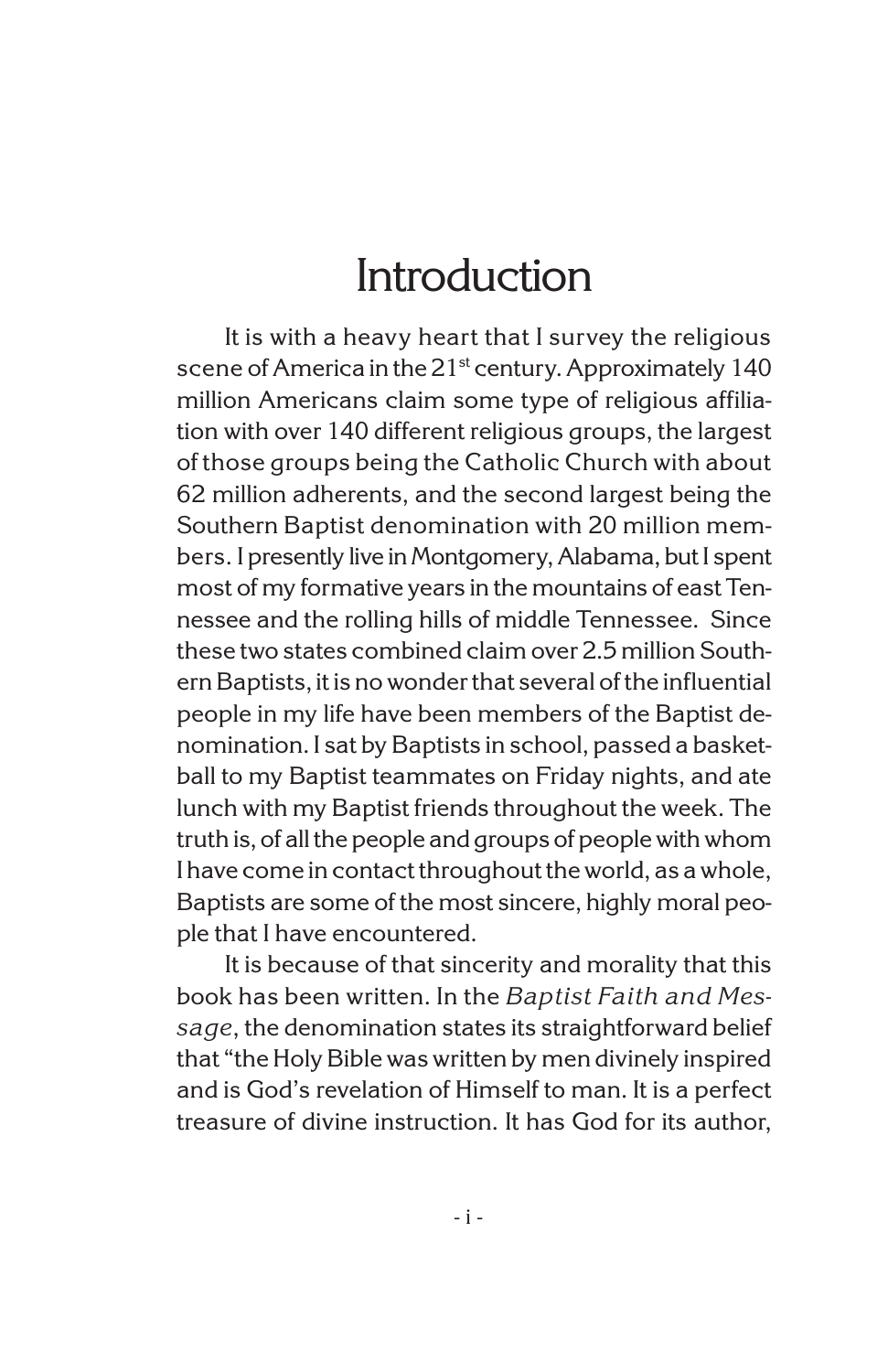# Introduction

It is with a heavy heart that I survey the religious scene of America in the 21st century. Approximately 140 million Americans claim some type of religious affiliation with over 140 different religious groups, the largest of those groups being the Catholic Church with about 62 million adherents, and the second largest being the Southern Baptist denomination with 20 million members. I presently live in Montgomery, Alabama, but I spent most of my formative years in the mountains of east Tennessee and the rolling hills of middle Tennessee. Since these two states combined claim over 2.5 million Southern Baptists, it is no wonder that several of the influential people in my life have been members of the Baptist denomination. I sat by Baptists in school, passed a basketball to my Baptist teammates on Friday nights, and ate lunch with my Baptist friends throughout the week. The truth is, of all the people and groups of people with whom I have come in contact throughout the world, as a whole, Baptists are some of the most sincere, highly moral people that I have encountered.

It is because of that sincerity and morality that this book has been written. In the *Baptist Faith and Message*, the denomination states its straightforward belief that "the Holy Bible was written by men divinely inspired and is God's revelation of Himself to man. It is a perfect treasure of divine instruction. It has God for its author,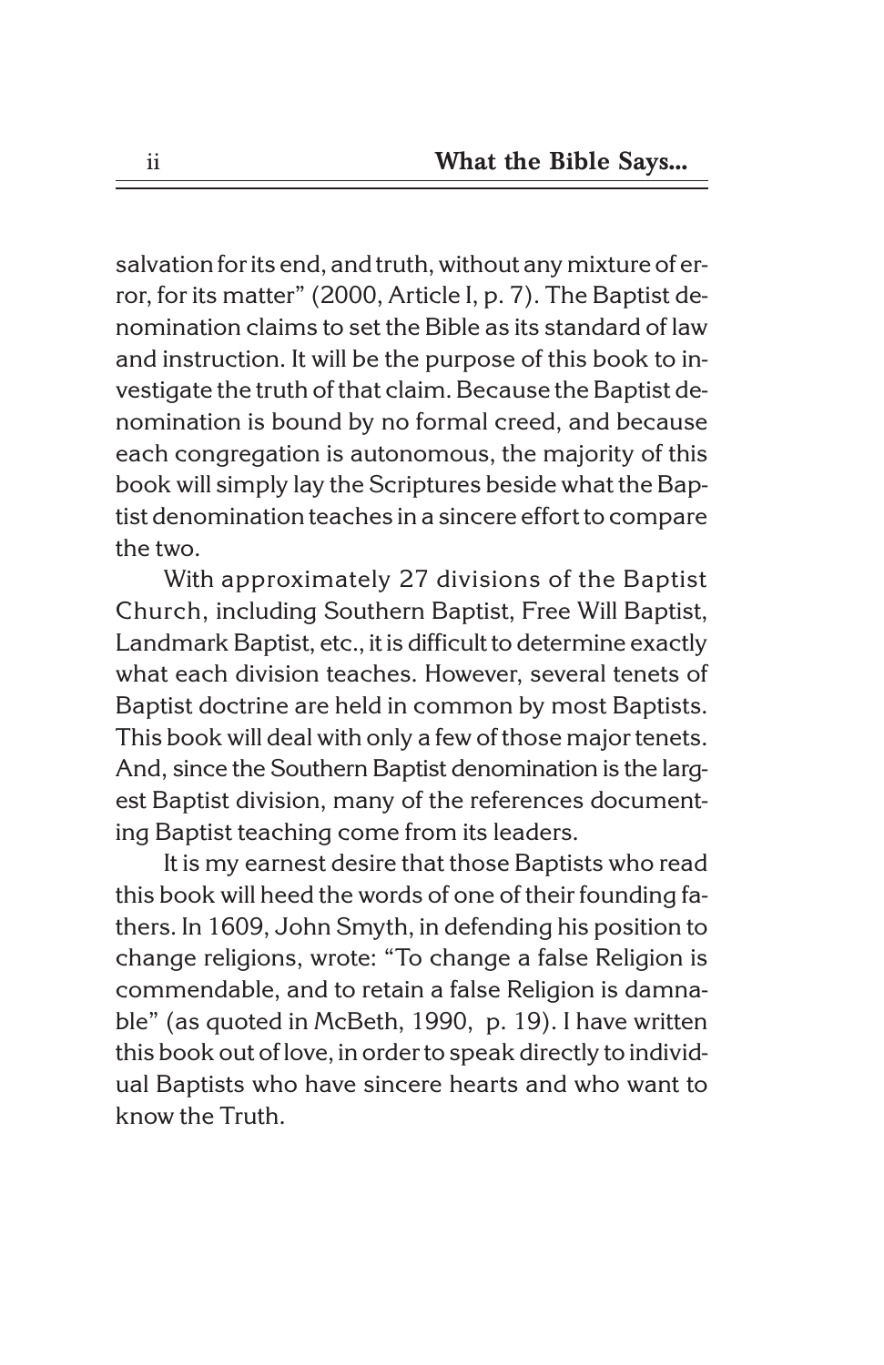salvation for its end, and truth, without any mixture of error, for its matter" (2000, Article I, p. 7). The Baptist denomination claims to set the Bible as its standard of law and instruction. It will be the purpose of this book to investigate the truth of that claim. Because the Baptist denomination is bound by no formal creed, and because each congregation is autonomous, the majority of this book will simply lay the Scriptures beside what the Baptist denomination teaches in a sincere effort to compare the two.

With approximately 27 divisions of the Baptist Church, including Southern Baptist, Free Will Baptist, Landmark Baptist, etc., it is difficult to determine exactly what each division teaches. However, several tenets of Baptist doctrine are held in common by most Baptists. This book will deal with only a few of those major tenets. And, since the Southern Baptist denomination is the largest Baptist division, many of the references documenting Baptist teaching come from its leaders.

It is my earnest desire that those Baptists who read this book will heed the words of one of their founding fathers. In 1609, John Smyth, in defending his position to change religions, wrote: "To change a false Religion is commendable, and to retain a false Religion is damnable" (as quoted in McBeth, 1990, p. 19). I have written this book out of love, in order to speak directly to individual Baptists who have sincere hearts and who want to know the Truth.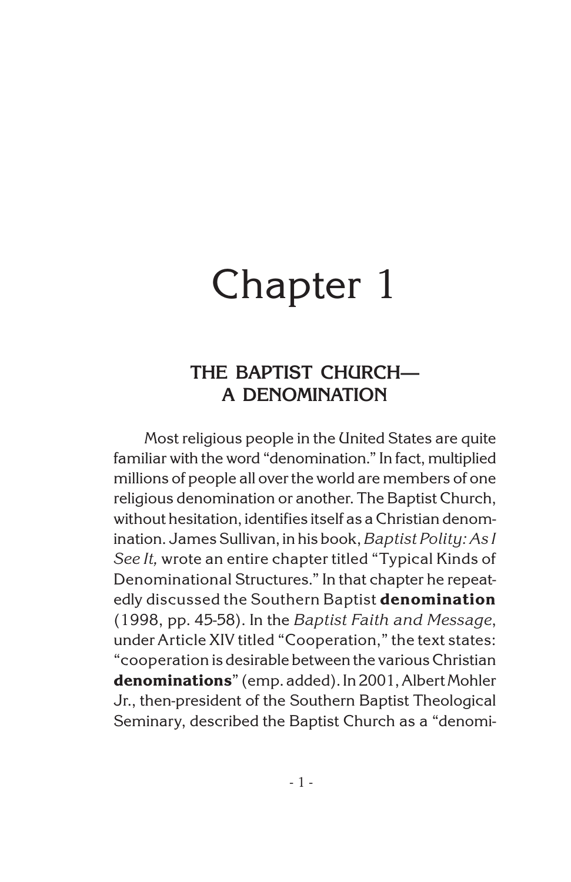# Chapter 1

## THE BAPTIST CHURCH— A DENOMINATION

Most religious people in the United States are quite familiar with the word "denomination." In fact, multiplied millions of people all over the world are members of one religious denomination or another. The Baptist Church, without hesitation, identifies itself as a Christian denomination. James Sullivan, in his book, *Baptist Polity: As I See It,* wrote an entire chapter titled "Typical Kinds of Denominational Structures." In that chapter he repeatedly discussed the Southern Baptist **denomination** (1998, pp. 45-58). In the *Baptist Faith and Message*, under Article XIV titled "Cooperation," the text states: "cooperation is desirable between the various Christian **denominations**" (emp. added). In 2001, Albert Mohler Jr., then-president of the Southern Baptist Theological Seminary, described the Baptist Church as a "denomi-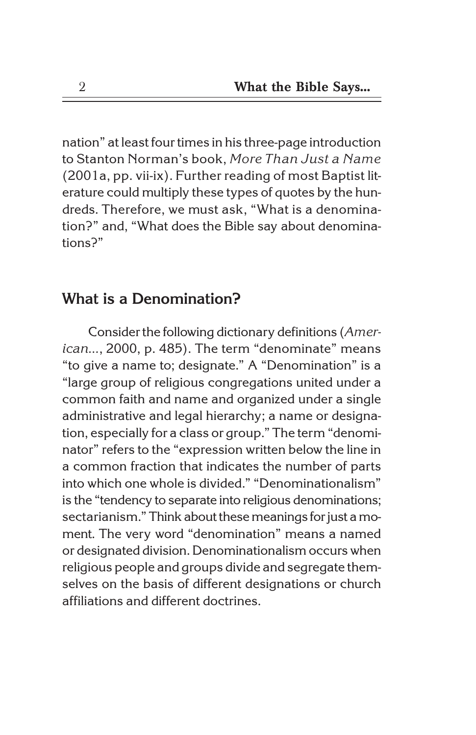nation" at least four times in his three-page introduction to Stanton Norman's book, *More Than Just a Name* (2001a, pp. vii-ix). Further reading of most Baptist literature could multiply these types of quotes by the hundreds. Therefore, we must ask, "What is a denomination?" and, "What does the Bible say about denominations?"

## What is a Denomination?

Consider the following dictionary definitions (*American...*, 2000, p. 485). The term "denominate" means "to give a name to; designate." A "Denomination" is a "large group of religious congregations united under a common faith and name and organized under a single administrative and legal hierarchy; a name or designation, especially for a class or group." The term "denominator" refers to the "expression written below the line in a common fraction that indicates the number of parts into which one whole is divided." "Denominationalism" is the "tendency to separate into religious denominations; sectarianism." Think about these meanings for just a moment. The very word "denomination" means a named or designated division. Denominationalism occurs when religious people and groups divide and segregate themselves on the basis of different designations or church affiliations and different doctrines.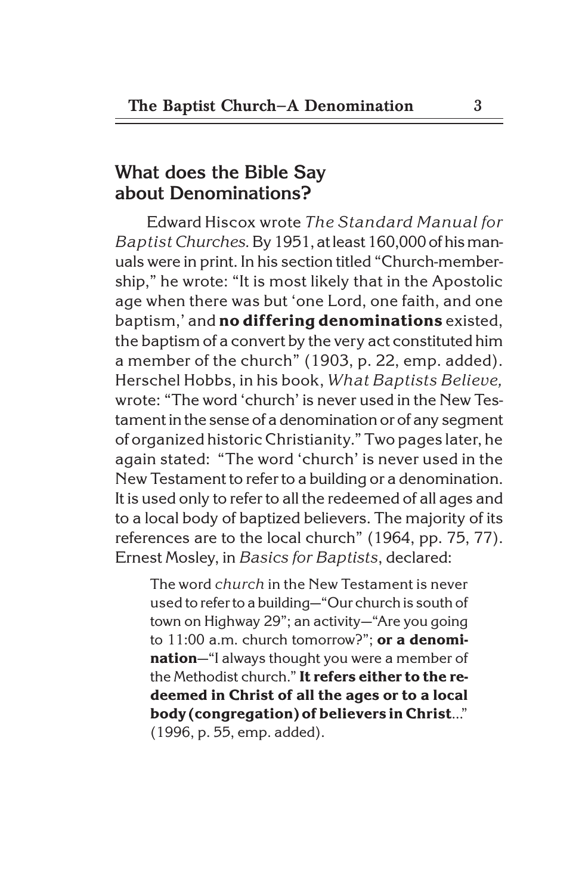## What does the Bible Say about Denominations?

Edward Hiscox wrote *The Standard Manual for Baptist Churches.* By 1951, at least 160,000 of his manuals were in print. In his section titled "Church-membership," he wrote: "It is most likely that in the Apostolic age when there was but 'one Lord, one faith, and one baptism,' and **no differing denominations** existed, the baptism of a convert by the very act constituted him a member of the church" (1903, p. 22, emp. added). Herschel Hobbs, in his book, *What Baptists Believe,* wrote: "The word 'church' is never used in the New Testament in the sense of a denomination or of any segment of organized historic Christianity." Two pages later, he again stated: "The word 'church' is never used in the New Testament to refer to a building or a denomination. It is used only to refer to all the redeemed of all ages and to a local body of baptized believers. The majority of its references are to the local church" (1964, pp. 75, 77). Ernest Mosley, in *Basics for Baptists*, declared:

> The word *church* in the New Testament is never used to refer to a building—"Our church is south of town on Highway 29"; an activity—"Are you going to 11:00 a.m. church tomorrow?"; **or a denomination**—"I always thought you were a member of the Methodist church." **It refers either to the redeemed in Christ of all the ages or to a local body (congregation) of believers in Christ**..." (1996, p. 55, emp. added).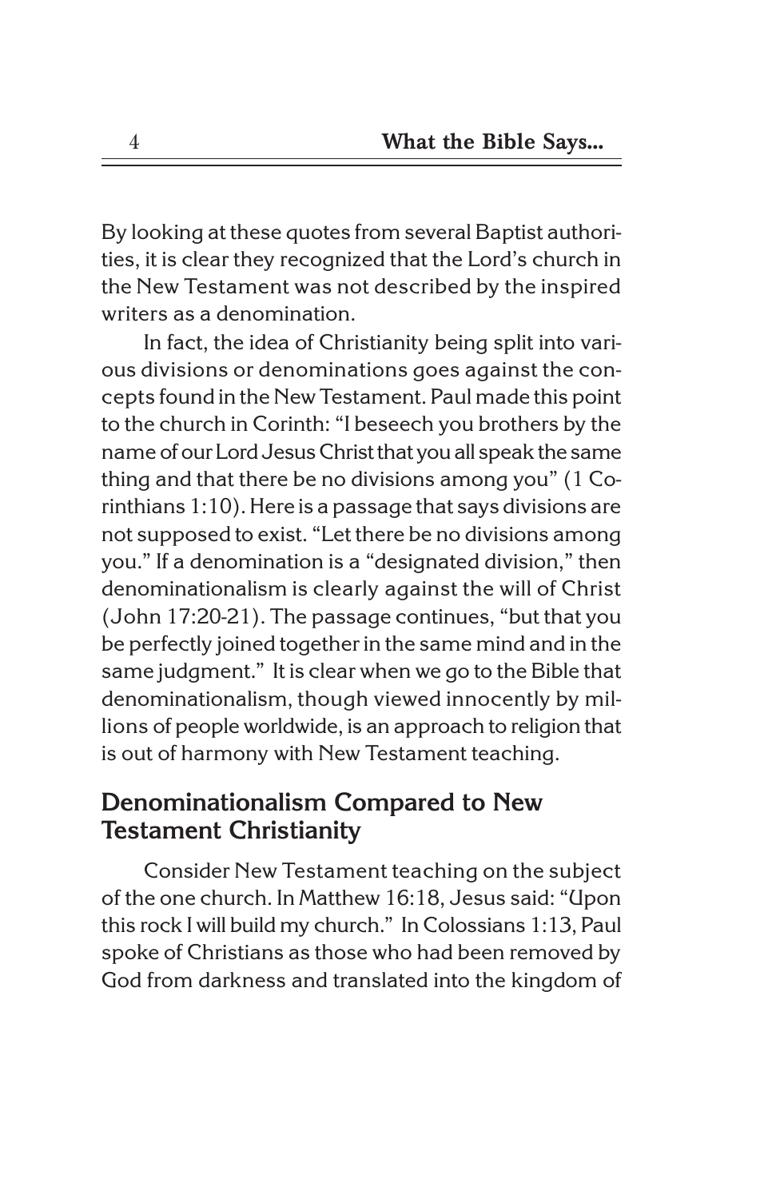By looking at these quotes from several Baptist authorities, it is clear they recognized that the Lord's church in the New Testament was not described by the inspired writers as a denomination.

In fact, the idea of Christianity being split into various divisions or denominations goes against the concepts found in the New Testament. Paul made this point to the church in Corinth: "I beseech you brothers by the name of our Lord Jesus Christ that you all speak the same thing and that there be no divisions among you" (1 Corinthians 1:10). Here is a passage that says divisions are not supposed to exist. "Let there be no divisions among you." If a denomination is a "designated division," then denominationalism is clearly against the will of Christ (John 17:20-21). The passage continues, "but that you be perfectly joined together in the same mind and in the same judgment." It is clear when we go to the Bible that denominationalism, though viewed innocently by millions of people worldwide, is an approach to religion that is out of harmony with New Testament teaching.

## Denominationalism Compared to New Testament Christianity

Consider New Testament teaching on the subject of the one church. In Matthew 16:18, Jesus said: "Upon this rock I will build my church." In Colossians 1:13, Paul spoke of Christians as those who had been removed by God from darkness and translated into the kingdom of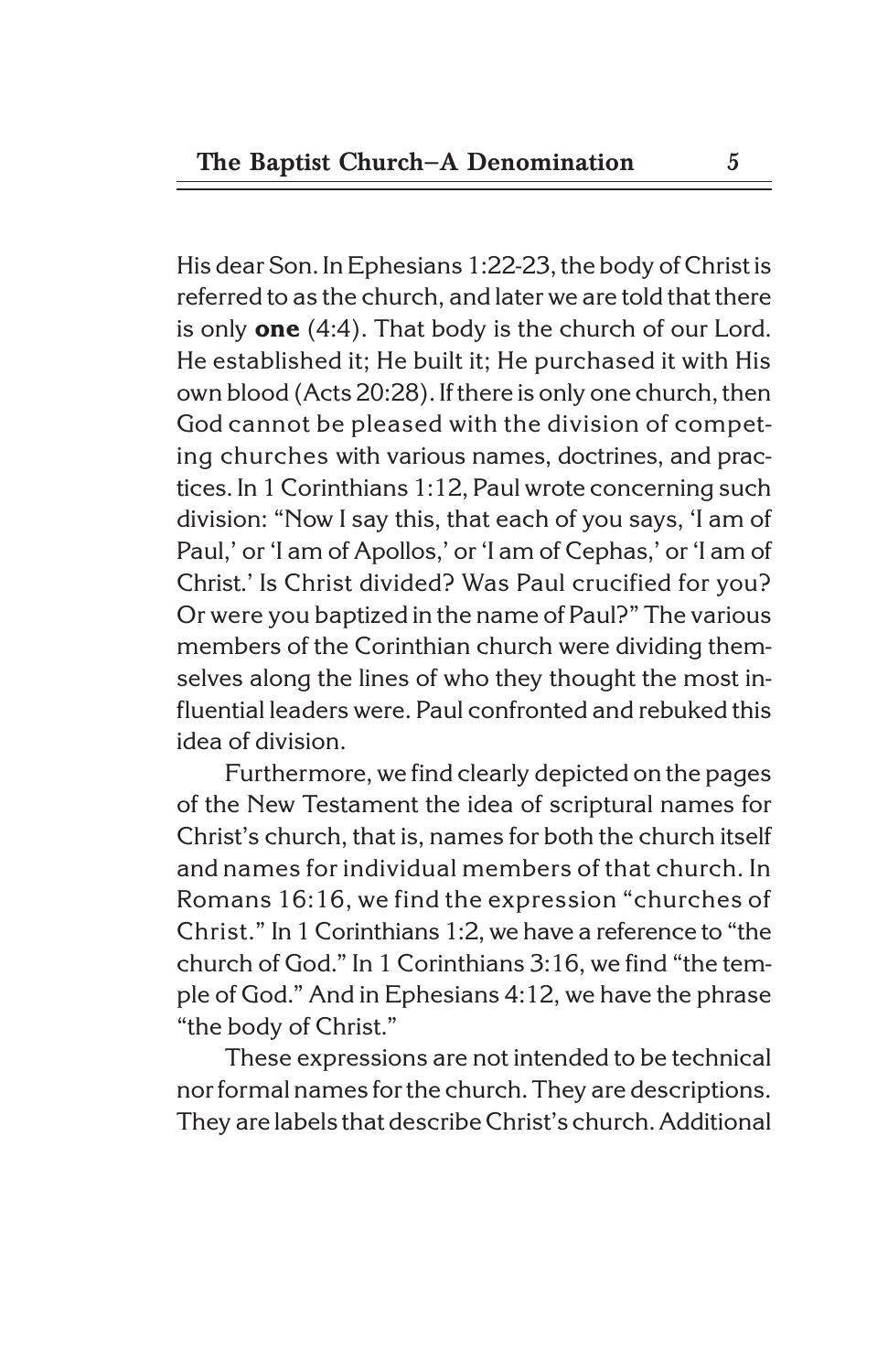His dear Son. In Ephesians 1:22-23, the body of Christ is referred to as the church, and later we are told that there is only **one** (4:4). That body is the church of our Lord. He established it; He built it; He purchased it with His own blood (Acts 20:28). If there is only one church, then God cannot be pleased with the division of competing churches with various names, doctrines, and practices. In 1 Corinthians 1:12, Paul wrote concerning such division: "Now I say this, that each of you says, 'I am of Paul,' or 'I am of Apollos,' or 'I am of Cephas,' or 'I am of Christ.' Is Christ divided? Was Paul crucified for you? Or were you baptized in the name of Paul?" The various members of the Corinthian church were dividing themselves along the lines of who they thought the most influential leaders were. Paul confronted and rebuked this idea of division.

Furthermore, we find clearly depicted on the pages of the New Testament the idea of scriptural names for Christ's church, that is, names for both the church itself and names for individual members of that church. In Romans 16:16, we find the expression "churches of Christ." In 1 Corinthians 1:2, we have a reference to "the church of God." In 1 Corinthians 3:16, we find "the temple of God." And in Ephesians 4:12, we have the phrase "the body of Christ."

These expressions are not intended to be technical nor formal names for the church. They are descriptions. They are labels that describe Christ's church. Additional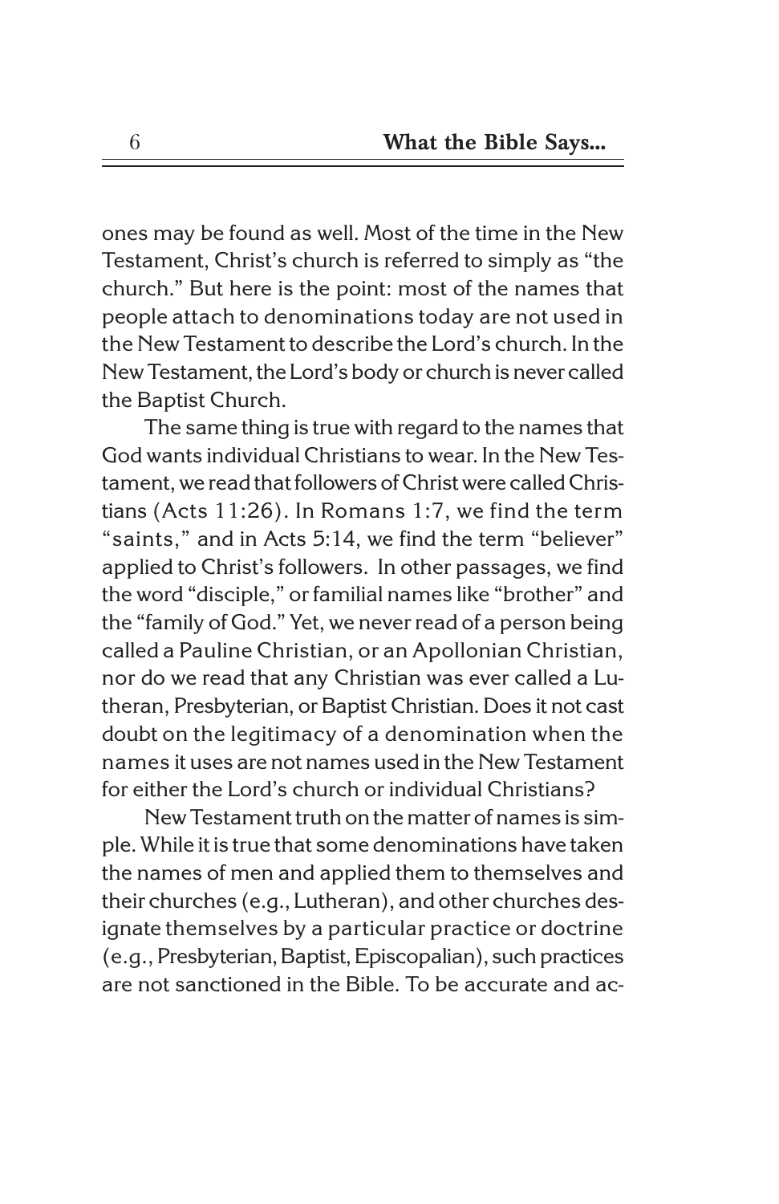ones may be found as well. Most of the time in the New Testament, Christ's church is referred to simply as "the church." But here is the point: most of the names that people attach to denominations today are not used in the New Testament to describe the Lord's church. In the New Testament, the Lord's body or church is never called the Baptist Church.

The same thing is true with regard to the names that God wants individual Christians to wear. In the New Testament, we read that followers of Christ were called Christians (Acts 11:26). In Romans 1:7, we find the term "saints," and in Acts 5:14, we find the term "believer" applied to Christ's followers. In other passages, we find the word "disciple," or familial names like "brother" and the "family of God." Yet, we never read of a person being called a Pauline Christian, or an Apollonian Christian, nor do we read that any Christian was ever called a Lutheran, Presbyterian, or Baptist Christian. Does it not cast doubt on the legitimacy of a denomination when the names it uses are not names used in the New Testament for either the Lord's church or individual Christians?

New Testament truth on the matter of names is simple. While it is true that some denominations have taken the names of men and applied them to themselves and their churches (e.g., Lutheran), and other churches designate themselves by a particular practice or doctrine (e.g., Presbyterian, Baptist, Episcopalian), such practices are not sanctioned in the Bible. To be accurate and ac-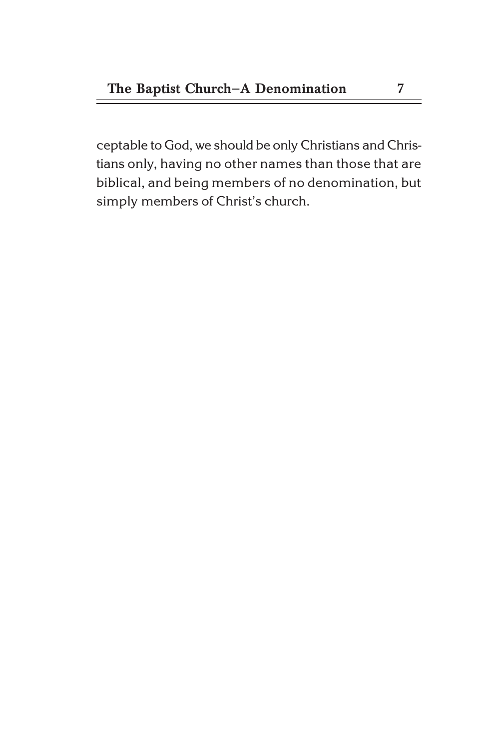ceptable to God, we should be only Christians and Christians only, having no other names than those that are biblical, and being members of no denomination, but simply members of Christ's church.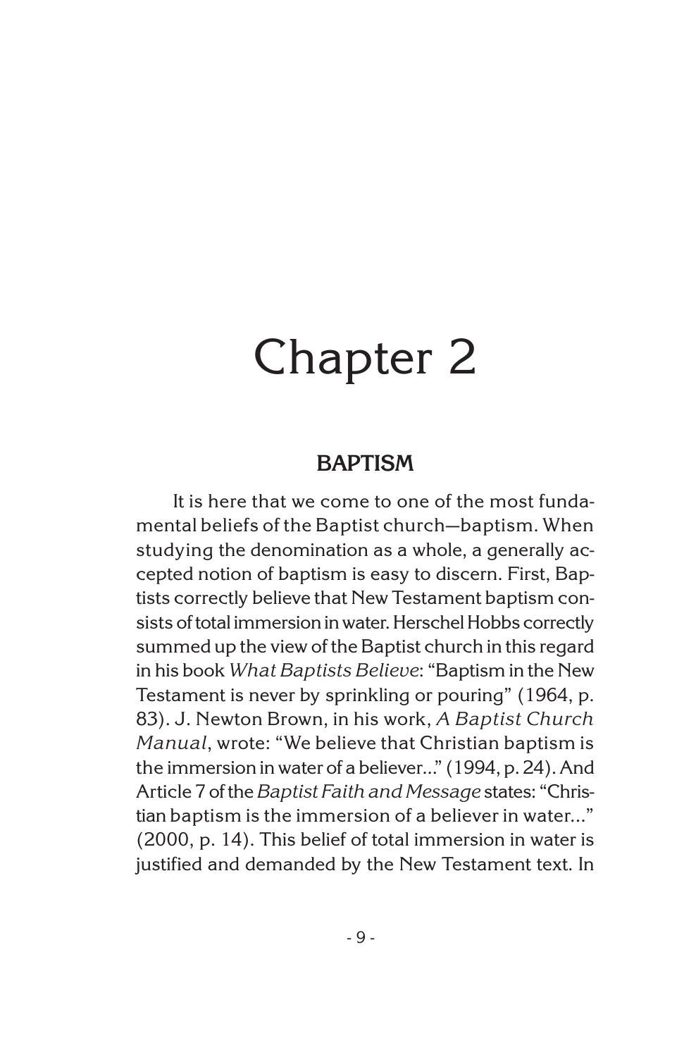# Chapter 2

## BAPTISM

It is here that we come to one of the most fundamental beliefs of the Baptist church—baptism. When studying the denomination as a whole, a generally accepted notion of baptism is easy to discern. First, Baptists correctly believe that New Testament baptism consists of total immersion in water. Herschel Hobbs correctly summed up the view of the Baptist church in this regard in his book *What Baptists Believe*: "Baptism in the New Testament is never by sprinkling or pouring" (1964, p. 83). J. Newton Brown, in his work, *A Baptist Church Manual*, wrote: "We believe that Christian baptism is the immersion in water of a believer..." (1994, p. 24). And Article 7 of the *Baptist Faith and Message* states: "Christian baptism is the immersion of a believer in water..." (2000, p. 14). This belief of total immersion in water is justified and demanded by the New Testament text. In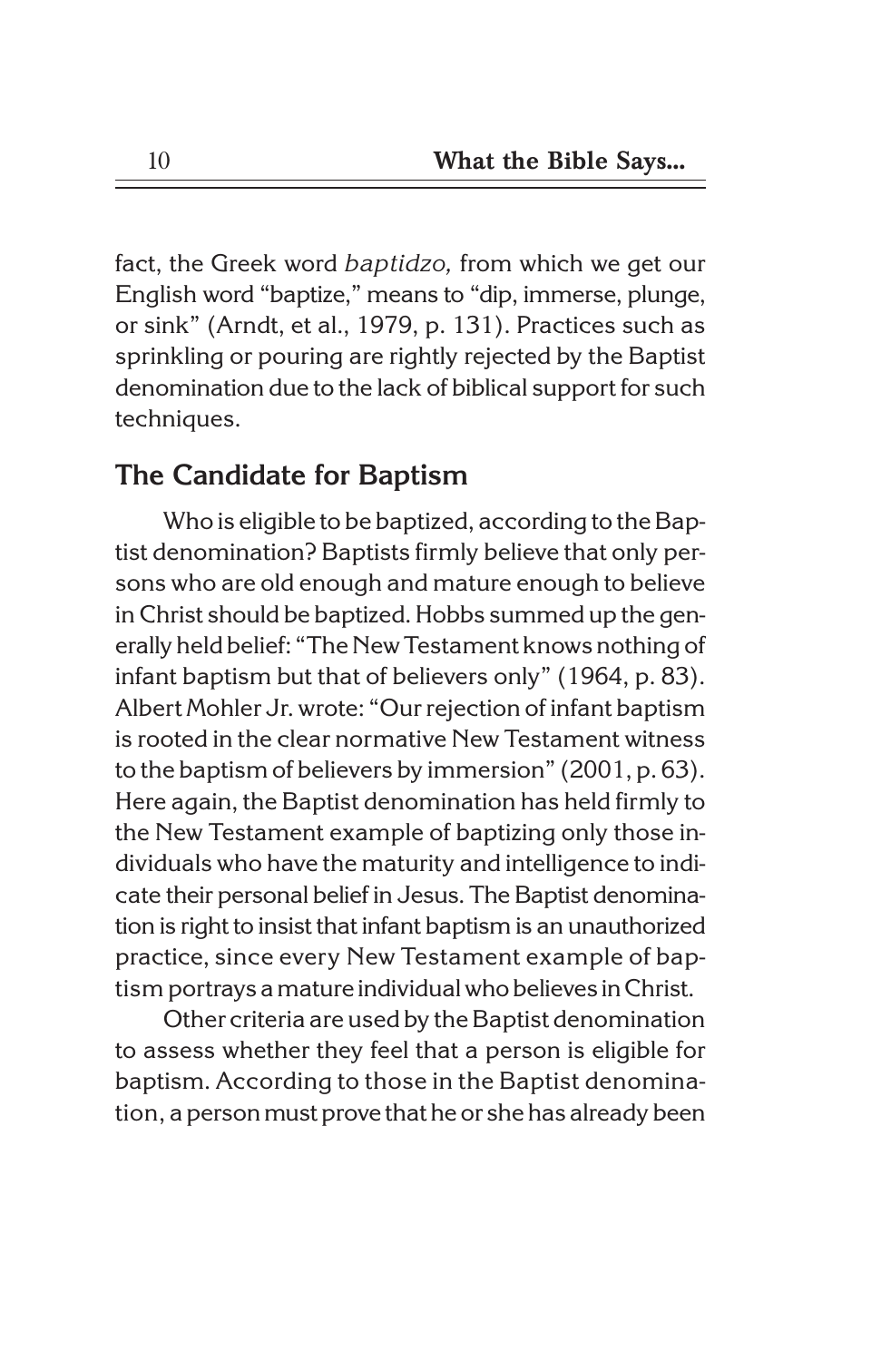fact, the Greek word *baptidzo,* from which we get our English word "baptize," means to "dip, immerse, plunge, or sink" (Arndt, et al., 1979, p. 131). Practices such as sprinkling or pouring are rightly rejected by the Baptist denomination due to the lack of biblical support for such techniques.

## The Candidate for Baptism

Who is eligible to be baptized, according to the Baptist denomination? Baptists firmly believe that only persons who are old enough and mature enough to believe in Christ should be baptized. Hobbs summed up the generally held belief: "The New Testament knows nothing of infant baptism but that of believers only" (1964, p. 83). Albert Mohler Jr. wrote: "Our rejection of infant baptism is rooted in the clear normative New Testament witness to the baptism of believers by immersion" (2001, p. 63). Here again, the Baptist denomination has held firmly to the New Testament example of baptizing only those individuals who have the maturity and intelligence to indicate their personal belief in Jesus. The Baptist denomination is right to insist that infant baptism is an unauthorized practice, since every New Testament example of baptism portrays a mature individual who believes in Christ.

Other criteria are used by the Baptist denomination to assess whether they feel that a person is eligible for baptism. According to those in the Baptist denomination, a person must prove that he or she has already been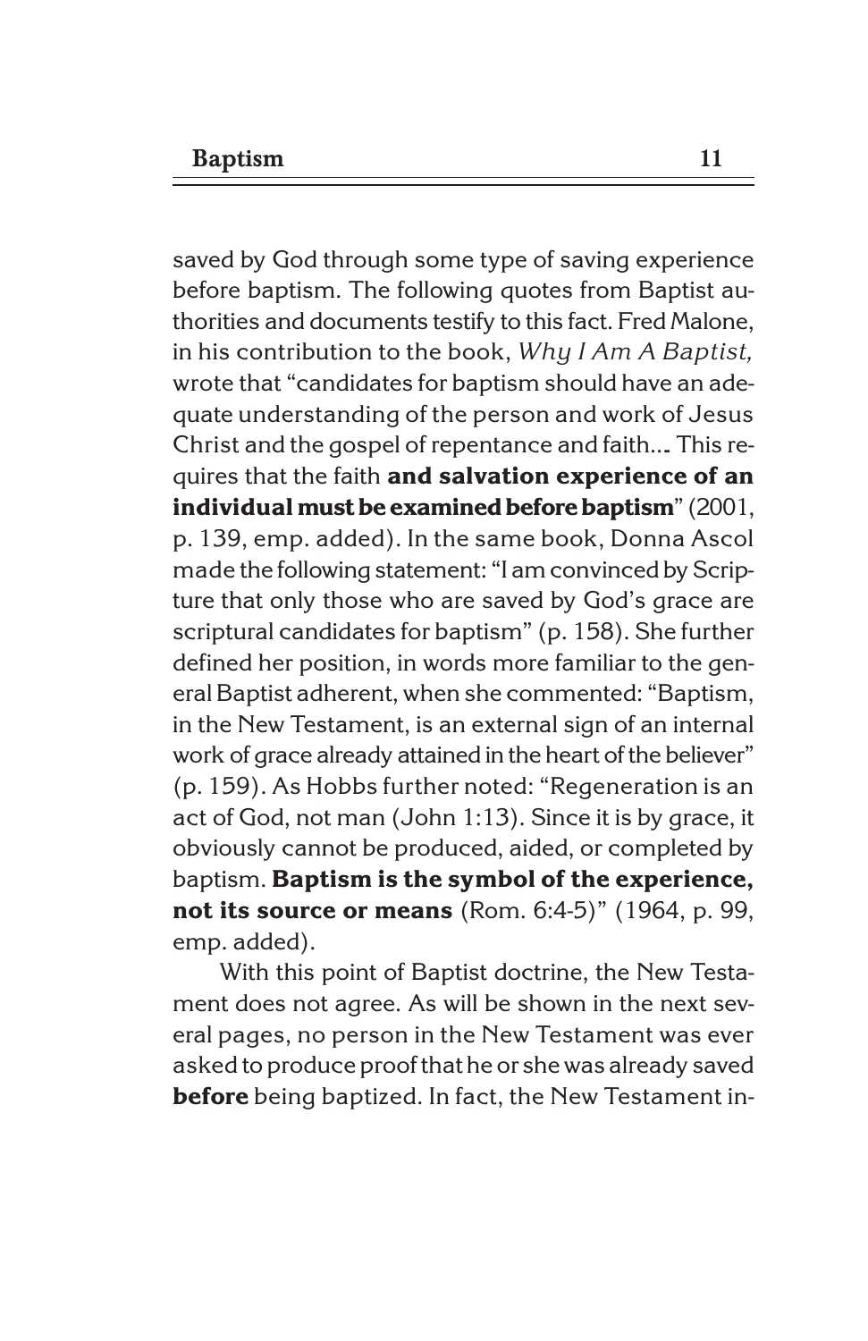saved by God through some type of saving experience before baptism. The following quotes from Baptist authorities and documents testify to this fact. Fred Malone, in his contribution to the book, *Why I Am A Baptist,* wrote that "candidates for baptism should have an adequate understanding of the person and work of Jesus Christ and the gospel of repentance and faith.... This requires that the faith **and salvation experience of an individual must be examined before baptism**" (2001, p. 139, emp. added). In the same book, Donna Ascol made the following statement: "I am convinced by Scripture that only those who are saved by God's grace are scriptural candidates for baptism" (p. 158). She further defined her position, in words more familiar to the general Baptist adherent, when she commented: "Baptism, in the New Testament, is an external sign of an internal work of grace already attained in the heart of the believer" (p. 159). As Hobbs further noted: "Regeneration is an act of God, not man (John 1:13). Since it is by grace, it obviously cannot be produced, aided, or completed by baptism. **Baptism is the symbol of the experience, not its source or means** (Rom. 6:4-5)" (1964, p. 99, emp. added).

With this point of Baptist doctrine, the New Testament does not agree. As will be shown in the next several pages, no person in the New Testament was ever asked to produce proof that he or she was already saved **before** being baptized. In fact, the New Testament in-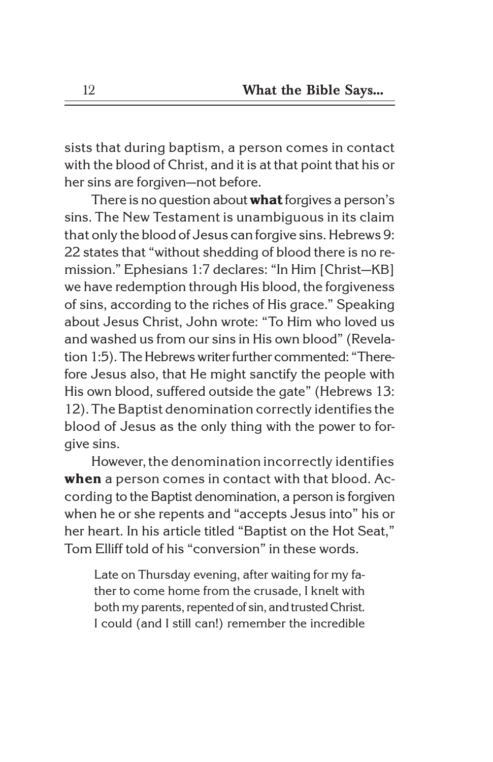sists that during baptism, a person comes in contact with the blood of Christ, and it is at that point that his or her sins are forgiven—not before.

There is no question about **what** forgives a person's sins. The New Testament is unambiguous in its claim that only the blood of Jesus can forgive sins. Hebrews 9:22 states that "without shedding of blood there is no remission." Ephesians 1:7 declares: "In Him [Christ—KB] we have redemption through His blood, the forgiveness of sins, according to the riches of His grace." Speaking about Jesus Christ, John wrote: "To Him who loved us and washed us from our sins in His own blood" (Revelation 1:5). The Hebrews writer further commented: "Therefore Jesus also, that He might sanctify the people with His own blood, suffered outside the gate" (Hebrews 13:12). The Baptist denomination correctly identifies the blood of Jesus as the only thing with the power to forgive sins.

However, the denomination incorrectly identifies **when** a person comes in contact with that blood. According to the Baptist denomination, a person is forgiven when he or she repents and "accepts Jesus into" his or her heart. In his article titled "Baptist on the Hot Seat," Tom Elliff told of his "conversion" in these words.

> Late on Thursday evening, after waiting for my father to come home from the crusade, I knelt with both my parents, repented of sin, and trusted Christ. I could (and I still can!) remember the incredible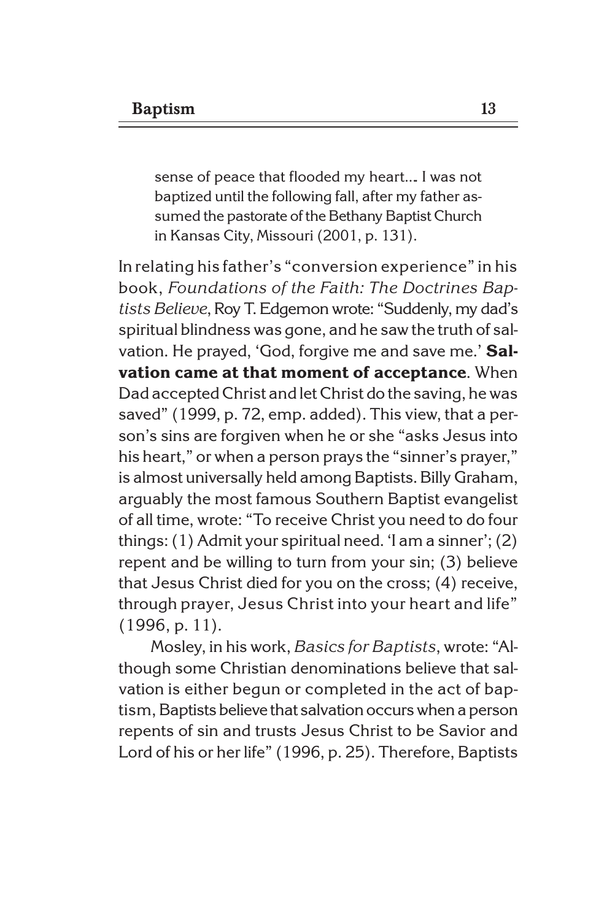> sense of peace that flooded my heart.... I was not baptized until the following fall, after my father assumed the pastorate of the Bethany Baptist Church in Kansas City, Missouri (2001, p. 131).

In relating his father's "conversion experience" in his book, *Foundations of the Faith: The Doctrines Baptists Believe*, Roy T. Edgemon wrote: "Suddenly, my dad's spiritual blindness was gone, and he saw the truth of salvation. He prayed, 'God, forgive me and save me.' **Salvation came at that moment of acceptance**. When Dad accepted Christ and let Christ do the saving, he was saved" (1999, p. 72, emp. added). This view, that a person's sins are forgiven when he or she "asks Jesus into his heart," or when a person prays the "sinner's prayer," is almost universally held among Baptists. Billy Graham, arguably the most famous Southern Baptist evangelist of all time, wrote: "To receive Christ you need to do four things: (1) Admit your spiritual need. 'I am a sinner'; (2) repent and be willing to turn from your sin; (3) believe that Jesus Christ died for you on the cross; (4) receive, through prayer, Jesus Christ into your heart and life" (1996, p. 11).

Mosley, in his work, *Basics for Baptists*, wrote: "Although some Christian denominations believe that salvation is either begun or completed in the act of baptism, Baptists believe that salvation occurs when a person repents of sin and trusts Jesus Christ to be Savior and Lord of his or her life" (1996, p. 25). Therefore, Baptists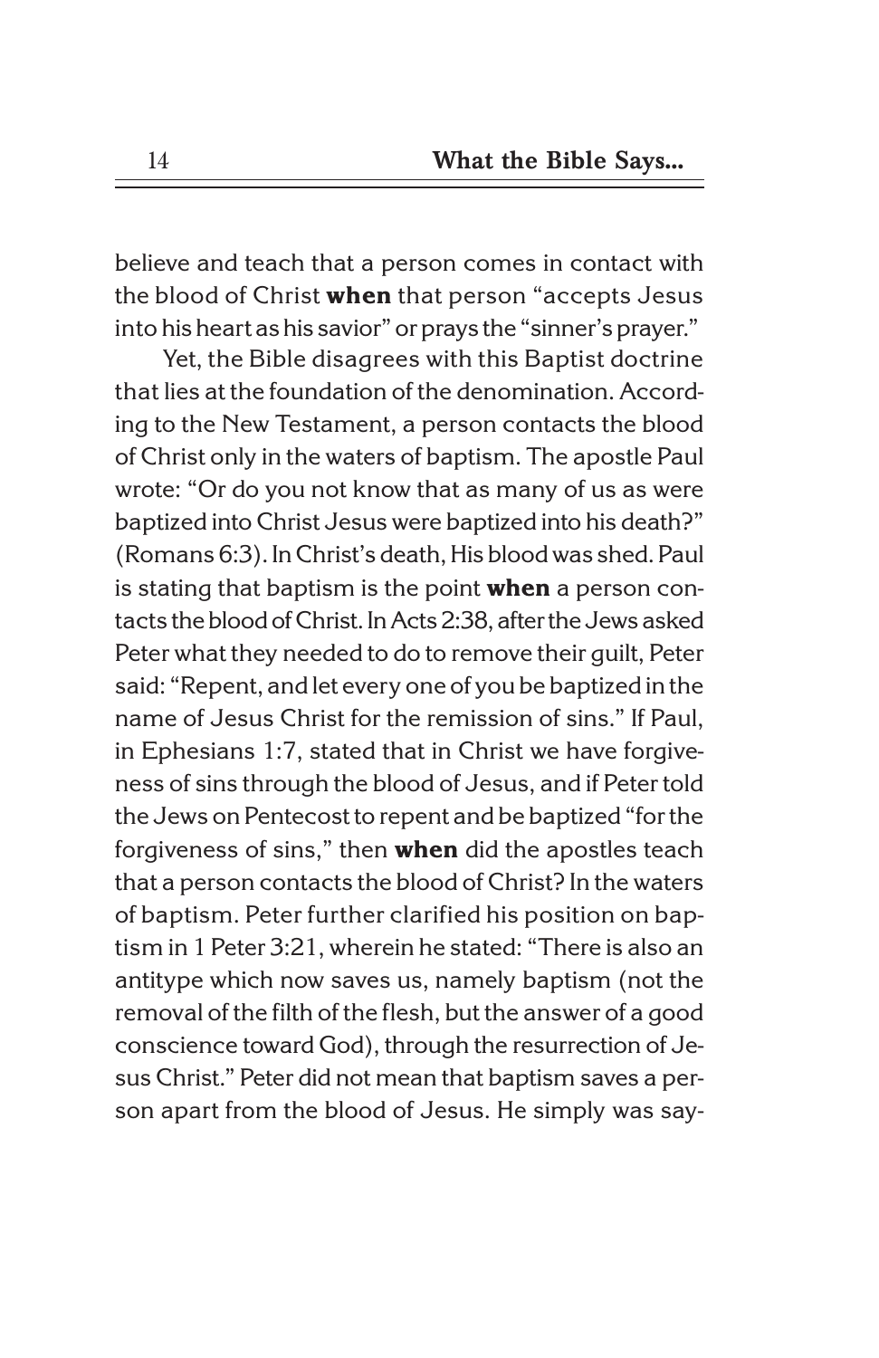believe and teach that a person comes in contact with the blood of Christ **when** that person "accepts Jesus into his heart as his savior" or prays the "sinner's prayer."

Yet, the Bible disagrees with this Baptist doctrine that lies at the foundation of the denomination. According to the New Testament, a person contacts the blood of Christ only in the waters of baptism. The apostle Paul wrote: "Or do you not know that as many of us as were baptized into Christ Jesus were baptized into his death?" (Romans 6:3). In Christ's death, His blood was shed. Paul is stating that baptism is the point **when** a person contacts the blood of Christ. In Acts 2:38, after the Jews asked Peter what they needed to do to remove their guilt, Peter said: "Repent, and let every one of you be baptized in the name of Jesus Christ for the remission of sins." If Paul, in Ephesians 1:7, stated that in Christ we have forgiveness of sins through the blood of Jesus, and if Peter told the Jews on Pentecost to repent and be baptized "for the forgiveness of sins," then **when** did the apostles teach that a person contacts the blood of Christ? In the waters of baptism. Peter further clarified his position on baptism in 1 Peter 3:21, wherein he stated: "There is also an antitype which now saves us, namely baptism (not the removal of the filth of the flesh, but the answer of a good conscience toward God), through the resurrection of Jesus Christ." Peter did not mean that baptism saves a person apart from the blood of Jesus. He simply was say-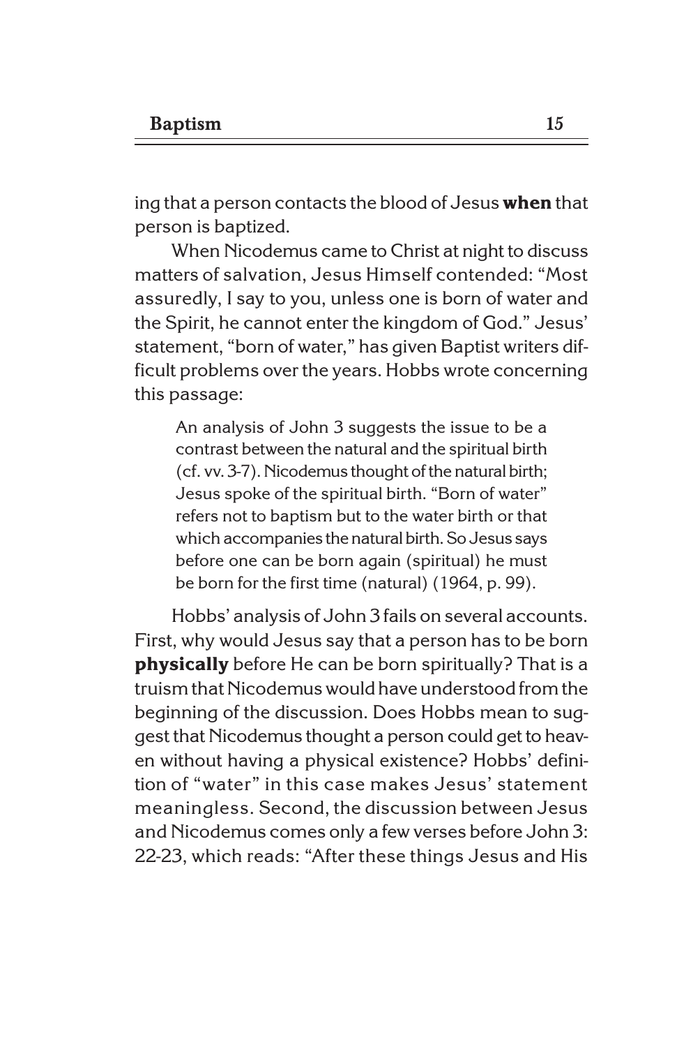ing that a person contacts the blood of Jesus **when** that person is baptized.

When Nicodemus came to Christ at night to discuss matters of salvation, Jesus Himself contended: "Most assuredly, I say to you, unless one is born of water and the Spirit, he cannot enter the kingdom of God." Jesus' statement, "born of water," has given Baptist writers difficult problems over the years. Hobbs wrote concerning this passage:

> An analysis of John 3 suggests the issue to be a contrast between the natural and the spiritual birth (cf. vv. 3-7). Nicodemus thought of the natural birth; Jesus spoke of the spiritual birth. "Born of water" refers not to baptism but to the water birth or that which accompanies the natural birth. So Jesus says before one can be born again (spiritual) he must be born for the first time (natural) (1964, p. 99).

Hobbs' analysis of John 3 fails on several accounts. First, why would Jesus say that a person has to be born **physically** before He can be born spiritually? That is a truism that Nicodemus would have understood from the beginning of the discussion. Does Hobbs mean to suggest that Nicodemus thought a person could get to heaven without having a physical existence? Hobbs' definition of "water" in this case makes Jesus' statement meaningless. Second, the discussion between Jesus and Nicodemus comes only a few verses before John 3: 22-23, which reads: "After these things Jesus and His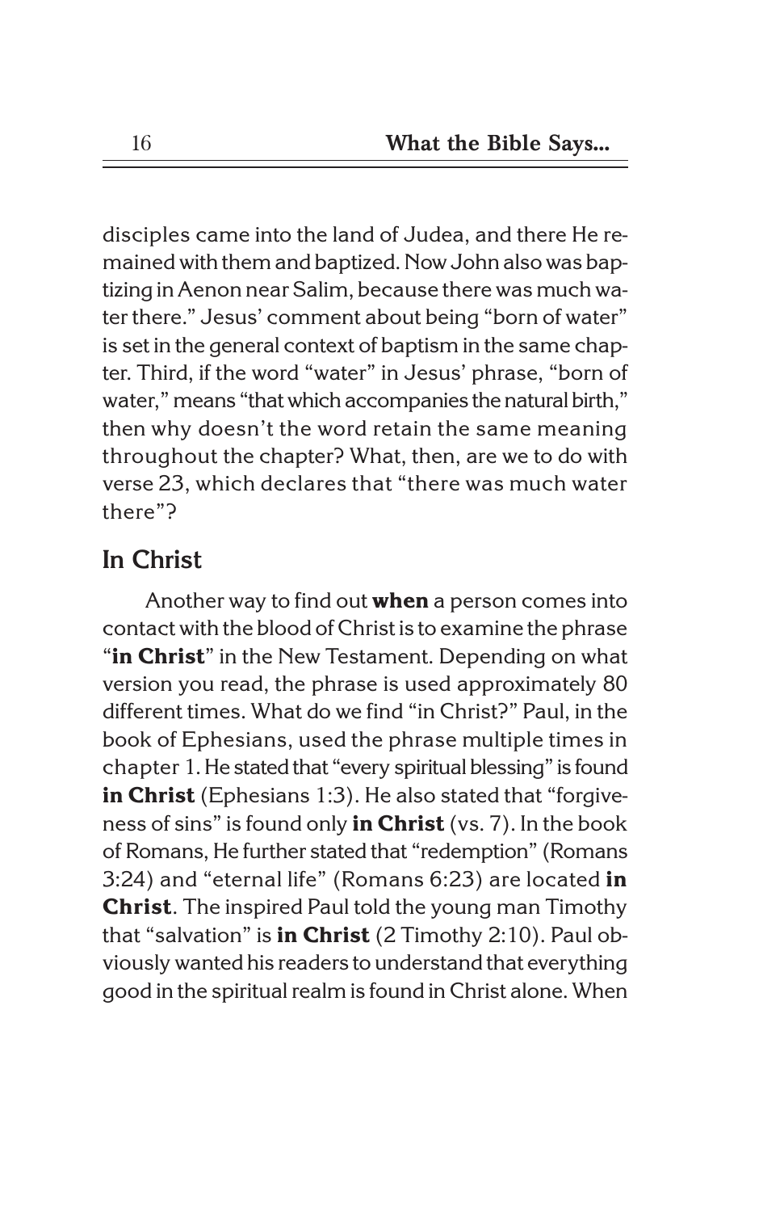disciples came into the land of Judea, and there He remained with them and baptized. Now John also was baptizing in Aenon near Salim, because there was much water there." Jesus' comment about being "born of water" is set in the general context of baptism in the same chapter. Third, if the word "water" in Jesus' phrase, "born of water," means "that which accompanies the natural birth," then why doesn't the word retain the same meaning throughout the chapter? What, then, are we to do with verse 23, which declares that "there was much water there"?

## In Christ

Another way to find out **when** a person comes into contact with the blood of Christ is to examine the phrase "**in Christ**" in the New Testament. Depending on what version you read, the phrase is used approximately 80 different times. What do we find "in Christ?" Paul, in the book of Ephesians, used the phrase multiple times in chapter 1. He stated that "every spiritual blessing" is found **in Christ** (Ephesians 1:3). He also stated that "forgiveness of sins" is found only **in Christ** (vs. 7). In the book of Romans, He further stated that "redemption" (Romans 3:24) and "eternal life" (Romans 6:23) are located **in Christ**. The inspired Paul told the young man Timothy that "salvation" is **in Christ** (2 Timothy 2:10). Paul obviously wanted his readers to understand that everything good in the spiritual realm is found in Christ alone. When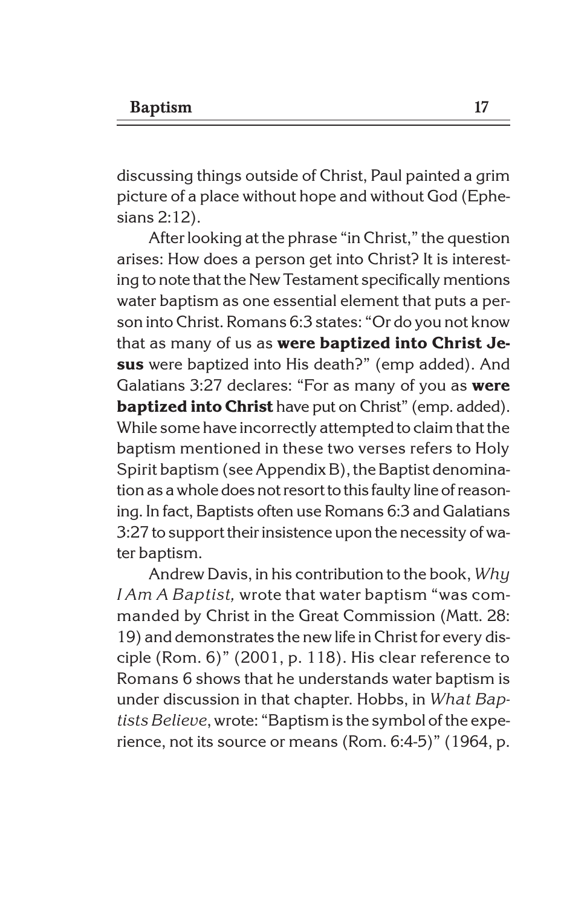discussing things outside of Christ, Paul painted a grim picture of a place without hope and without God (Ephesians 2:12).

After looking at the phrase "in Christ," the question arises: How does a person get into Christ? It is interesting to note that the New Testament specifically mentions water baptism as one essential element that puts a person into Christ. Romans 6:3 states: "Or do you not know that as many of us as **were baptized into Christ Jesus** were baptized into His death?" (emp added). And Galatians 3:27 declares: "For as many of you as **were baptized into Christ** have put on Christ" (emp. added). While some have incorrectly attempted to claim that the baptism mentioned in these two verses refers to Holy Spirit baptism (see Appendix B), the Baptist denomination as a whole does not resort to this faulty line of reasoning. In fact, Baptists often use Romans 6:3 and Galatians 3:27 to support their insistence upon the necessity of water baptism.

Andrew Davis, in his contribution to the book, *Why I Am A Baptist,* wrote that water baptism "was commanded by Christ in the Great Commission (Matt. 28: 19) and demonstrates the new life in Christ for every disciple (Rom. 6)" (2001, p. 118). His clear reference to Romans 6 shows that he understands water baptism is under discussion in that chapter. Hobbs, in *What Baptists Believe*, wrote: "Baptism is the symbol of the experience, not its source or means (Rom. 6:4-5)" (1964, p.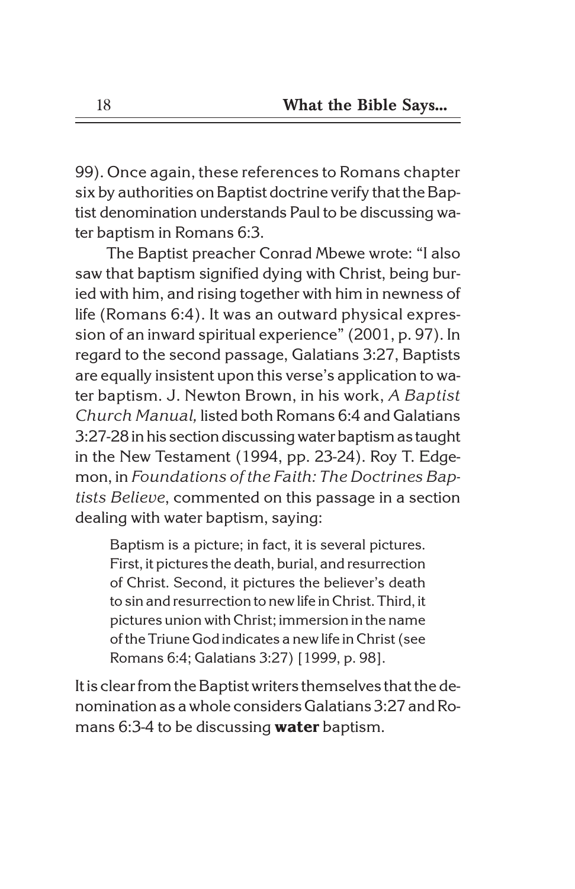99). Once again, these references to Romans chapter six by authorities on Baptist doctrine verify that the Baptist denomination understands Paul to be discussing water baptism in Romans 6:3.

The Baptist preacher Conrad Mbewe wrote: "I also saw that baptism signified dying with Christ, being buried with him, and rising together with him in newness of life (Romans 6:4). It was an outward physical expression of an inward spiritual experience" (2001, p. 97). In regard to the second passage, Galatians 3:27, Baptists are equally insistent upon this verse's application to water baptism. J. Newton Brown, in his work, *A Baptist Church Manual,* listed both Romans 6:4 and Galatians 3:27-28 in his section discussing water baptism as taught in the New Testament (1994, pp. 23-24). Roy T. Edgemon, in *Foundations of the Faith: The Doctrines Baptists Believe*, commented on this passage in a section dealing with water baptism, saying:

> Baptism is a picture; in fact, it is several pictures. First, it pictures the death, burial, and resurrection of Christ. Second, it pictures the believer's death to sin and resurrection to new life in Christ. Third, it pictures union with Christ; immersion in the name of the Triune God indicates a new life in Christ (see Romans 6:4; Galatians 3:27) [1999, p. 98].

It is clear from the Baptist writers themselves that the denomination as a whole considers Galatians 3:27 and Romans 6:3-4 to be discussing **water** baptism.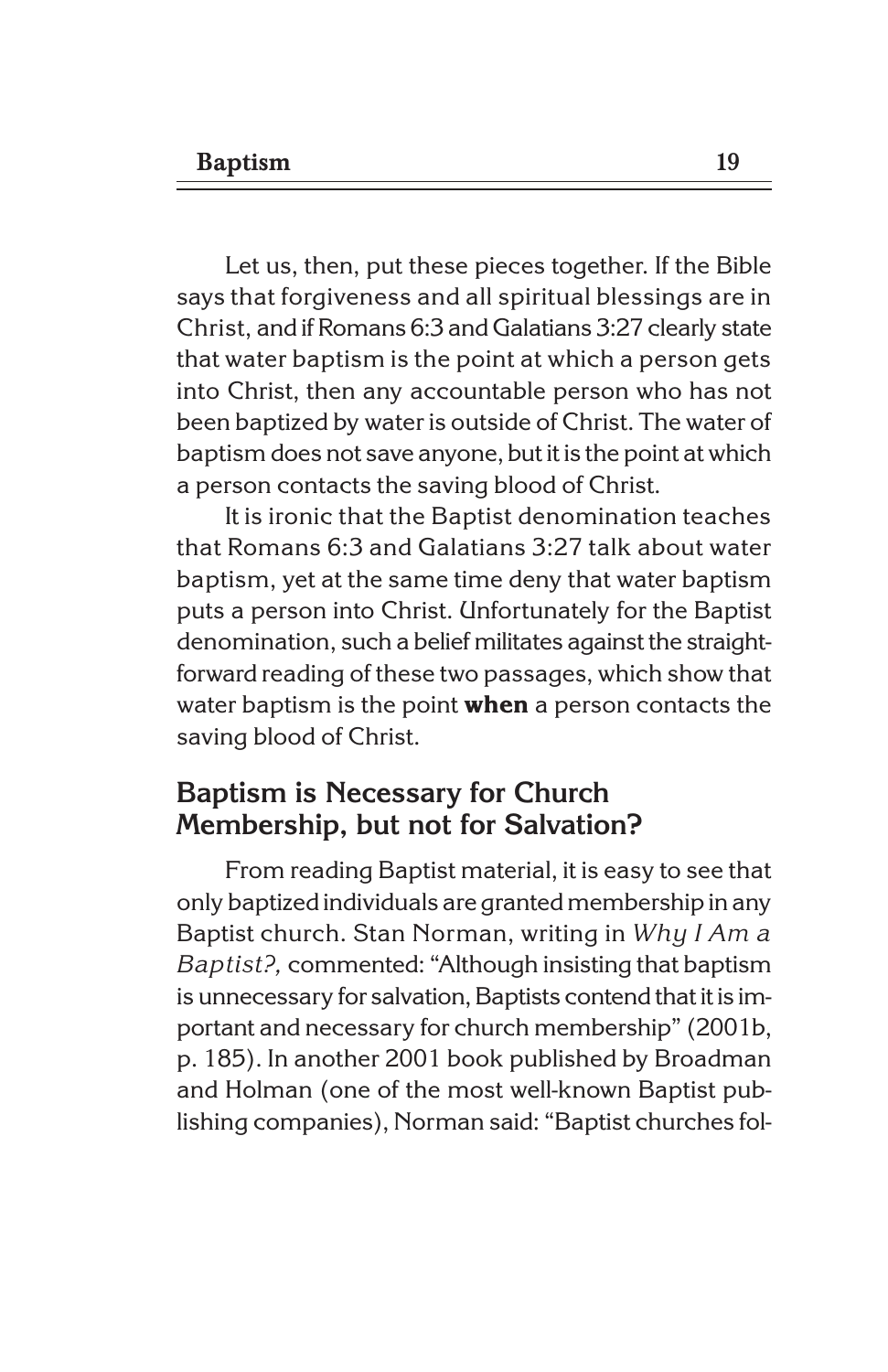Let us, then, put these pieces together. If the Bible says that forgiveness and all spiritual blessings are in Christ, and if Romans 6:3 and Galatians 3:27 clearly state that water baptism is the point at which a person gets into Christ, then any accountable person who has not been baptized by water is outside of Christ. The water of baptism does not save anyone, but it is the point at which a person contacts the saving blood of Christ.

It is ironic that the Baptist denomination teaches that Romans 6:3 and Galatians 3:27 talk about water baptism, yet at the same time deny that water baptism puts a person into Christ. Unfortunately for the Baptist denomination, such a belief militates against the straightforward reading of these two passages, which show that water baptism is the point **when** a person contacts the saving blood of Christ.

## Baptism is Necessary for Church Membership, but not for Salvation?

From reading Baptist material, it is easy to see that only baptized individuals are granted membership in any Baptist church. Stan Norman, writing in *Why I Am a Baptist?,* commented: "Although insisting that baptism is unnecessary for salvation, Baptists contend that it is important and necessary for church membership" (2001b, p. 185). In another 2001 book published by Broadman and Holman (one of the most well-known Baptist publishing companies), Norman said: "Baptist churches fol-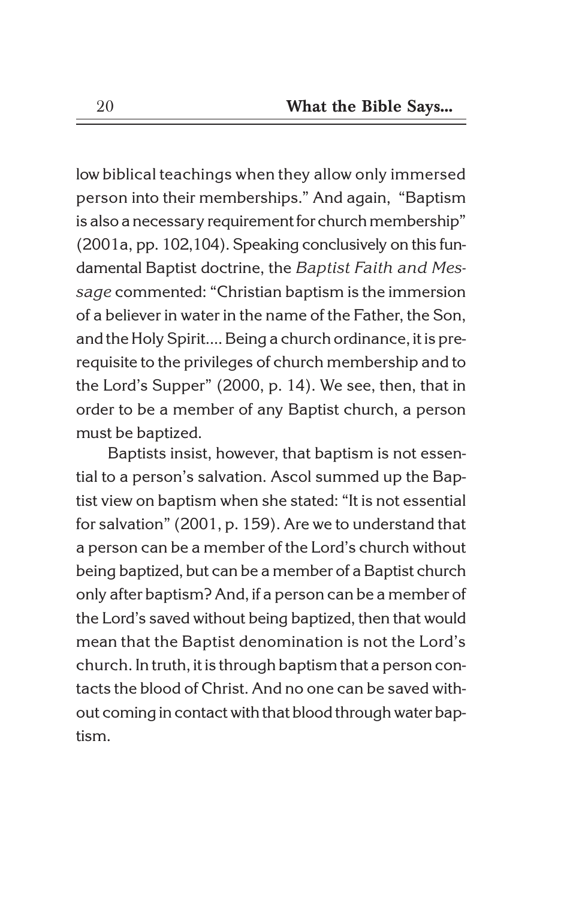low biblical teachings when they allow only immersed person into their memberships." And again, "Baptism is also a necessary requirement for church membership" (2001a, pp. 102,104). Speaking conclusively on this fundamental Baptist doctrine, the *Baptist Faith and Message* commented: "Christian baptism is the immersion of a believer in water in the name of the Father, the Son, and the Holy Spirit.... Being a church ordinance, it is prerequisite to the privileges of church membership and to the Lord's Supper" (2000, p. 14). We see, then, that in order to be a member of any Baptist church, a person must be baptized.

Baptists insist, however, that baptism is not essential to a person's salvation. Ascol summed up the Baptist view on baptism when she stated: "It is not essential for salvation" (2001, p. 159). Are we to understand that a person can be a member of the Lord's church without being baptized, but can be a member of a Baptist church only after baptism? And, if a person can be a member of the Lord's saved without being baptized, then that would mean that the Baptist denomination is not the Lord's church. In truth, it is through baptism that a person contacts the blood of Christ. And no one can be saved without coming in contact with that blood through water baptism.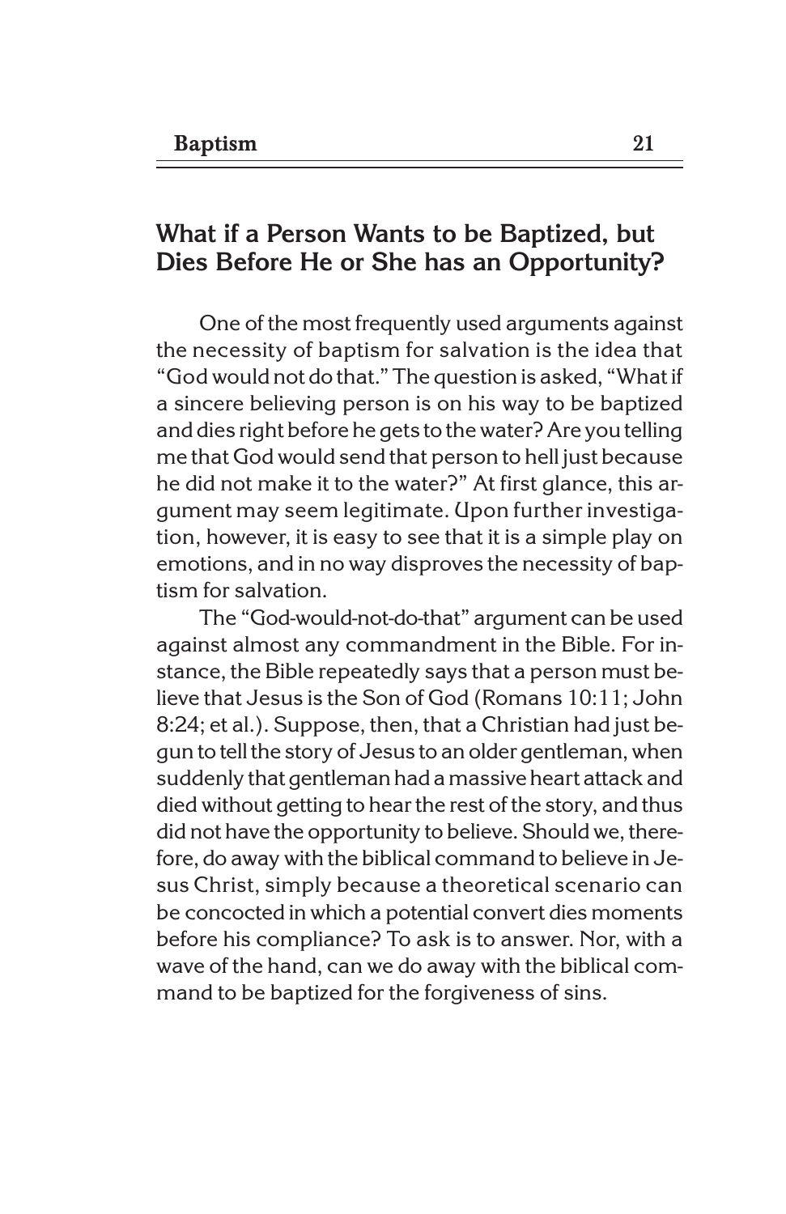## What if a Person Wants to be Baptized, but Dies Before He or She has an Opportunity?

One of the most frequently used arguments against the necessity of baptism for salvation is the idea that "God would not do that." The question is asked, "What if a sincere believing person is on his way to be baptized and dies right before he gets to the water? Are you telling me that God would send that person to hell just because he did not make it to the water?" At first glance, this argument may seem legitimate. Upon further investigation, however, it is easy to see that it is a simple play on emotions, and in no way disproves the necessity of baptism for salvation.

The "God-would-not-do-that" argument can be used against almost any commandment in the Bible. For instance, the Bible repeatedly says that a person must believe that Jesus is the Son of God (Romans 10:11; John 8:24; et al.). Suppose, then, that a Christian had just begun to tell the story of Jesus to an older gentleman, when suddenly that gentleman had a massive heart attack and died without getting to hear the rest of the story, and thus did not have the opportunity to believe. Should we, therefore, do away with the biblical command to believe in Jesus Christ, simply because a theoretical scenario can be concocted in which a potential convert dies moments before his compliance? To ask is to answer. Nor, with a wave of the hand, can we do away with the biblical command to be baptized for the forgiveness of sins.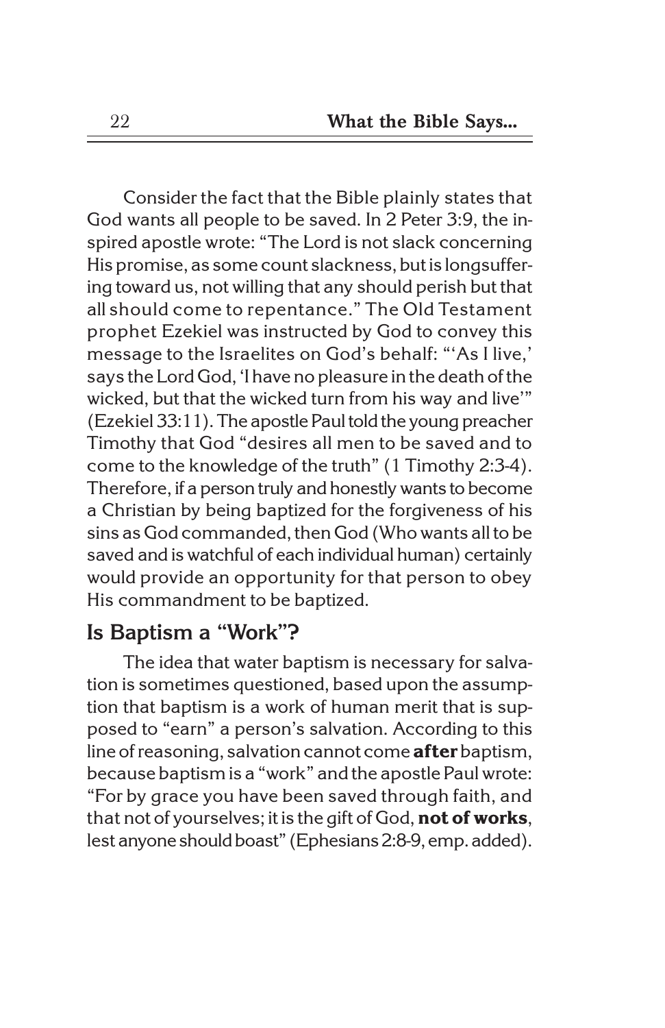Consider the fact that the Bible plainly states that God wants all people to be saved. In 2 Peter 3:9, the inspired apostle wrote: "The Lord is not slack concerning His promise, as some count slackness, but is longsuffering toward us, not willing that any should perish but that all should come to repentance." The Old Testament prophet Ezekiel was instructed by God to convey this message to the Israelites on God's behalf: "'As I live,' says the Lord God, 'I have no pleasure in the death of the wicked, but that the wicked turn from his way and live'" (Ezekiel 33:11). The apostle Paul told the young preacher Timothy that God "desires all men to be saved and to come to the knowledge of the truth" (1 Timothy 2:3-4). Therefore, if a person truly and honestly wants to become a Christian by being baptized for the forgiveness of his sins as God commanded, then God (Who wants all to be saved and is watchful of each individual human) certainly would provide an opportunity for that person to obey His commandment to be baptized.

## Is Baptism a "Work"?

The idea that water baptism is necessary for salvation is sometimes questioned, based upon the assumption that baptism is a work of human merit that is supposed to "earn" a person's salvation. According to this line of reasoning, salvation cannot come **after** baptism, because baptism is a "work" and the apostle Paul wrote: "For by grace you have been saved through faith, and that not of yourselves; it is the gift of God, **not of works**, lest anyone should boast" (Ephesians 2:8-9, emp. added).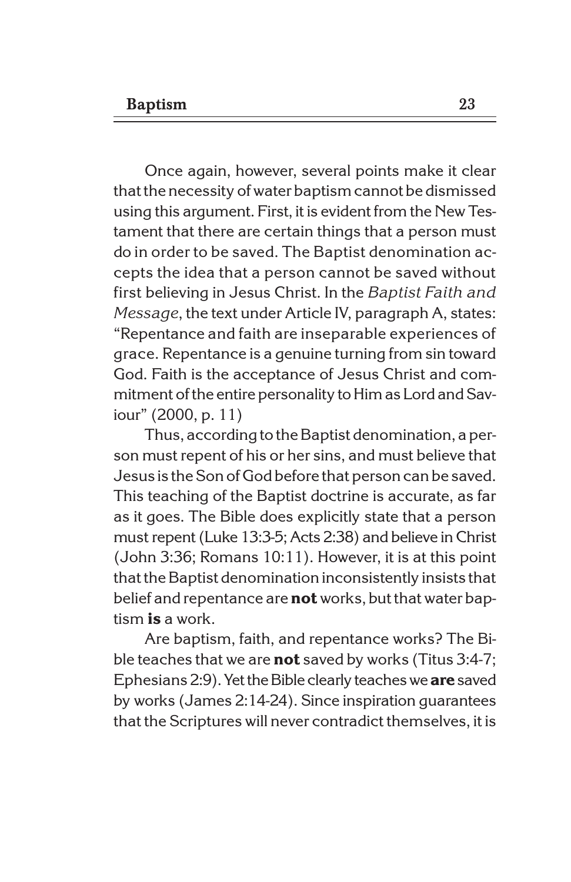Once again, however, several points make it clear that the necessity of water baptism cannot be dismissed using this argument. First, it is evident from the New Testament that there are certain things that a person must do in order to be saved. The Baptist denomination accepts the idea that a person cannot be saved without first believing in Jesus Christ. In the *Baptist Faith and Message*, the text under Article IV, paragraph A, states: "Repentance and faith are inseparable experiences of grace. Repentance is a genuine turning from sin toward God. Faith is the acceptance of Jesus Christ and commitment of the entire personality to Him as Lord and Saviour" (2000, p. 11)

Thus, according to the Baptist denomination, a person must repent of his or her sins, and must believe that Jesus is the Son of God before that person can be saved. This teaching of the Baptist doctrine is accurate, as far as it goes. The Bible does explicitly state that a person must repent (Luke 13:3-5; Acts 2:38) and believe in Christ (John 3:36; Romans 10:11). However, it is at this point that the Baptist denomination inconsistently insists that belief and repentance are **not** works, but that water baptism **is** a work.

Are baptism, faith, and repentance works? The Bible teaches that we are **not** saved by works (Titus 3:4-7; Ephesians 2:9). Yet the Bible clearly teaches we **are** saved by works (James 2:14-24). Since inspiration guarantees that the Scriptures will never contradict themselves, it is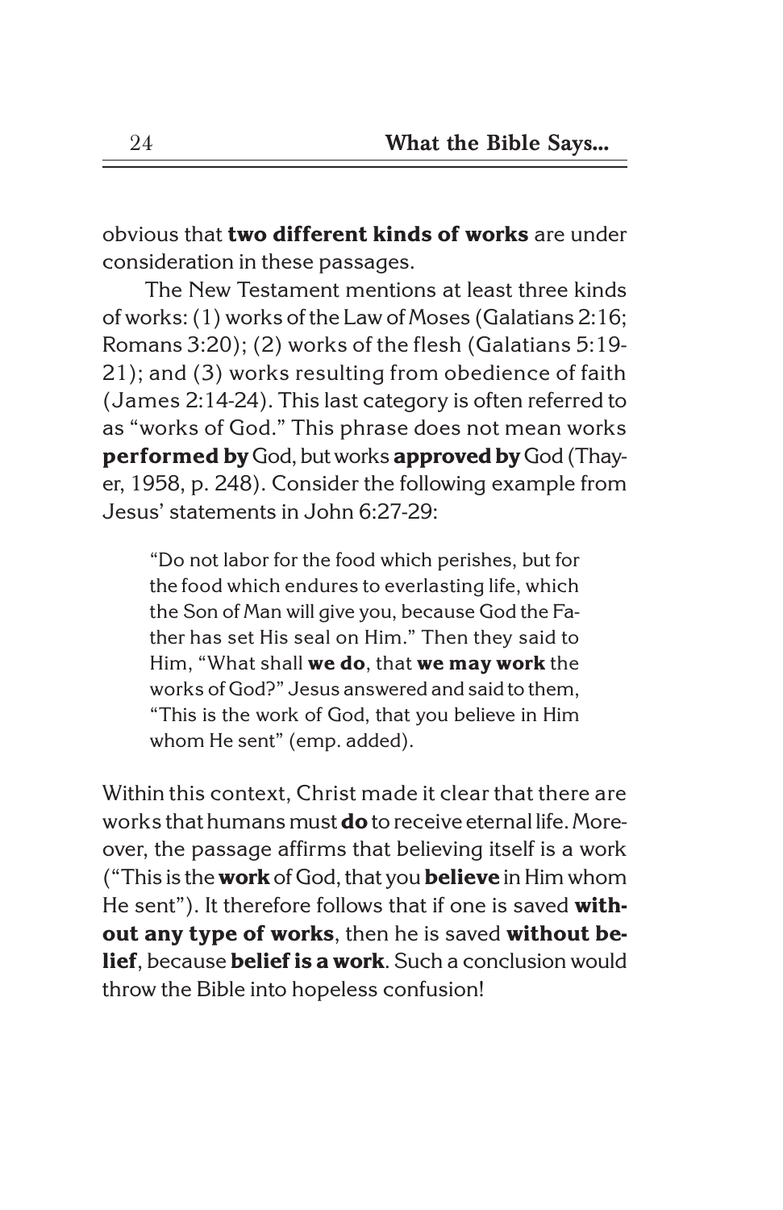obvious that **two different kinds of works** are under consideration in these passages.

The New Testament mentions at least three kinds of works: (1) works of the Law of Moses (Galatians 2:16; Romans 3:20); (2) works of the flesh (Galatians 5:19-21); and (3) works resulting from obedience of faith (James 2:14-24). This last category is often referred to as "works of God." This phrase does not mean works **performed by** God, but works **approved by** God (Thayer, 1958, p. 248). Consider the following example from Jesus' statements in John 6:27-29:

> "Do not labor for the food which perishes, but for the food which endures to everlasting life, which the Son of Man will give you, because God the Father has set His seal on Him." Then they said to Him, "What shall **we do**, that **we may work** the works of God?" Jesus answered and said to them, "This is the work of God, that you believe in Him whom He sent" (emp. added).

Within this context, Christ made it clear that there are works that humans must **do** to receive eternal life. Moreover, the passage affirms that believing itself is a work ("This is the **work** of God, that you **believe** in Him whom He sent"). It therefore follows that if one is saved **without any type of works**, then he is saved **without belief**, because **belief is a work**. Such a conclusion would throw the Bible into hopeless confusion!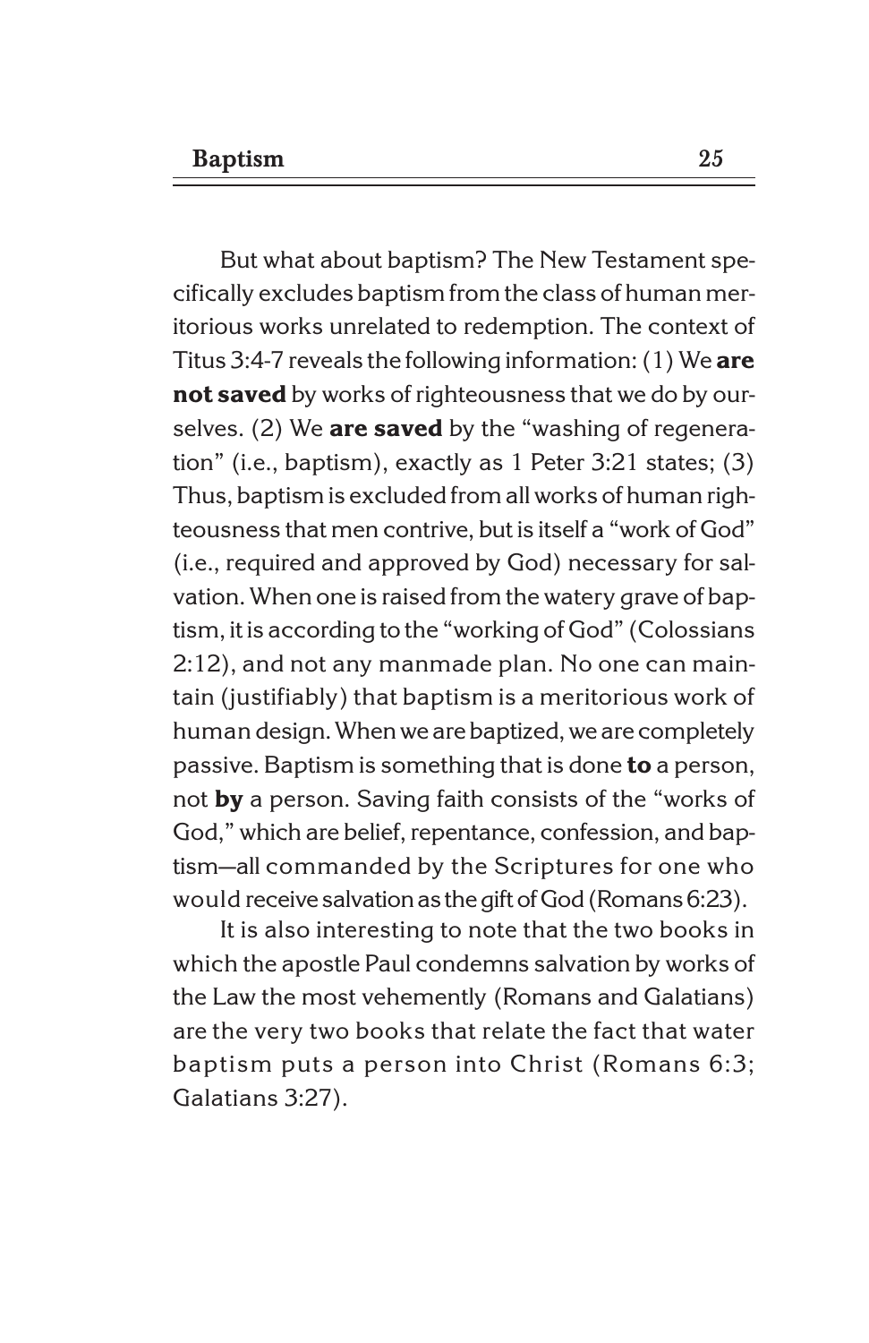But what about baptism? The New Testament specifically excludes baptism from the class of human meritorious works unrelated to redemption. The context of Titus 3:4-7 reveals the following information: (1) We **are not saved** by works of righteousness that we do by ourselves. (2) We **are saved** by the "washing of regeneration" (i.e., baptism), exactly as 1 Peter 3:21 states; (3) Thus, baptism is excluded from all works of human righteousness that men contrive, but is itself a "work of God" (i.e., required and approved by God) necessary for salvation. When one is raised from the watery grave of baptism, it is according to the "working of God" (Colossians 2:12), and not any manmade plan. No one can maintain (justifiably) that baptism is a meritorious work of human design. When we are baptized, we are completely passive. Baptism is something that is done **to** a person, not **by** a person. Saving faith consists of the "works of God," which are belief, repentance, confession, and baptism—all commanded by the Scriptures for one who would receive salvation as the gift of God (Romans 6:23).

It is also interesting to note that the two books in which the apostle Paul condemns salvation by works of the Law the most vehemently (Romans and Galatians) are the very two books that relate the fact that water baptism puts a person into Christ (Romans 6:3; Galatians 3:27).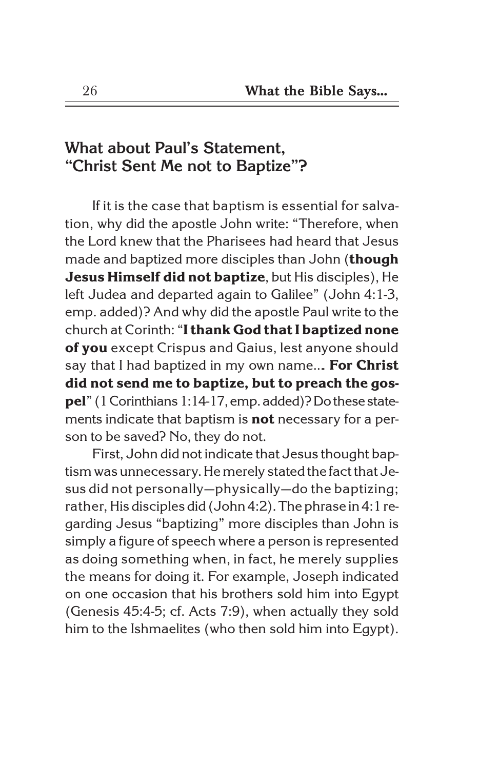## What about Paul's Statement, "Christ Sent Me not to Baptize"?

If it is the case that baptism is essential for salvation, why did the apostle John write: "Therefore, when the Lord knew that the Pharisees had heard that Jesus made and baptized more disciples than John (**though Jesus Himself did not baptize**, but His disciples), He left Judea and departed again to Galilee" (John 4:1-3, emp. added)? And why did the apostle Paul write to the church at Corinth: "**I thank God that I baptized none of you** except Crispus and Gaius, lest anyone should say that I had baptized in my own name... **For Christ did not send me to baptize, but to preach the gospel**" (1 Corinthians 1:14-17, emp. added)? Do these statements indicate that baptism is **not** necessary for a person to be saved? No, they do not.

First, John did not indicate that Jesus thought baptism was unnecessary. He merely stated the fact that Jesus did not personally—physically—do the baptizing; rather, His disciples did (John 4:2). The phrase in 4:1 regarding Jesus "baptizing" more disciples than John is simply a figure of speech where a person is represented as doing something when, in fact, he merely supplies the means for doing it. For example, Joseph indicated on one occasion that his brothers sold him into Egypt (Genesis 45:4-5; cf. Acts 7:9), when actually they sold him to the Ishmaelites (who then sold him into Egypt).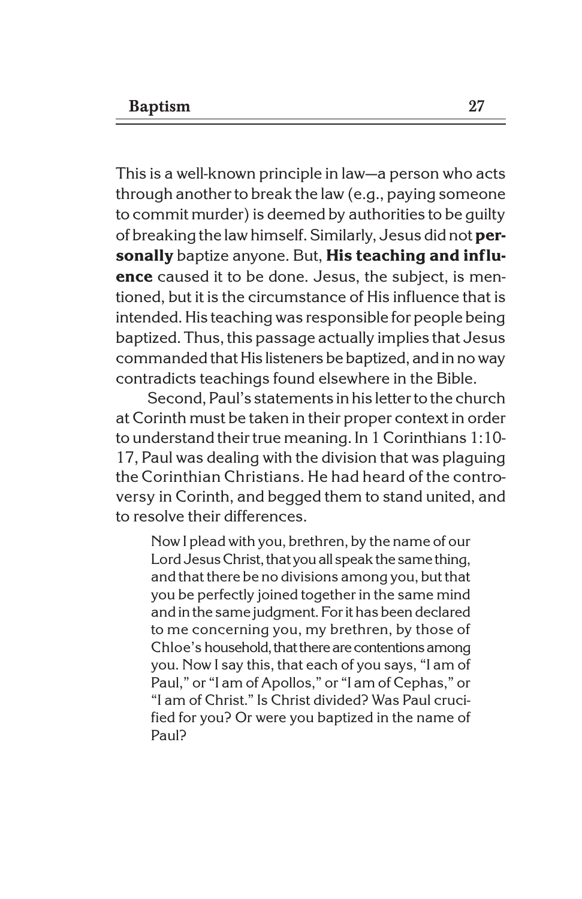This is a well-known principle in law—a person who acts through another to break the law (e.g., paying someone to commit murder) is deemed by authorities to be guilty of breaking the law himself. Similarly, Jesus did not **personally** baptize anyone. But, **His teaching and influence** caused it to be done. Jesus, the subject, is mentioned, but it is the circumstance of His influence that is intended. His teaching was responsible for people being baptized. Thus, this passage actually implies that Jesus commanded that His listeners be baptized, and in no way contradicts teachings found elsewhere in the Bible.

Second, Paul's statements in his letter to the church at Corinth must be taken in their proper context in order to understand their true meaning. In 1 Corinthians 1:10-17, Paul was dealing with the division that was plaguing the Corinthian Christians. He had heard of the controversy in Corinth, and begged them to stand united, and to resolve their differences.

> Now I plead with you, brethren, by the name of our Lord Jesus Christ, that you all speak the same thing, and that there be no divisions among you, but that you be perfectly joined together in the same mind and in the same judgment. For it has been declared to me concerning you, my brethren, by those of Chloe's household, that there are contentions among you. Now I say this, that each of you says, "I am of Paul," or "I am of Apollos," or "I am of Cephas," or "I am of Christ." Is Christ divided? Was Paul crucified for you? Or were you baptized in the name of Paul?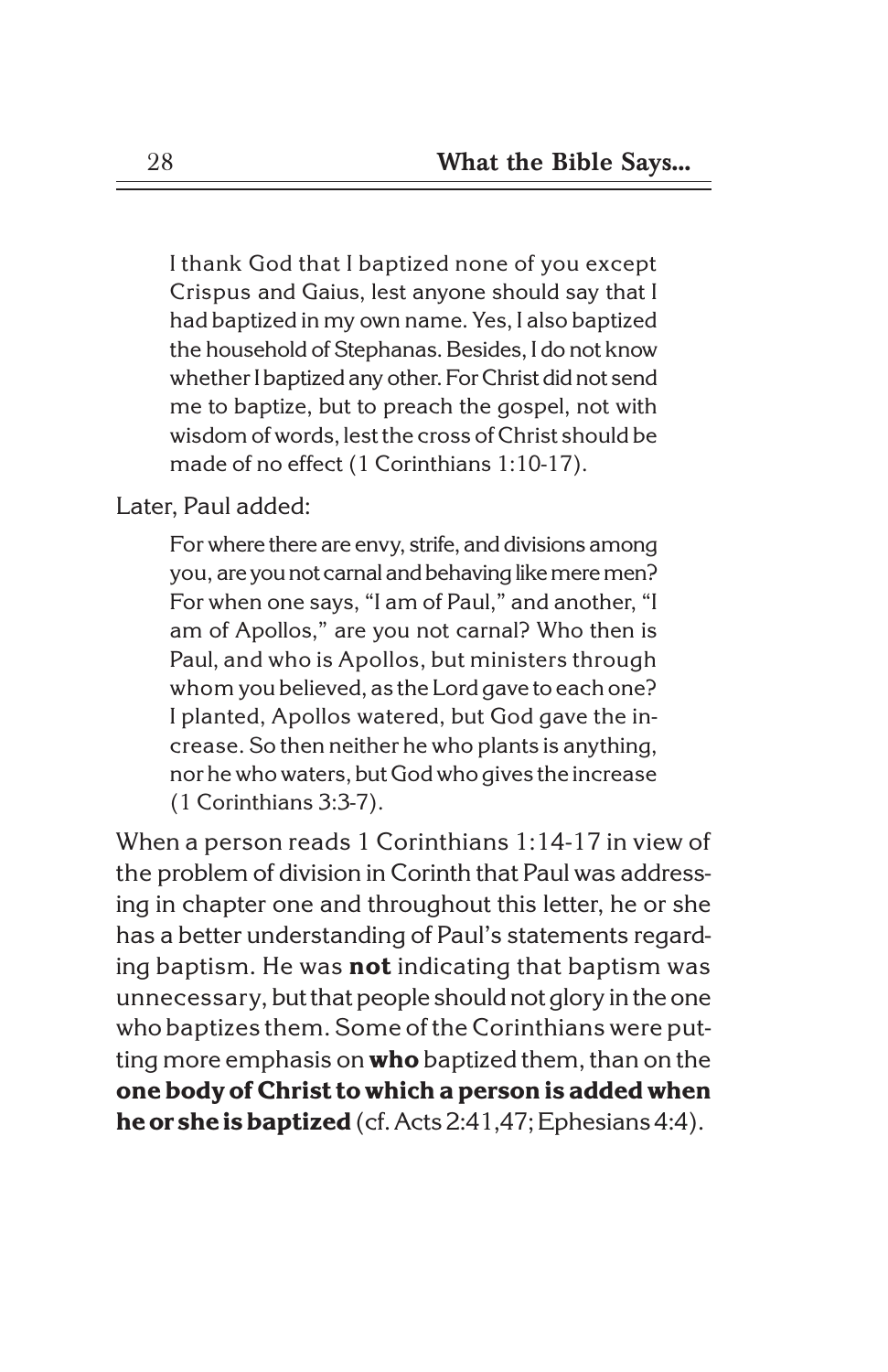> I thank God that I baptized none of you except Crispus and Gaius, lest anyone should say that I had baptized in my own name. Yes, I also baptized the household of Stephanas. Besides, I do not know whether I baptized any other. For Christ did not send me to baptize, but to preach the gospel, not with wisdom of words, lest the cross of Christ should be made of no effect (1 Corinthians 1:10-17).

Later, Paul added:

> For where there are envy, strife, and divisions among you, are you not carnal and behaving like mere men? For when one says, "I am of Paul," and another, "I am of Apollos," are you not carnal? Who then is Paul, and who is Apollos, but ministers through whom you believed, as the Lord gave to each one? I planted, Apollos watered, but God gave the increase. So then neither he who plants is anything, nor he who waters, but God who gives the increase (1 Corinthians 3:3-7).

When a person reads 1 Corinthians 1:14-17 in view of the problem of division in Corinth that Paul was addressing in chapter one and throughout this letter, he or she has a better understanding of Paul's statements regarding baptism. He was **not** indicating that baptism was unnecessary, but that people should not glory in the one who baptizes them. Some of the Corinthians were putting more emphasis on **who** baptized them, than on the **one body of Christ to which a person is added when he or she is baptized** (cf. Acts 2:41,47; Ephesians 4:4).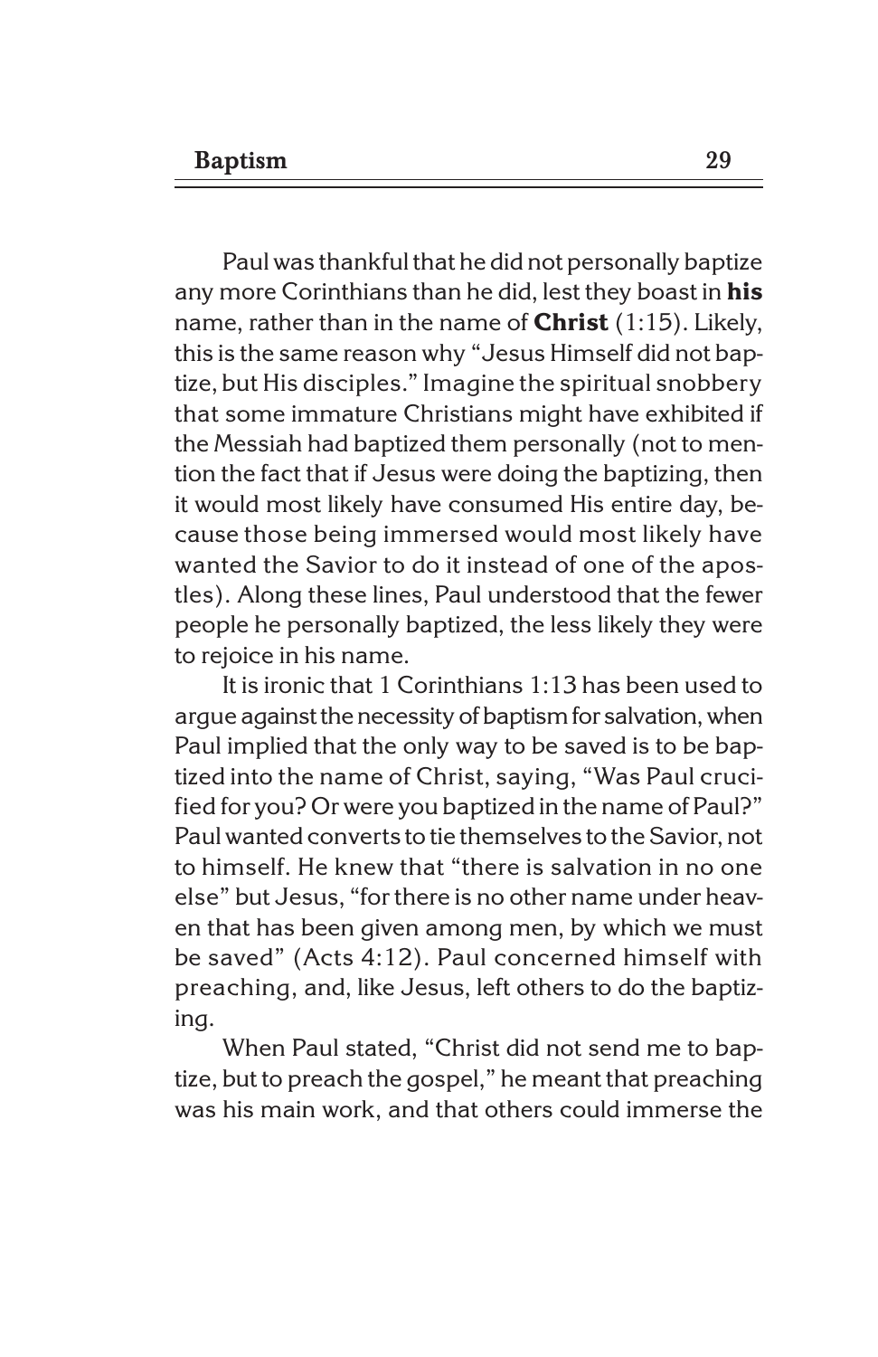Paul was thankful that he did not personally baptize any more Corinthians than he did, lest they boast in **his** name, rather than in the name of **Christ** (1:15). Likely, this is the same reason why "Jesus Himself did not baptize, but His disciples." Imagine the spiritual snobbery that some immature Christians might have exhibited if the Messiah had baptized them personally (not to mention the fact that if Jesus were doing the baptizing, then it would most likely have consumed His entire day, because those being immersed would most likely have wanted the Savior to do it instead of one of the apostles). Along these lines, Paul understood that the fewer people he personally baptized, the less likely they were to rejoice in his name.

It is ironic that 1 Corinthians 1:13 has been used to argue against the necessity of baptism for salvation, when Paul implied that the only way to be saved is to be baptized into the name of Christ, saying, "Was Paul crucified for you? Or were you baptized in the name of Paul?" Paul wanted converts to tie themselves to the Savior, not to himself. He knew that "there is salvation in no one else" but Jesus, "for there is no other name under heaven that has been given among men, by which we must be saved" (Acts 4:12). Paul concerned himself with preaching, and, like Jesus, left others to do the baptizing.

When Paul stated, "Christ did not send me to baptize, but to preach the gospel," he meant that preaching was his main work, and that others could immerse the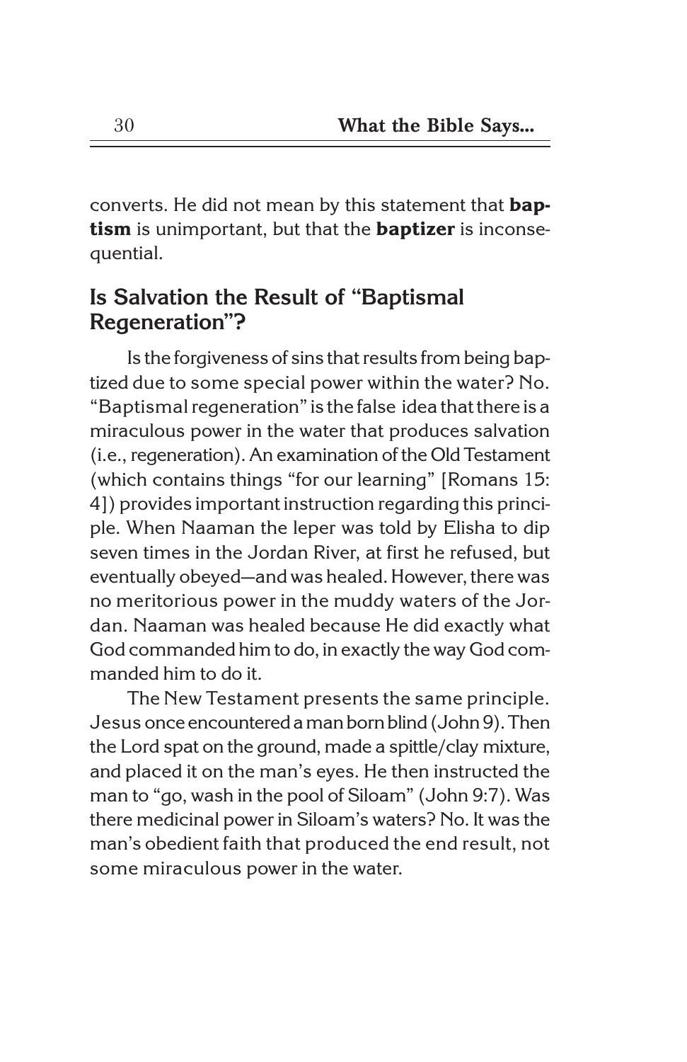converts. He did not mean by this statement that **baptism** is unimportant, but that the **baptizer** is inconsequential.

## Is Salvation the Result of "Baptismal Regeneration"?

Is the forgiveness of sins that results from being baptized due to some special power within the water? No. "Baptismal regeneration" is the false idea that there is a miraculous power in the water that produces salvation (i.e., regeneration). An examination of the Old Testament (which contains things "for our learning" [Romans 15:4]) provides important instruction regarding this principle. When Naaman the leper was told by Elisha to dip seven times in the Jordan River, at first he refused, but eventually obeyed—and was healed. However, there was no meritorious power in the muddy waters of the Jordan. Naaman was healed because He did exactly what God commanded him to do, in exactly the way God commanded him to do it.

The New Testament presents the same principle. Jesus once encountered a man born blind (John 9). Then the Lord spat on the ground, made a spittle/clay mixture, and placed it on the man's eyes. He then instructed the man to "go, wash in the pool of Siloam" (John 9:7). Was there medicinal power in Siloam's waters? No. It was the man's obedient faith that produced the end result, not some miraculous power in the water.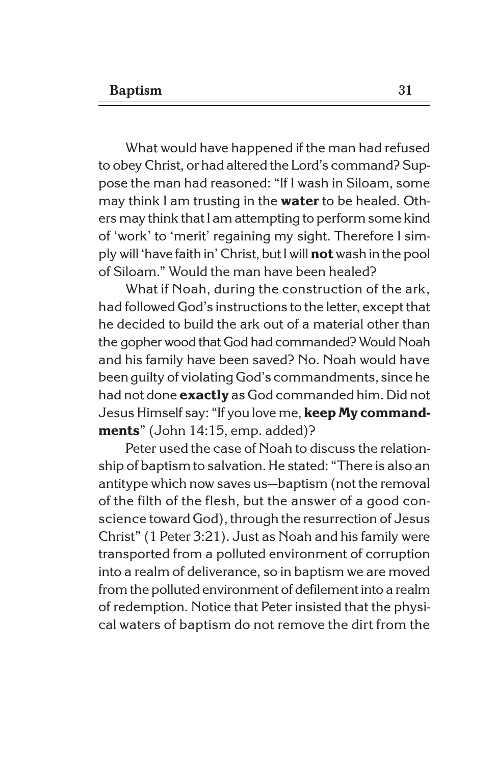What would have happened if the man had refused to obey Christ, or had altered the Lord's command? Suppose the man had reasoned: "If I wash in Siloam, some may think I am trusting in the **water** to be healed. Others may think that I am attempting to perform some kind of 'work' to 'merit' regaining my sight. Therefore I simply will 'have faith in' Christ, but I will **not** wash in the pool of Siloam." Would the man have been healed?

What if Noah, during the construction of the ark, had followed God's instructions to the letter, except that he decided to build the ark out of a material other than the gopher wood that God had commanded? Would Noah and his family have been saved? No. Noah would have been guilty of violating God's commandments, since he had not done **exactly** as God commanded him. Did not Jesus Himself say: "If you love me, **keep My commandments**" (John 14:15, emp. added)?

Peter used the case of Noah to discuss the relationship of baptism to salvation. He stated: "There is also an antitype which now saves us—baptism (not the removal of the filth of the flesh, but the answer of a good conscience toward God), through the resurrection of Jesus Christ" (1 Peter 3:21). Just as Noah and his family were transported from a polluted environment of corruption into a realm of deliverance, so in baptism we are moved from the polluted environment of defilement into a realm of redemption. Notice that Peter insisted that the physical waters of baptism do not remove the dirt from the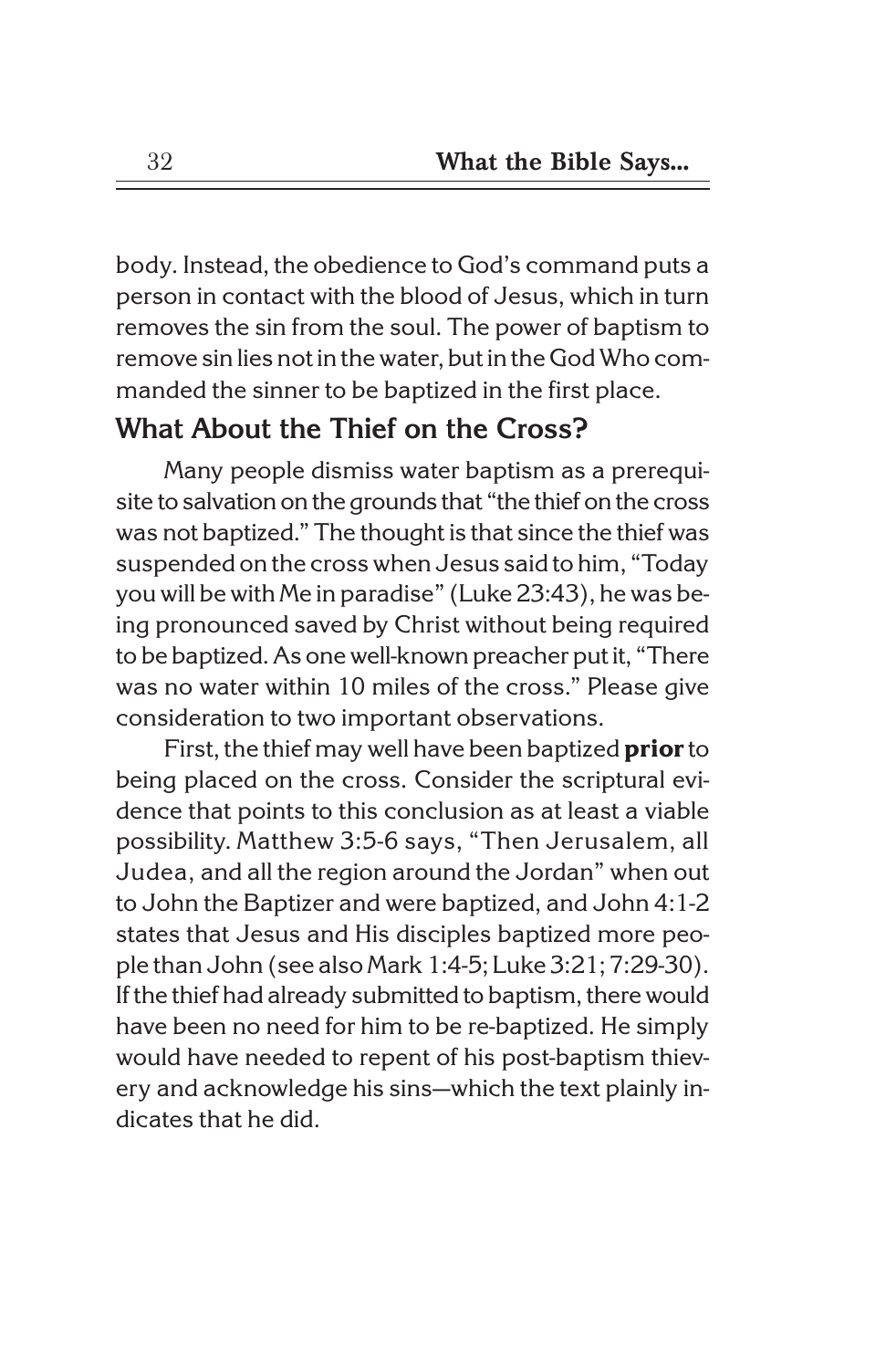body. Instead, the obedience to God's command puts a person in contact with the blood of Jesus, which in turn removes the sin from the soul. The power of baptism to remove sin lies not in the water, but in the God Who commanded the sinner to be baptized in the first place.

## What About the Thief on the Cross?

Many people dismiss water baptism as a prerequisite to salvation on the grounds that "the thief on the cross was not baptized." The thought is that since the thief was suspended on the cross when Jesus said to him, "Today you will be with Me in paradise" (Luke 23:43), he was being pronounced saved by Christ without being required to be baptized. As one well-known preacher put it, "There was no water within 10 miles of the cross." Please give consideration to two important observations.

First, the thief may well have been baptized **prior** to being placed on the cross. Consider the scriptural evidence that points to this conclusion as at least a viable possibility. Matthew 3:5-6 says, "Then Jerusalem, all Judea, and all the region around the Jordan" when out to John the Baptizer and were baptized, and John 4:1-2 states that Jesus and His disciples baptized more people than John (see also Mark 1:4-5; Luke 3:21; 7:29-30). If the thief had already submitted to baptism, there would have been no need for him to be re-baptized. He simply would have needed to repent of his post-baptism thievery and acknowledge his sins—which the text plainly indicates that he did.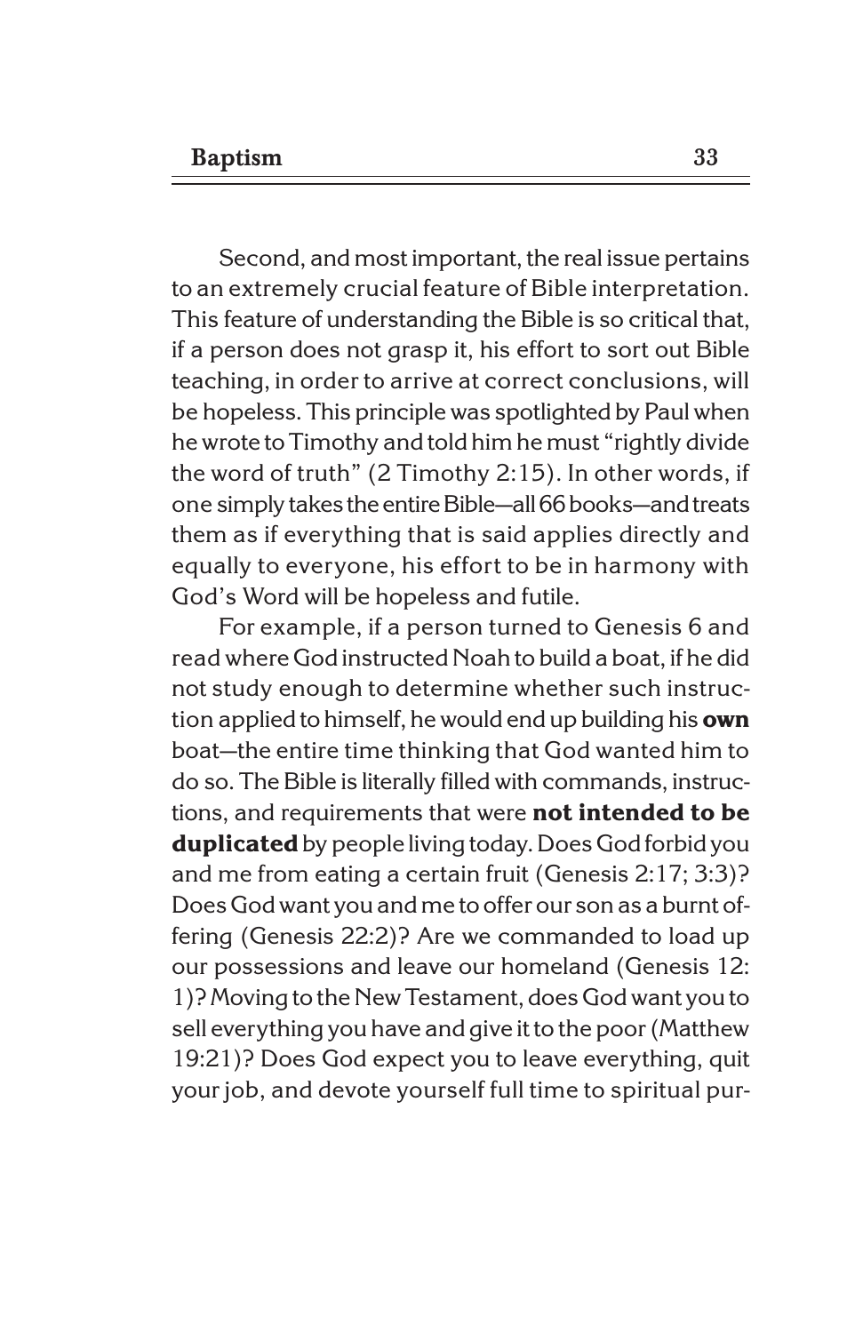Second, and most important, the real issue pertains to an extremely crucial feature of Bible interpretation. This feature of understanding the Bible is so critical that, if a person does not grasp it, his effort to sort out Bible teaching, in order to arrive at correct conclusions, will be hopeless. This principle was spotlighted by Paul when he wrote to Timothy and told him he must "rightly divide the word of truth" (2 Timothy 2:15). In other words, if one simply takes the entire Bible—all 66 books—and treats them as if everything that is said applies directly and equally to everyone, his effort to be in harmony with God's Word will be hopeless and futile.

For example, if a person turned to Genesis 6 and read where God instructed Noah to build a boat, if he did not study enough to determine whether such instruction applied to himself, he would end up building his **own** boat—the entire time thinking that God wanted him to do so. The Bible is literally filled with commands, instructions, and requirements that were **not intended to be duplicated** by people living today. Does God forbid you and me from eating a certain fruit (Genesis 2:17; 3:3)? Does God want you and me to offer our son as a burnt offering (Genesis 22:2)? Are we commanded to load up our possessions and leave our homeland (Genesis 12:1)? Moving to the New Testament, does God want you to sell everything you have and give it to the poor (Matthew 19:21)? Does God expect you to leave everything, quit your job, and devote yourself full time to spiritual pur-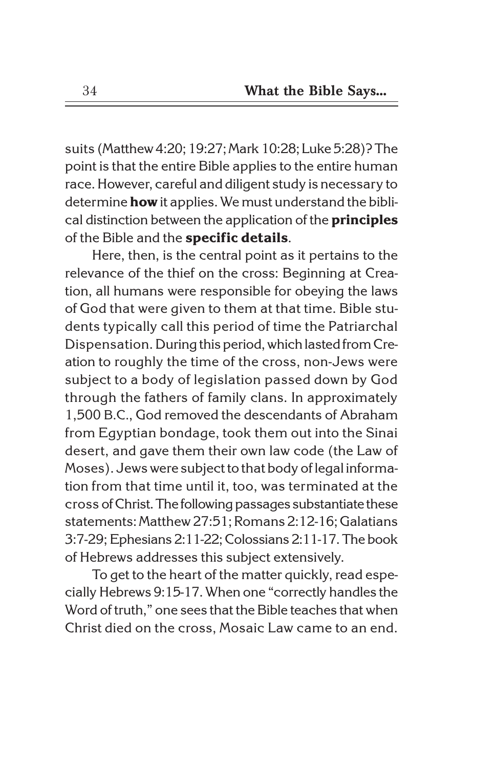suits (Matthew 4:20; 19:27; Mark 10:28; Luke 5:28)? The point is that the entire Bible applies to the entire human race. However, careful and diligent study is necessary to determine **how** it applies. We must understand the biblical distinction between the application of the **principles** of the Bible and the **specific details**.

Here, then, is the central point as it pertains to the relevance of the thief on the cross: Beginning at Creation, all humans were responsible for obeying the laws of God that were given to them at that time. Bible students typically call this period of time the Patriarchal Dispensation. During this period, which lasted from Creation to roughly the time of the cross, non-Jews were subject to a body of legislation passed down by God through the fathers of family clans. In approximately 1,500 B.C., God removed the descendants of Abraham from Egyptian bondage, took them out into the Sinai desert, and gave them their own law code (the Law of Moses). Jews were subject to that body of legal information from that time until it, too, was terminated at the cross of Christ. The following passages substantiate these statements: Matthew 27:51; Romans 2:12-16; Galatians 3:7-29; Ephesians 2:11-22; Colossians 2:11-17. The book of Hebrews addresses this subject extensively.

To get to the heart of the matter quickly, read especially Hebrews 9:15-17. When one "correctly handles the Word of truth," one sees that the Bible teaches that when Christ died on the cross, Mosaic Law came to an end.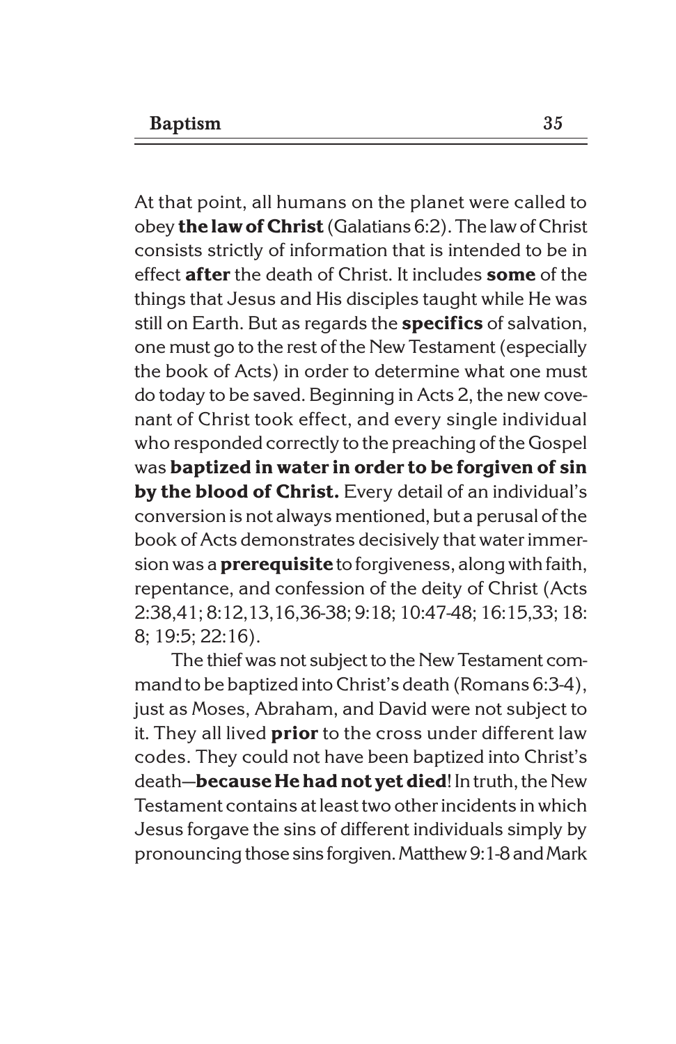At that point, all humans on the planet were called to obey **the law of Christ** (Galatians 6:2). The law of Christ consists strictly of information that is intended to be in effect **after** the death of Christ. It includes **some** of the things that Jesus and His disciples taught while He was still on Earth. But as regards the **specifics** of salvation, one must go to the rest of the New Testament (especially the book of Acts) in order to determine what one must do today to be saved. Beginning in Acts 2, the new covenant of Christ took effect, and every single individual who responded correctly to the preaching of the Gospel was **baptized in water in order to be forgiven of sin by the blood of Christ.** Every detail of an individual's conversion is not always mentioned, but a perusal of the book of Acts demonstrates decisively that water immersion was a **prerequisite** to forgiveness, along with faith, repentance, and confession of the deity of Christ (Acts 2:38,41; 8:12,13,16,36-38; 9:18; 10:47-48; 16:15,33; 18:8; 19:5; 22:16).

The thief was not subject to the New Testament command to be baptized into Christ's death (Romans 6:3-4), just as Moses, Abraham, and David were not subject to it. They all lived **prior** to the cross under different law codes. They could not have been baptized into Christ's death—**because He had not yet died**! In truth, the New Testament contains at least two other incidents in which Jesus forgave the sins of different individuals simply by pronouncing those sins forgiven. Matthew 9:1-8 and Mark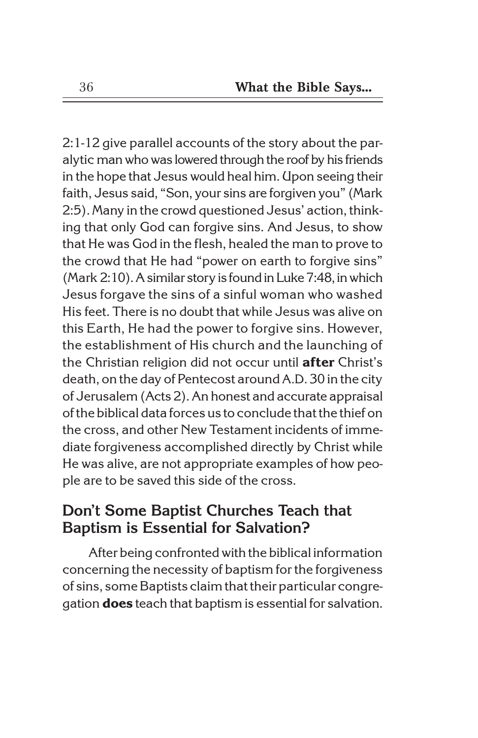2:1-12 give parallel accounts of the story about the paralytic man who was lowered through the roof by his friends in the hope that Jesus would heal him. Upon seeing their faith, Jesus said, "Son, your sins are forgiven you" (Mark 2:5). Many in the crowd questioned Jesus' action, thinking that only God can forgive sins. And Jesus, to show that He was God in the flesh, healed the man to prove to the crowd that He had "power on earth to forgive sins" (Mark 2:10). A similar story is found in Luke 7:48, in which Jesus forgave the sins of a sinful woman who washed His feet. There is no doubt that while Jesus was alive on this Earth, He had the power to forgive sins. However, the establishment of His church and the launching of the Christian religion did not occur until **after** Christ's death, on the day of Pentecost around A.D. 30 in the city of Jerusalem (Acts 2). An honest and accurate appraisal of the biblical data forces us to conclude that the thief on the cross, and other New Testament incidents of immediate forgiveness accomplished directly by Christ while He was alive, are not appropriate examples of how people are to be saved this side of the cross.

## Don't Some Baptist Churches Teach that Baptism is Essential for Salvation?

After being confronted with the biblical information concerning the necessity of baptism for the forgiveness of sins, some Baptists claim that their particular congregation **does** teach that baptism is essential for salvation.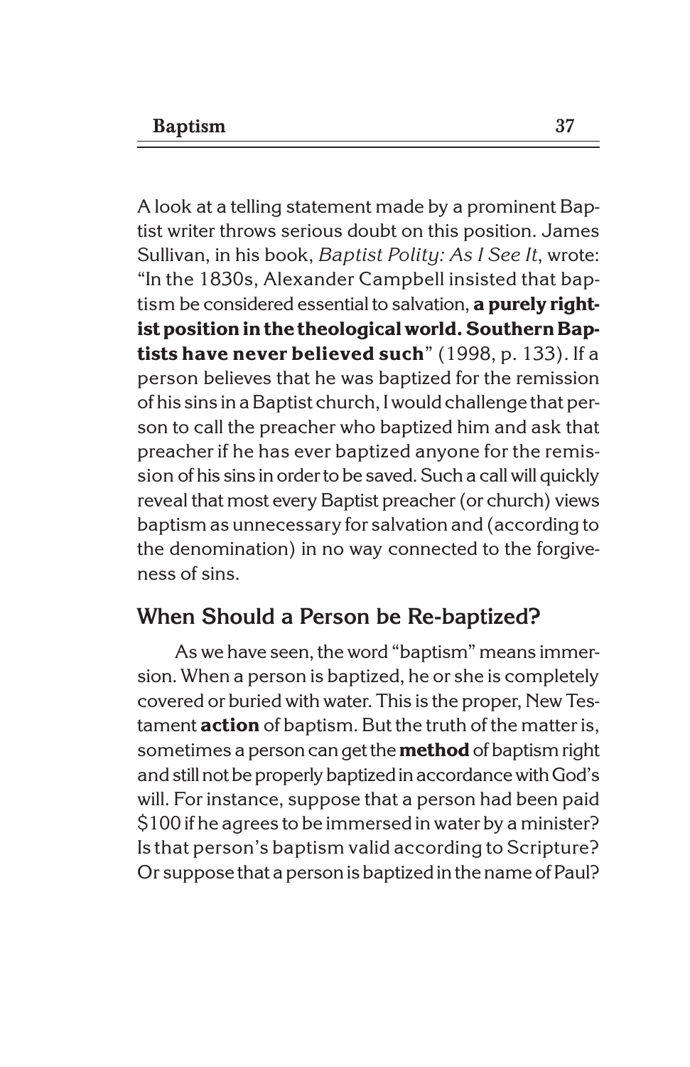A look at a telling statement made by a prominent Baptist writer throws serious doubt on this position. James Sullivan, in his book, *Baptist Polity: As I See It*, wrote: "In the 1830s, Alexander Campbell insisted that baptism be considered essential to salvation, **a purely rightist position in the theological world. Southern Baptists have never believed such**" (1998, p. 133). If a person believes that he was baptized for the remission of his sins in a Baptist church, I would challenge that person to call the preacher who baptized him and ask that preacher if he has ever baptized anyone for the remission of his sins in order to be saved. Such a call will quickly reveal that most every Baptist preacher (or church) views baptism as unnecessary for salvation and (according to the denomination) in no way connected to the forgiveness of sins.

## When Should a Person be Re-baptized?

As we have seen, the word "baptism" means immersion. When a person is baptized, he or she is completely covered or buried with water. This is the proper, New Testament **action** of baptism. But the truth of the matter is, sometimes a person can get the **method** of baptism right and still not be properly baptized in accordance with God's will. For instance, suppose that a person had been paid $100 if he agrees to be immersed in water by a minister? Is that person's baptism valid according to Scripture? Or suppose that a person is baptized in the name of Paul?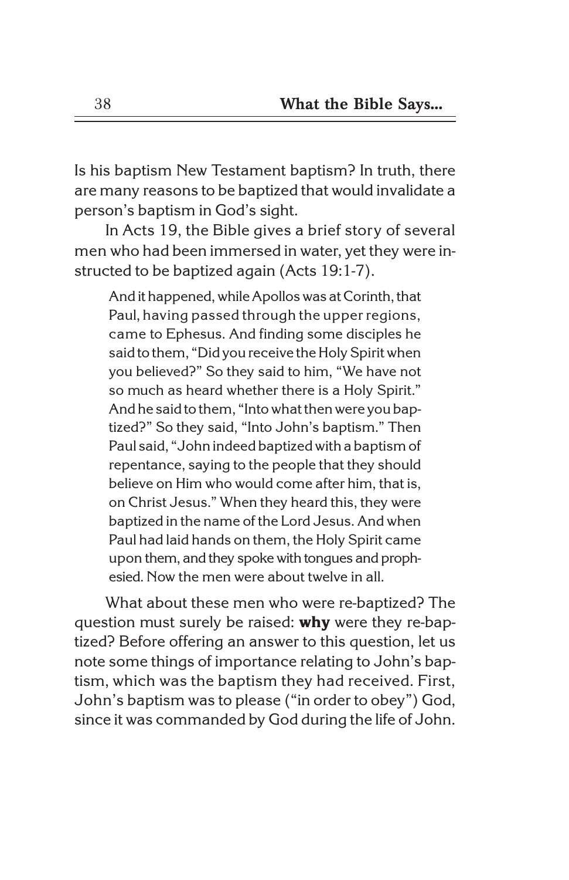Is his baptism New Testament baptism? In truth, there are many reasons to be baptized that would invalidate a person's baptism in God's sight.

In Acts 19, the Bible gives a brief story of several men who had been immersed in water, yet they were instructed to be baptized again (Acts 19:1-7).

> And it happened, while Apollos was at Corinth, that Paul, having passed through the upper regions, came to Ephesus. And finding some disciples he said to them, "Did you receive the Holy Spirit when you believed?" So they said to him, "We have not so much as heard whether there is a Holy Spirit." And he said to them, "Into what then were you baptized?" So they said, "Into John's baptism." Then Paul said, "John indeed baptized with a baptism of repentance, saying to the people that they should believe on Him who would come after him, that is, on Christ Jesus." When they heard this, they were baptized in the name of the Lord Jesus. And when Paul had laid hands on them, the Holy Spirit came upon them, and they spoke with tongues and prophesied. Now the men were about twelve in all.

What about these men who were re-baptized? The question must surely be raised: **why** were they re-baptized? Before offering an answer to this question, let us note some things of importance relating to John's baptism, which was the baptism they had received. First, John's baptism was to please ("in order to obey") God, since it was commanded by God during the life of John.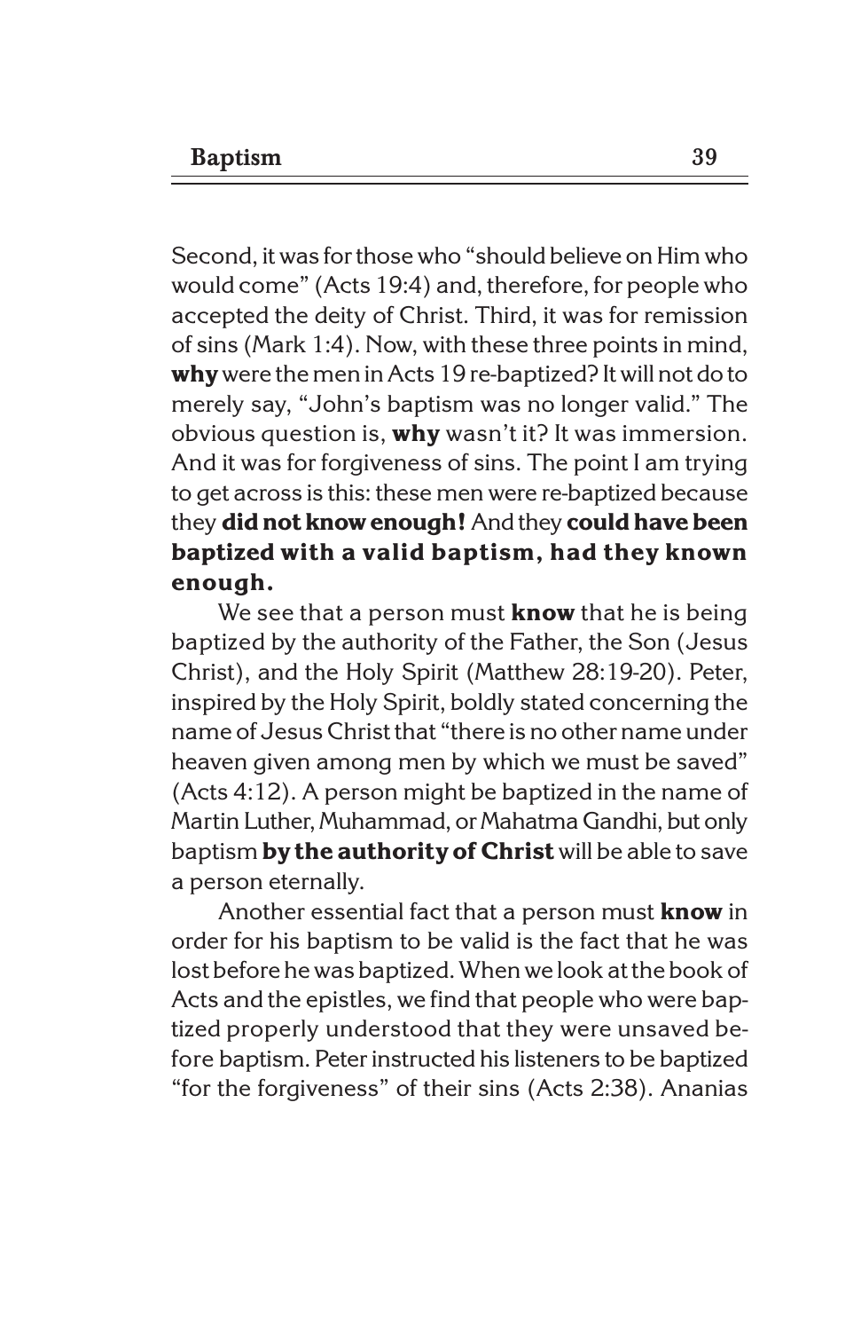Second, it was for those who "should believe on Him who would come" (Acts 19:4) and, therefore, for people who accepted the deity of Christ. Third, it was for remission of sins (Mark 1:4). Now, with these three points in mind, **why** were the men in Acts 19 re-baptized? It will not do to merely say, "John's baptism was no longer valid." The obvious question is, **why** wasn't it? It was immersion. And it was for forgiveness of sins. The point I am trying to get across is this: these men were re-baptized because they **did not know enough!** And they **could have been baptized with a valid baptism, had they known enough.**

We see that a person must **know** that he is being baptized by the authority of the Father, the Son (Jesus Christ), and the Holy Spirit (Matthew 28:19-20). Peter, inspired by the Holy Spirit, boldly stated concerning the name of Jesus Christ that "there is no other name under heaven given among men by which we must be saved" (Acts 4:12). A person might be baptized in the name of Martin Luther, Muhammad, or Mahatma Gandhi, but only baptism **by the authority of Christ** will be able to save a person eternally.

Another essential fact that a person must **know** in order for his baptism to be valid is the fact that he was lost before he was baptized. When we look at the book of Acts and the epistles, we find that people who were baptized properly understood that they were unsaved before baptism. Peter instructed his listeners to be baptized "for the forgiveness" of their sins (Acts 2:38). Ananias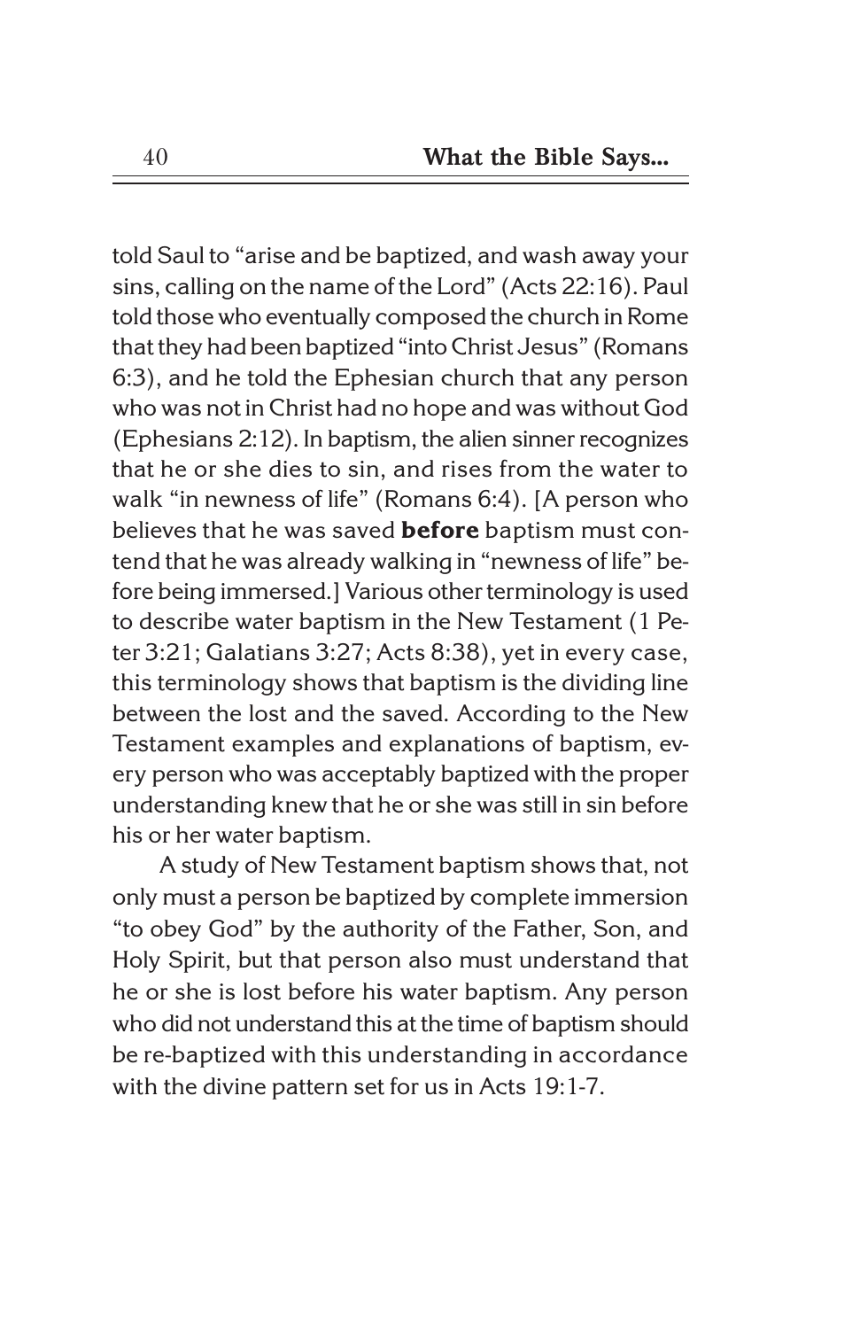told Saul to "arise and be baptized, and wash away your sins, calling on the name of the Lord" (Acts 22:16). Paul told those who eventually composed the church in Rome that they had been baptized "into Christ Jesus" (Romans 6:3), and he told the Ephesian church that any person who was not in Christ had no hope and was without God (Ephesians 2:12). In baptism, the alien sinner recognizes that he or she dies to sin, and rises from the water to walk "in newness of life" (Romans 6:4). [A person who believes that he was saved **before** baptism must contend that he was already walking in "newness of life" before being immersed.] Various other terminology is used to describe water baptism in the New Testament (1 Peter 3:21; Galatians 3:27; Acts 8:38), yet in every case, this terminology shows that baptism is the dividing line between the lost and the saved. According to the New Testament examples and explanations of baptism, every person who was acceptably baptized with the proper understanding knew that he or she was still in sin before his or her water baptism.

A study of New Testament baptism shows that, not only must a person be baptized by complete immersion "to obey God" by the authority of the Father, Son, and Holy Spirit, but that person also must understand that he or she is lost before his water baptism. Any person who did not understand this at the time of baptism should be re-baptized with this understanding in accordance with the divine pattern set for us in Acts 19:1-7.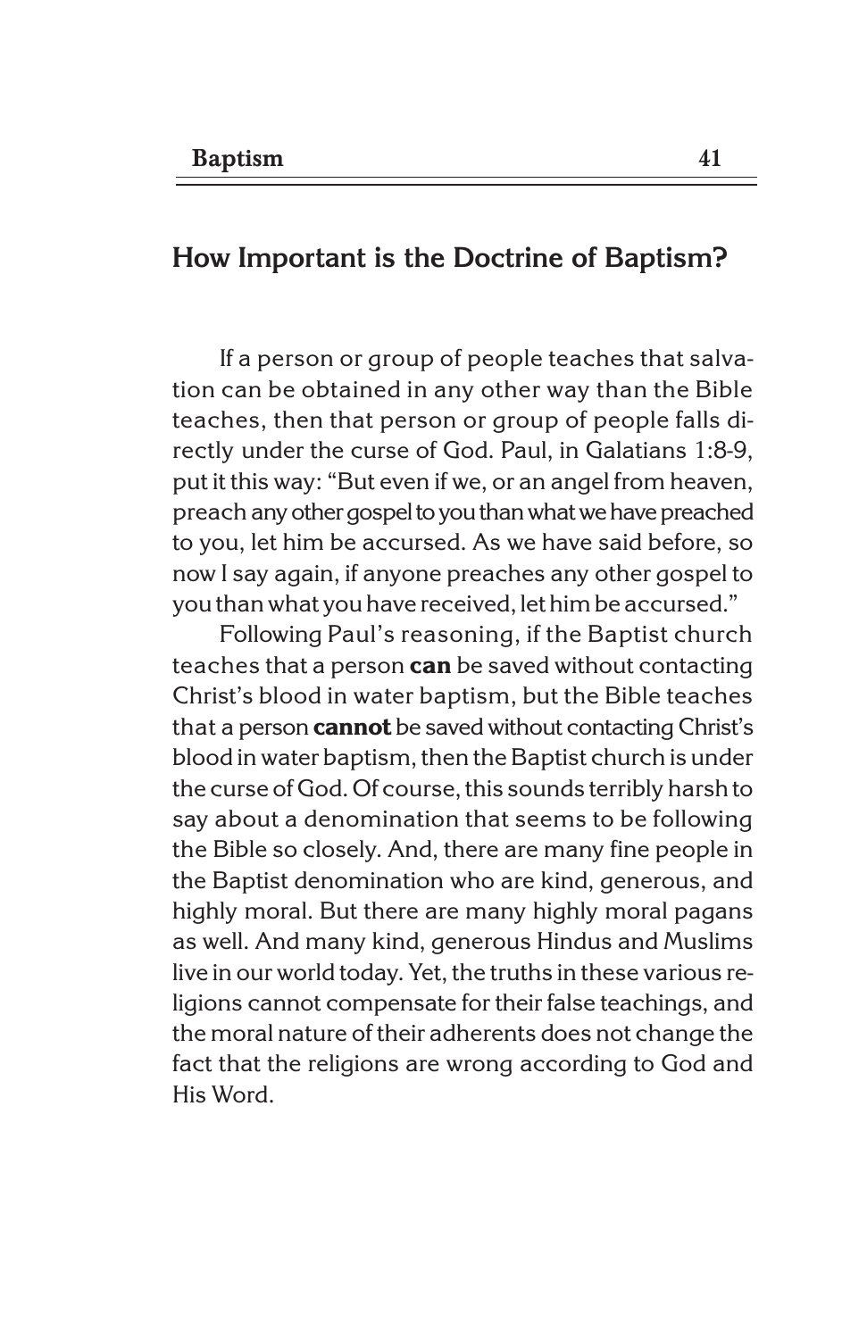## How Important is the Doctrine of Baptism?

If a person or group of people teaches that salvation can be obtained in any other way than the Bible teaches, then that person or group of people falls directly under the curse of God. Paul, in Galatians 1:8-9, put it this way: "But even if we, or an angel from heaven, preach any other gospel to you than what we have preached to you, let him be accursed. As we have said before, so now I say again, if anyone preaches any other gospel to you than what you have received, let him be accursed."

Following Paul's reasoning, if the Baptist church teaches that a person **can** be saved without contacting Christ's blood in water baptism, but the Bible teaches that a person **cannot** be saved without contacting Christ's blood in water baptism, then the Baptist church is under the curse of God. Of course, this sounds terribly harsh to say about a denomination that seems to be following the Bible so closely. And, there are many fine people in the Baptist denomination who are kind, generous, and highly moral. But there are many highly moral pagans as well. And many kind, generous Hindus and Muslims live in our world today. Yet, the truths in these various religions cannot compensate for their false teachings, and the moral nature of their adherents does not change the fact that the religions are wrong according to God and His Word.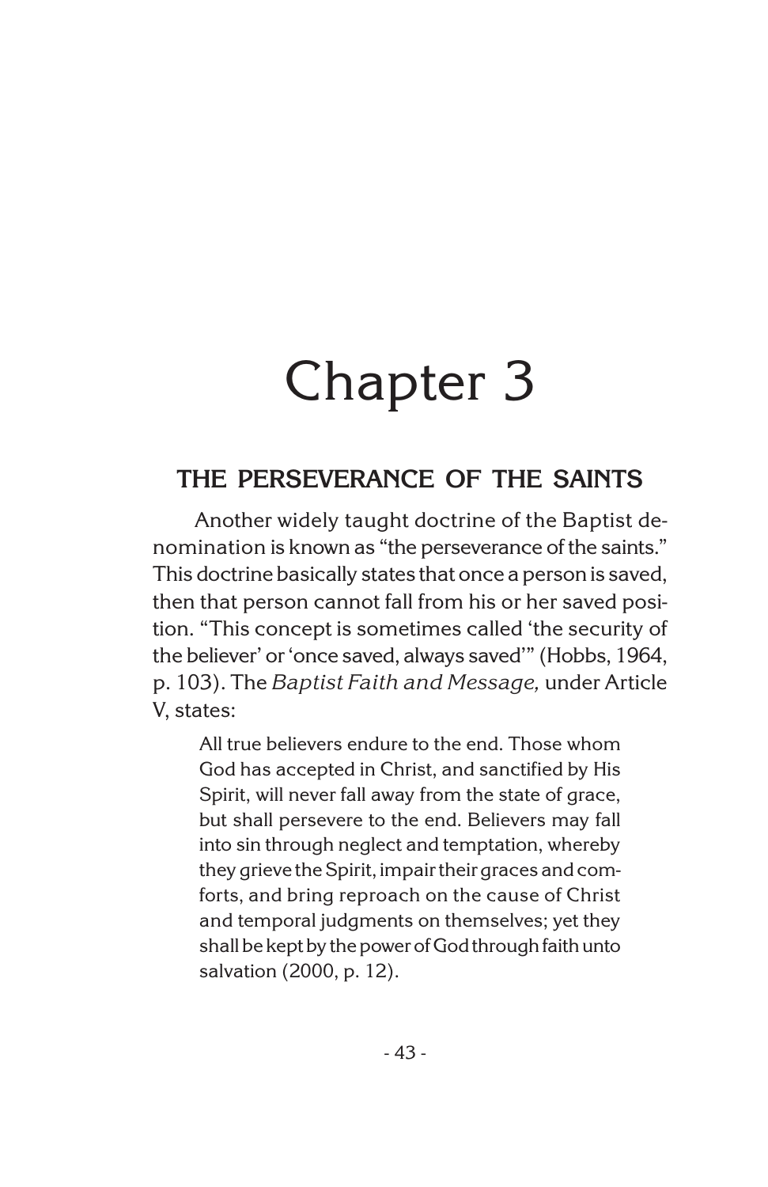# Chapter 3

## THE PERSEVERANCE OF THE SAINTS

Another widely taught doctrine of the Baptist denomination is known as "the perseverance of the saints." This doctrine basically states that once a person is saved, then that person cannot fall from his or her saved position. "This concept is sometimes called 'the security of the believer' or 'once saved, always saved'" (Hobbs, 1964, p. 103). The *Baptist Faith and Message,* under Article V, states:

> All true believers endure to the end. Those whom God has accepted in Christ, and sanctified by His Spirit, will never fall away from the state of grace, but shall persevere to the end. Believers may fall into sin through neglect and temptation, whereby they grieve the Spirit, impair their graces and comforts, and bring reproach on the cause of Christ and temporal judgments on themselves; yet they shall be kept by the power of God through faith unto salvation (2000, p. 12).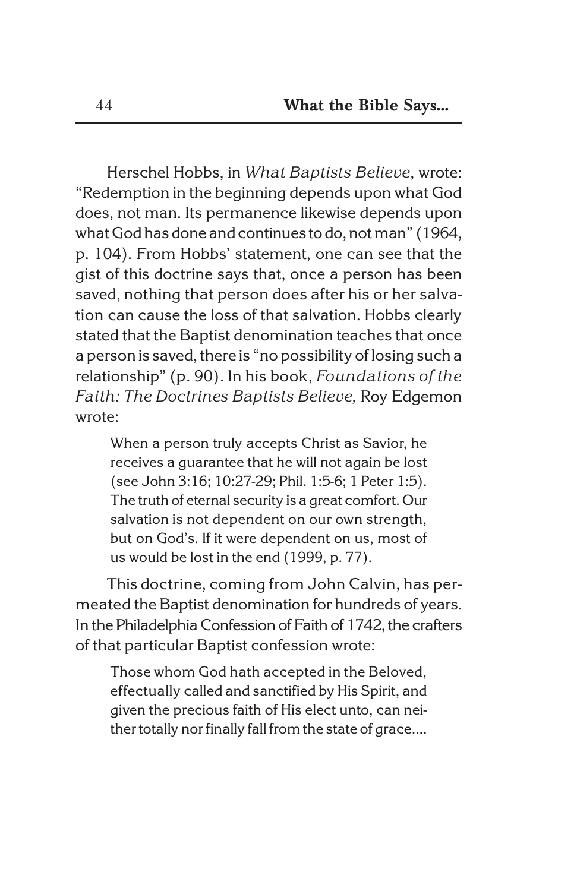Herschel Hobbs, in *What Baptists Believe*, wrote: "Redemption in the beginning depends upon what God does, not man. Its permanence likewise depends upon what God has done and continues to do, not man" (1964, p. 104). From Hobbs' statement, one can see that the gist of this doctrine says that, once a person has been saved, nothing that person does after his or her salvation can cause the loss of that salvation. Hobbs clearly stated that the Baptist denomination teaches that once a person is saved, there is "no possibility of losing such a relationship" (p. 90). In his book, *Foundations of the Faith: The Doctrines Baptists Believe,* Roy Edgemon wrote:

> When a person truly accepts Christ as Savior, he receives a guarantee that he will not again be lost (see John 3:16; 10:27-29; Phil. 1:5-6; 1 Peter 1:5). The truth of eternal security is a great comfort. Our salvation is not dependent on our own strength, but on God's. If it were dependent on us, most of us would be lost in the end (1999, p. 77).

This doctrine, coming from John Calvin, has permeated the Baptist denomination for hundreds of years. In the Philadelphia Confession of Faith of 1742, the crafters of that particular Baptist confession wrote:

> Those whom God hath accepted in the Beloved, effectually called and sanctified by His Spirit, and given the precious faith of His elect unto, can neither totally nor finally fall from the state of grace....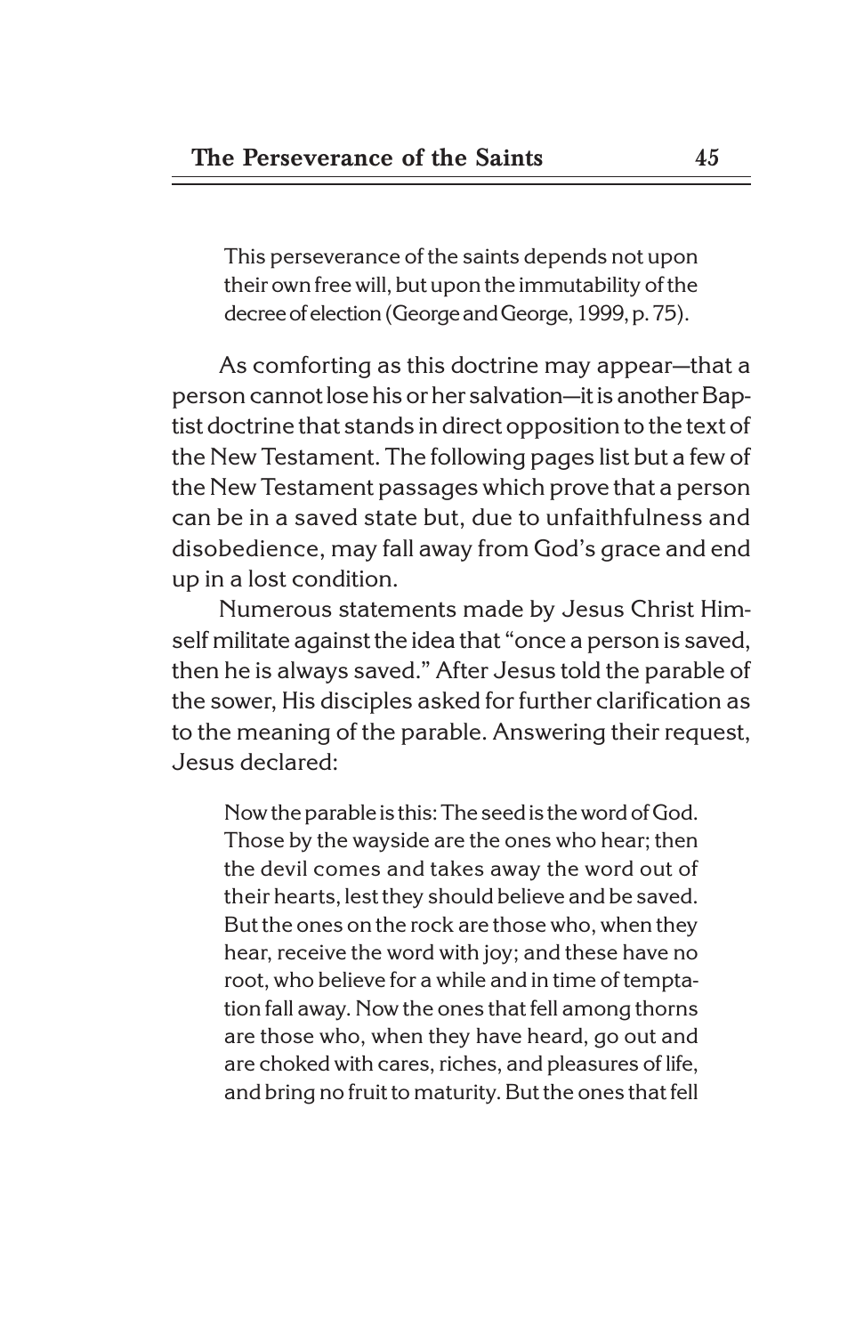> This perseverance of the saints depends not upon their own free will, but upon the immutability of the decree of election (George and George, 1999, p. 75).

As comforting as this doctrine may appear—that a person cannot lose his or her salvation—it is another Baptist doctrine that stands in direct opposition to the text of the New Testament. The following pages list but a few of the New Testament passages which prove that a person can be in a saved state but, due to unfaithfulness and disobedience, may fall away from God's grace and end up in a lost condition.

Numerous statements made by Jesus Christ Himself militate against the idea that "once a person is saved, then he is always saved." After Jesus told the parable of the sower, His disciples asked for further clarification as to the meaning of the parable. Answering their request, Jesus declared:

> Now the parable is this: The seed is the word of God. Those by the wayside are the ones who hear; then the devil comes and takes away the word out of their hearts, lest they should believe and be saved. But the ones on the rock are those who, when they hear, receive the word with joy; and these have no root, who believe for a while and in time of temptation fall away. Now the ones that fell among thorns are those who, when they have heard, go out and are choked with cares, riches, and pleasures of life, and bring no fruit to maturity. But the ones that fell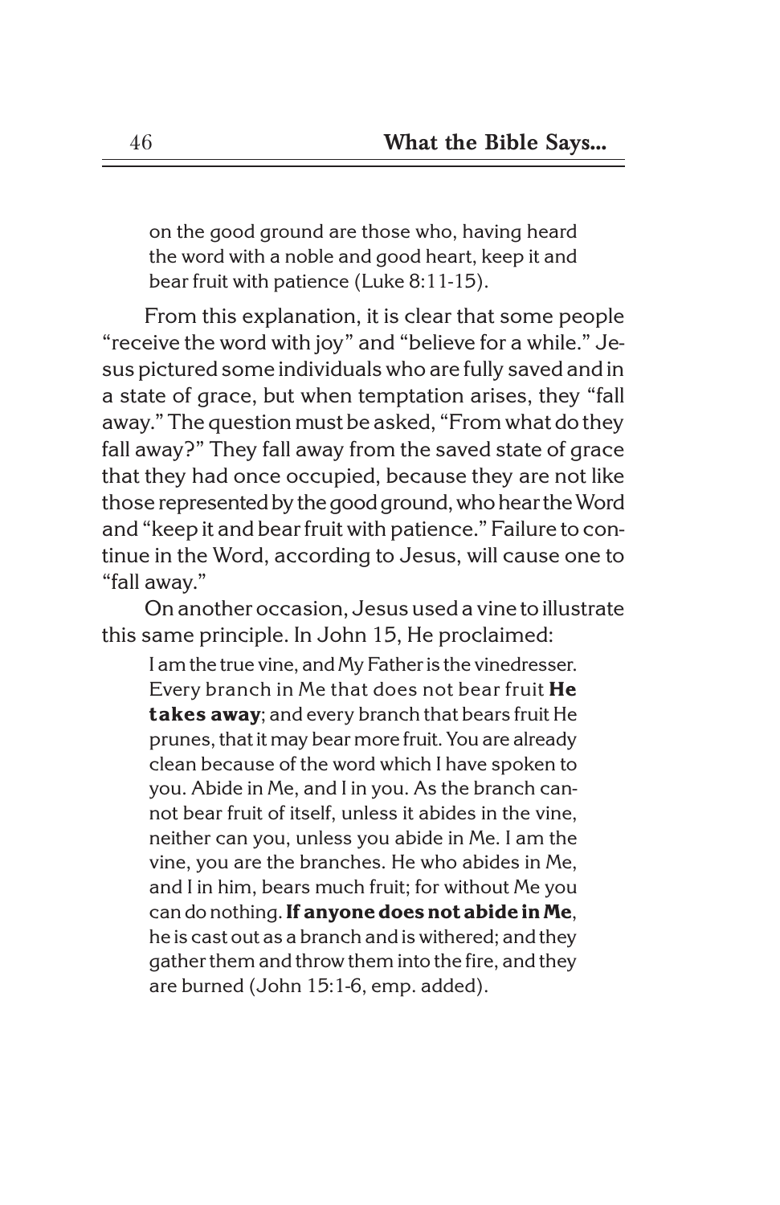> on the good ground are those who, having heard the word with a noble and good heart, keep it and bear fruit with patience (Luke 8:11-15).

From this explanation, it is clear that some people "receive the word with joy" and "believe for a while." Jesus pictured some individuals who are fully saved and in a state of grace, but when temptation arises, they "fall away." The question must be asked, "From what do they fall away?" They fall away from the saved state of grace that they had once occupied, because they are not like those represented by the good ground, who hear the Word and "keep it and bear fruit with patience." Failure to continue in the Word, according to Jesus, will cause one to "fall away."

On another occasion, Jesus used a vine to illustrate this same principle. In John 15, He proclaimed:

> I am the true vine, and My Father is the vinedresser. Every branch in Me that does not bear fruit **He takes away**; and every branch that bears fruit He prunes, that it may bear more fruit. You are already clean because of the word which I have spoken to you. Abide in Me, and I in you. As the branch cannot bear fruit of itself, unless it abides in the vine, neither can you, unless you abide in Me. I am the vine, you are the branches. He who abides in Me, and I in him, bears much fruit; for without Me you can do nothing. **If anyone does not abide in Me**, he is cast out as a branch and is withered; and they gather them and throw them into the fire, and they are burned (John 15:1-6, emp. added).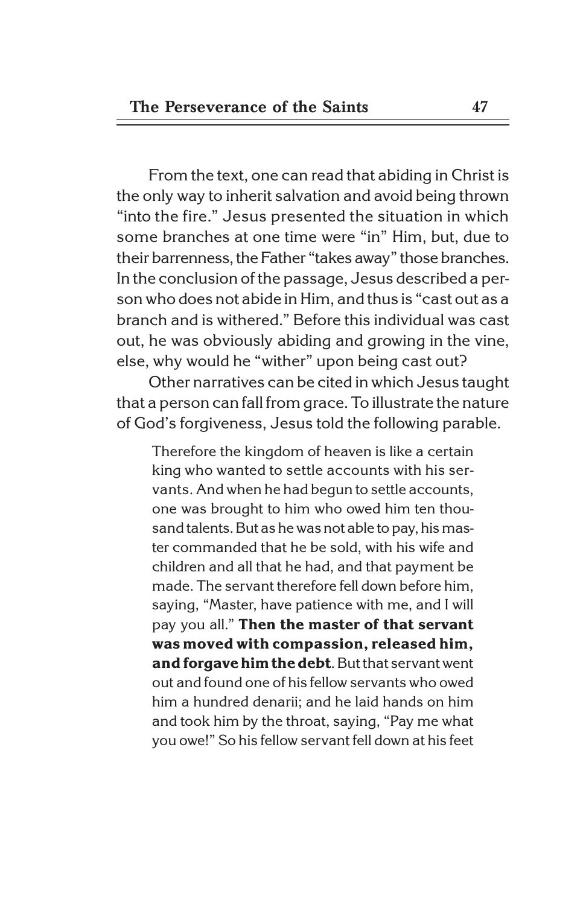From the text, one can read that abiding in Christ is the only way to inherit salvation and avoid being thrown "into the fire." Jesus presented the situation in which some branches at one time were "in" Him, but, due to their barrenness, the Father "takes away" those branches. In the conclusion of the passage, Jesus described a person who does not abide in Him, and thus is "cast out as a branch and is withered." Before this individual was cast out, he was obviously abiding and growing in the vine, else, why would he "wither" upon being cast out?

Other narratives can be cited in which Jesus taught that a person can fall from grace. To illustrate the nature of God's forgiveness, Jesus told the following parable.

> Therefore the kingdom of heaven is like a certain king who wanted to settle accounts with his servants. And when he had begun to settle accounts, one was brought to him who owed him ten thousand talents. But as he was not able to pay, his master commanded that he be sold, with his wife and children and all that he had, and that payment be made. The servant therefore fell down before him, saying, "Master, have patience with me, and I will pay you all." **Then the master of that servant was moved with compassion, released him, and forgave him the debt**. But that servant went out and found one of his fellow servants who owed him a hundred denarii; and he laid hands on him and took him by the throat, saying, "Pay me what you owe!" So his fellow servant fell down at his feet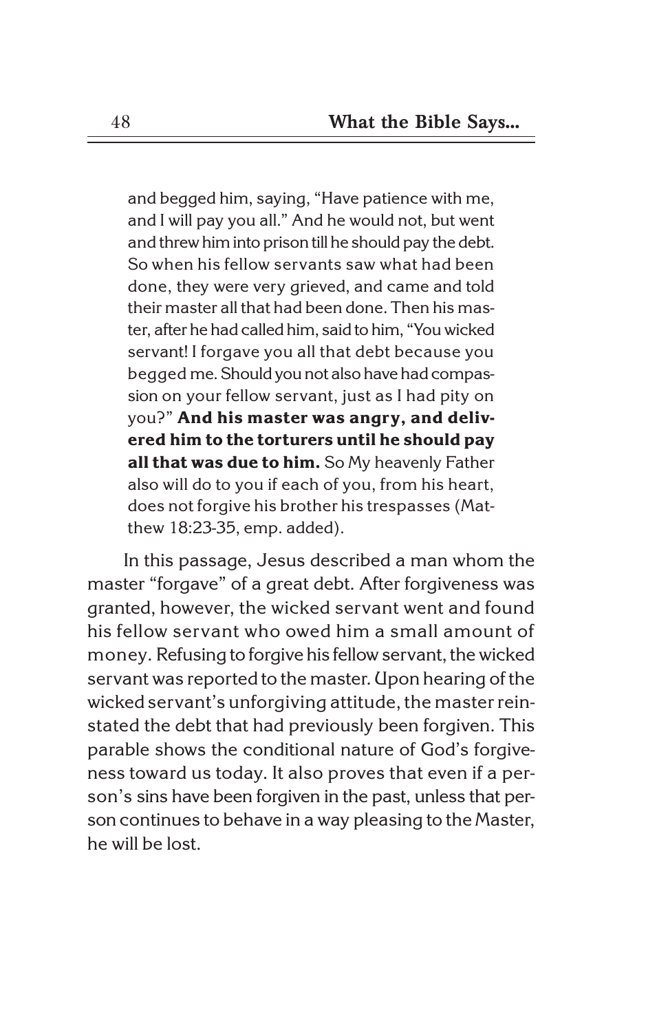> and begged him, saying, "Have patience with me, and I will pay you all." And he would not, but went and threw him into prison till he should pay the debt. So when his fellow servants saw what had been done, they were very grieved, and came and told their master all that had been done. Then his master, after he had called him, said to him, "You wicked servant! I forgave you all that debt because you begged me. Should you not also have had compassion on your fellow servant, just as I had pity on you?" **And his master was angry, and delivered him to the torturers until he should pay all that was due to him.** So My heavenly Father also will do to you if each of you, from his heart, does not forgive his brother his trespasses (Matthew 18:23-35, emp. added).

In this passage, Jesus described a man whom the master "forgave" of a great debt. After forgiveness was granted, however, the wicked servant went and found his fellow servant who owed him a small amount of money. Refusing to forgive his fellow servant, the wicked servant was reported to the master. Upon hearing of the wicked servant's unforgiving attitude, the master reinstated the debt that had previously been forgiven. This parable shows the conditional nature of God's forgiveness toward us today. It also proves that even if a person's sins have been forgiven in the past, unless that person continues to behave in a way pleasing to the Master, he will be lost.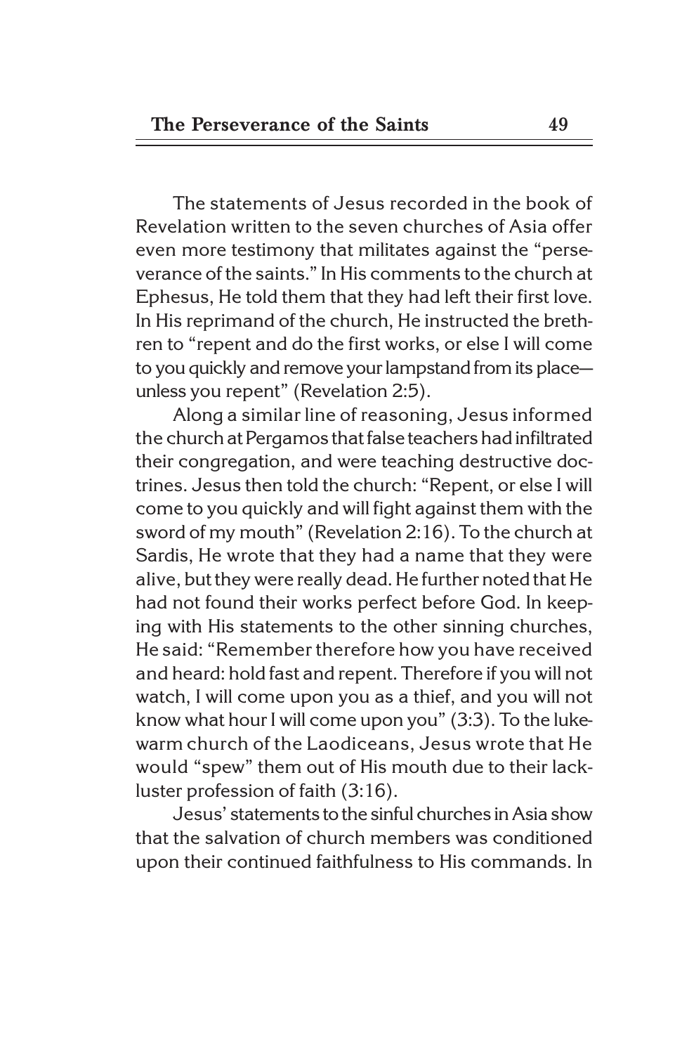The statements of Jesus recorded in the book of Revelation written to the seven churches of Asia offer even more testimony that militates against the "perseverance of the saints." In His comments to the church at Ephesus, He told them that they had left their first love. In His reprimand of the church, He instructed the brethren to "repent and do the first works, or else I will come to you quickly and remove your lampstand from its place—unless you repent" (Revelation 2:5).

Along a similar line of reasoning, Jesus informed the church at Pergamos that false teachers had infiltrated their congregation, and were teaching destructive doctrines. Jesus then told the church: "Repent, or else I will come to you quickly and will fight against them with the sword of my mouth" (Revelation 2:16). To the church at Sardis, He wrote that they had a name that they were alive, but they were really dead. He further noted that He had not found their works perfect before God. In keeping with His statements to the other sinning churches, He said: "Remember therefore how you have received and heard: hold fast and repent. Therefore if you will not watch, I will come upon you as a thief, and you will not know what hour I will come upon you" (3:3). To the lukewarm church of the Laodiceans, Jesus wrote that He would "spew" them out of His mouth due to their lackluster profession of faith (3:16).

Jesus' statements to the sinful churches in Asia show that the salvation of church members was conditioned upon their continued faithfulness to His commands. In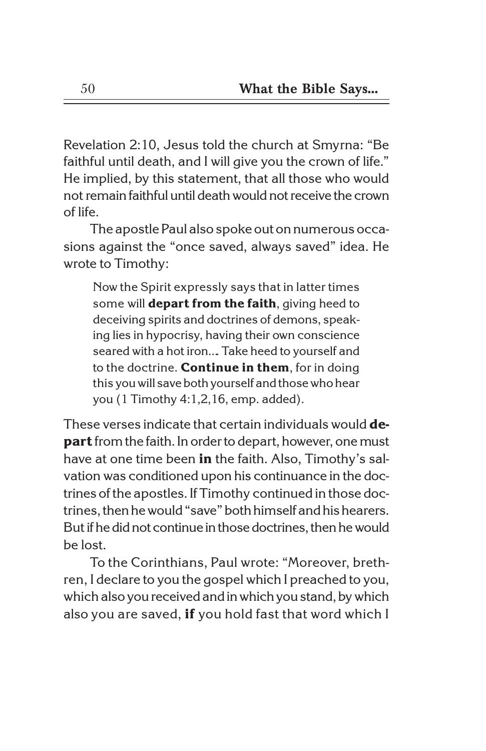Revelation 2:10, Jesus told the church at Smyrna: "Be faithful until death, and I will give you the crown of life." He implied, by this statement, that all those who would not remain faithful until death would not receive the crown of life.

The apostle Paul also spoke out on numerous occasions against the "once saved, always saved" idea. He wrote to Timothy:

> Now the Spirit expressly says that in latter times some will **depart from the faith**, giving heed to deceiving spirits and doctrines of demons, speaking lies in hypocrisy, having their own conscience seared with a hot iron.... Take heed to yourself and to the doctrine. **Continue in them**, for in doing this you will save both yourself and those who hear you (1 Timothy 4:1,2,16, emp. added).

These verses indicate that certain individuals would **depart** from the faith. In order to depart, however, one must have at one time been **in** the faith. Also, Timothy's salvation was conditioned upon his continuance in the doctrines of the apostles. If Timothy continued in those doctrines, then he would "save" both himself and his hearers. But if he did not continue in those doctrines, then he would be lost.

To the Corinthians, Paul wrote: "Moreover, brethren, I declare to you the gospel which I preached to you, which also you received and in which you stand, by which also you are saved, **if** you hold fast that word which I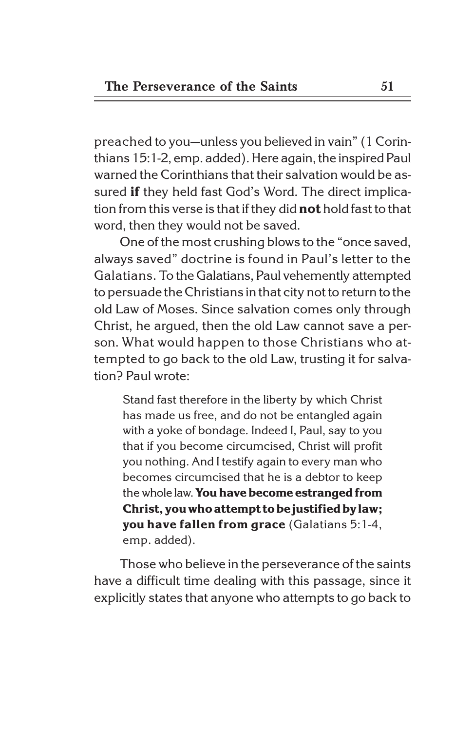preached to you—unless you believed in vain" (1 Corinthians 15:1-2, emp. added). Here again, the inspired Paul warned the Corinthians that their salvation would be assured **if** they held fast God's Word. The direct implication from this verse is that if they did **not** hold fast to that word, then they would not be saved.

One of the most crushing blows to the "once saved, always saved" doctrine is found in Paul's letter to the Galatians. To the Galatians, Paul vehemently attempted to persuade the Christians in that city not to return to the old Law of Moses. Since salvation comes only through Christ, he argued, then the old Law cannot save a person. What would happen to those Christians who attempted to go back to the old Law, trusting it for salvation? Paul wrote:

> Stand fast therefore in the liberty by which Christ has made us free, and do not be entangled again with a yoke of bondage. Indeed I, Paul, say to you that if you become circumcised, Christ will profit you nothing. And I testify again to every man who becomes circumcised that he is a debtor to keep the whole law. **You have become estranged from Christ, you who attempt to be justified by law; you have fallen from grace** (Galatians 5:1-4, emp. added).

Those who believe in the perseverance of the saints have a difficult time dealing with this passage, since it explicitly states that anyone who attempts to go back to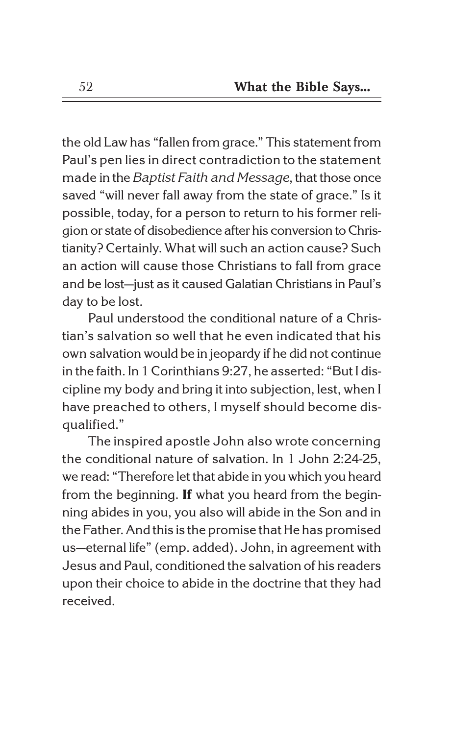the old Law has "fallen from grace." This statement from Paul's pen lies in direct contradiction to the statement made in the *Baptist Faith and Message*, that those once saved "will never fall away from the state of grace." Is it possible, today, for a person to return to his former religion or state of disobedience after his conversion to Christianity? Certainly. What will such an action cause? Such an action will cause those Christians to fall from grace and be lost—just as it caused Galatian Christians in Paul's day to be lost.

Paul understood the conditional nature of a Christian's salvation so well that he even indicated that his own salvation would be in jeopardy if he did not continue in the faith. In 1 Corinthians 9:27, he asserted: "But I discipline my body and bring it into subjection, lest, when I have preached to others, I myself should become disqualified."

The inspired apostle John also wrote concerning the conditional nature of salvation. In 1 John 2:24-25, we read: "Therefore let that abide in you which you heard from the beginning. **If** what you heard from the beginning abides in you, you also will abide in the Son and in the Father. And this is the promise that He has promised us—eternal life" (emp. added). John, in agreement with Jesus and Paul, conditioned the salvation of his readers upon their choice to abide in the doctrine that they had received.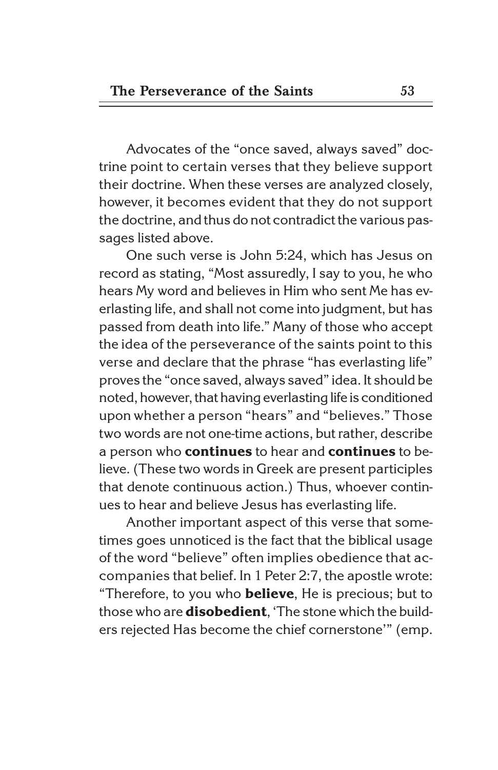Advocates of the "once saved, always saved" doctrine point to certain verses that they believe support their doctrine. When these verses are analyzed closely, however, it becomes evident that they do not support the doctrine, and thus do not contradict the various passages listed above.

One such verse is John 5:24, which has Jesus on record as stating, "Most assuredly, I say to you, he who hears My word and believes in Him who sent Me has everlasting life, and shall not come into judgment, but has passed from death into life." Many of those who accept the idea of the perseverance of the saints point to this verse and declare that the phrase "has everlasting life" proves the "once saved, always saved" idea. It should be noted, however, that having everlasting life is conditioned upon whether a person "hears" and "believes." Those two words are not one-time actions, but rather, describe a person who **continues** to hear and **continues** to believe. (These two words in Greek are present participles that denote continuous action.) Thus, whoever continues to hear and believe Jesus has everlasting life.

Another important aspect of this verse that sometimes goes unnoticed is the fact that the biblical usage of the word "believe" often implies obedience that accompanies that belief. In 1 Peter 2:7, the apostle wrote: "Therefore, to you who **believe**, He is precious; but to those who are **disobedient**, 'The stone which the builders rejected Has become the chief cornerstone'" (emp.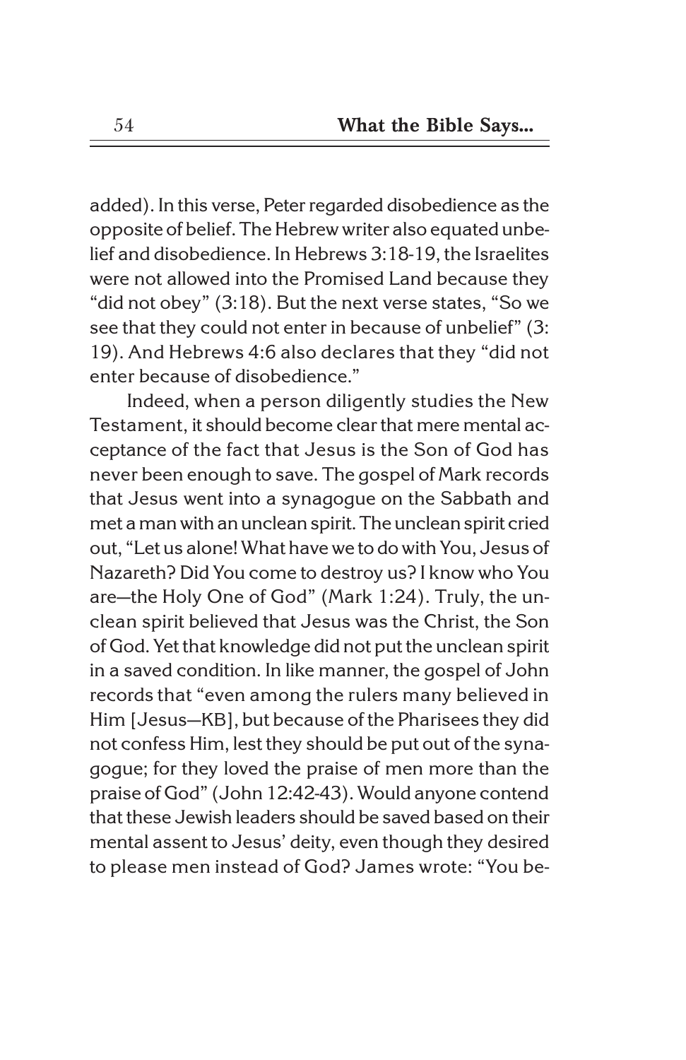added). In this verse, Peter regarded disobedience as the opposite of belief. The Hebrew writer also equated unbelief and disobedience. In Hebrews 3:18-19, the Israelites were not allowed into the Promised Land because they "did not obey" (3:18). But the next verse states, "So we see that they could not enter in because of unbelief" (3: 19). And Hebrews 4:6 also declares that they "did not enter because of disobedience."

Indeed, when a person diligently studies the New Testament, it should become clear that mere mental acceptance of the fact that Jesus is the Son of God has never been enough to save. The gospel of Mark records that Jesus went into a synagogue on the Sabbath and met a man with an unclean spirit. The unclean spirit cried out, "Let us alone! What have we to do with You, Jesus of Nazareth? Did You come to destroy us? I know who You are—the Holy One of God" (Mark 1:24). Truly, the unclean spirit believed that Jesus was the Christ, the Son of God. Yet that knowledge did not put the unclean spirit in a saved condition. In like manner, the gospel of John records that "even among the rulers many believed in Him [Jesus—KB], but because of the Pharisees they did not confess Him, lest they should be put out of the synagogue; for they loved the praise of men more than the praise of God" (John 12:42-43). Would anyone contend that these Jewish leaders should be saved based on their mental assent to Jesus' deity, even though they desired to please men instead of God? James wrote: "You be-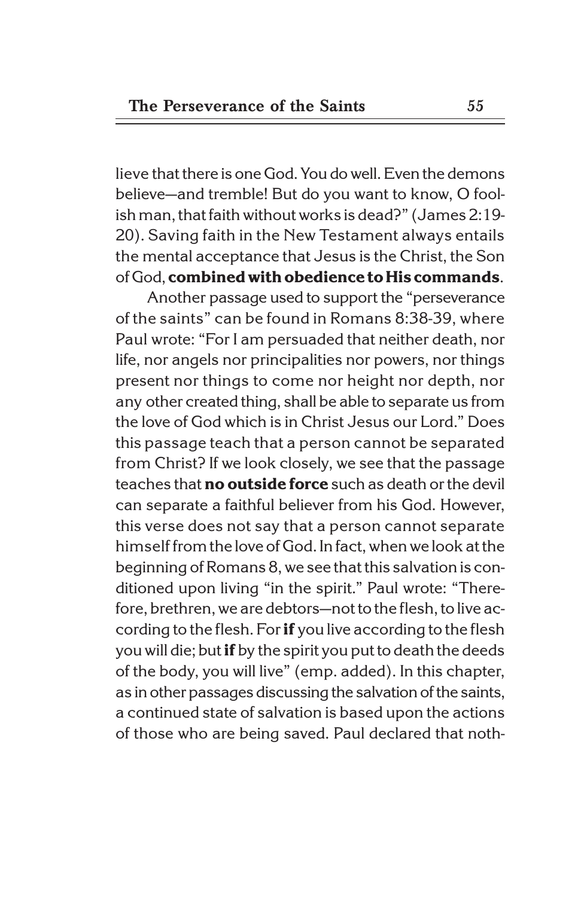lieve that there is one God. You do well. Even the demons believe—and tremble! But do you want to know, O foolish man, that faith without works is dead?" (James 2:19-20). Saving faith in the New Testament always entails the mental acceptance that Jesus is the Christ, the Son of God, **combined with obedience to His commands**.

Another passage used to support the "perseverance of the saints" can be found in Romans 8:38-39, where Paul wrote: "For I am persuaded that neither death, nor life, nor angels nor principalities nor powers, nor things present nor things to come nor height nor depth, nor any other created thing, shall be able to separate us from the love of God which is in Christ Jesus our Lord." Does this passage teach that a person cannot be separated from Christ? If we look closely, we see that the passage teaches that **no outside force** such as death or the devil can separate a faithful believer from his God. However, this verse does not say that a person cannot separate himself from the love of God. In fact, when we look at the beginning of Romans 8, we see that this salvation is conditioned upon living "in the spirit." Paul wrote: "Therefore, brethren, we are debtors—not to the flesh, to live according to the flesh. For **if** you live according to the flesh you will die; but **if** by the spirit you put to death the deeds of the body, you will live" (emp. added). In this chapter, as in other passages discussing the salvation of the saints, a continued state of salvation is based upon the actions of those who are being saved. Paul declared that noth-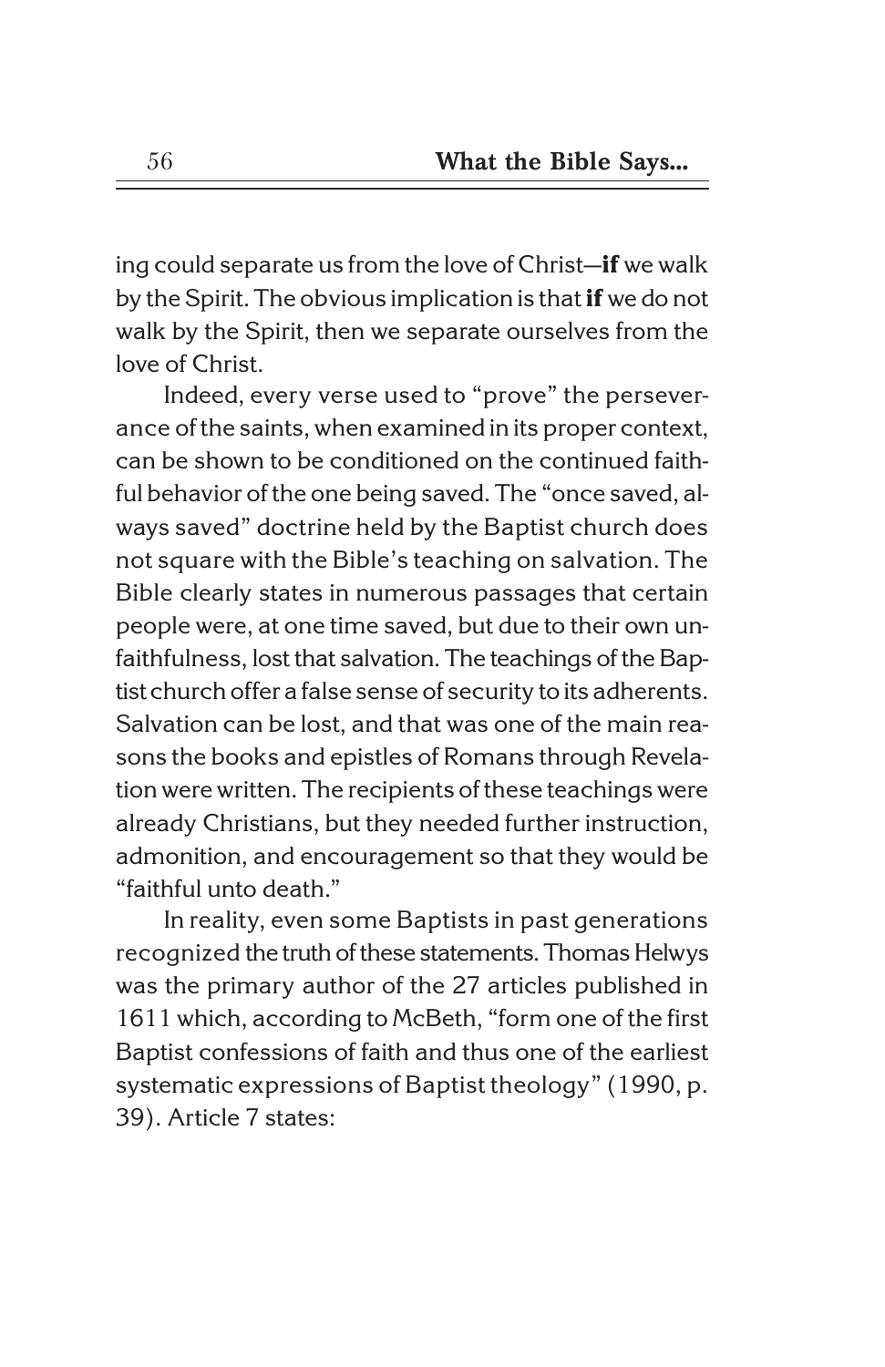ing could separate us from the love of Christ—**if** we walk by the Spirit. The obvious implication is that **if** we do not walk by the Spirit, then we separate ourselves from the love of Christ.

Indeed, every verse used to "prove" the perseverance of the saints, when examined in its proper context, can be shown to be conditioned on the continued faithful behavior of the one being saved. The "once saved, always saved" doctrine held by the Baptist church does not square with the Bible's teaching on salvation. The Bible clearly states in numerous passages that certain people were, at one time saved, but due to their own unfaithfulness, lost that salvation. The teachings of the Baptist church offer a false sense of security to its adherents. Salvation can be lost, and that was one of the main reasons the books and epistles of Romans through Revelation were written. The recipients of these teachings were already Christians, but they needed further instruction, admonition, and encouragement so that they would be "faithful unto death."

In reality, even some Baptists in past generations recognized the truth of these statements. Thomas Helwys was the primary author of the 27 articles published in 1611 which, according to McBeth, "form one of the first Baptist confessions of faith and thus one of the earliest systematic expressions of Baptist theology" (1990, p. 39). Article 7 states: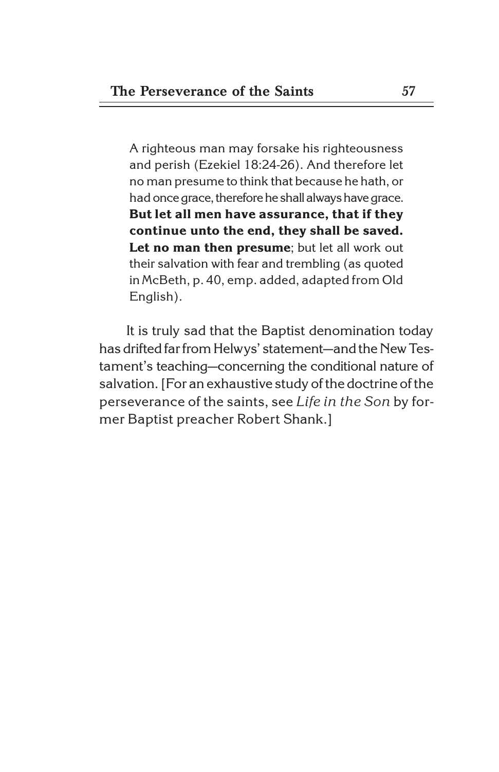> A righteous man may forsake his righteousness and perish (Ezekiel 18:24-26). And therefore let no man presume to think that because he hath, or had once grace, therefore he shall always have grace. **But let all men have assurance, that if they continue unto the end, they shall be saved. Let no man then presume**; but let all work out their salvation with fear and trembling (as quoted in McBeth, p. 40, emp. added, adapted from Old English).

It is truly sad that the Baptist denomination today has drifted far from Helwys' statement—and the New Testament's teaching—concerning the conditional nature of salvation. [For an exhaustive study of the doctrine of the perseverance of the saints, see *Life in the Son* by former Baptist preacher Robert Shank.]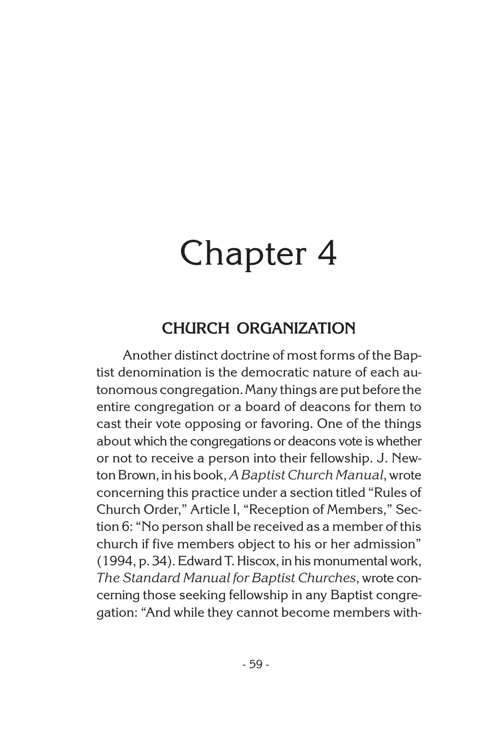# Chapter 4

## CHURCH ORGANIZATION

Another distinct doctrine of most forms of the Baptist denomination is the democratic nature of each autonomous congregation. Many things are put before the entire congregation or a board of deacons for them to cast their vote opposing or favoring. One of the things about which the congregations or deacons vote is whether or not to receive a person into their fellowship. J. Newton Brown, in his book, *A Baptist Church Manual*, wrote concerning this practice under a section titled "Rules of Church Order," Article I, "Reception of Members," Section 6: "No person shall be received as a member of this church if five members object to his or her admission" (1994, p. 34). Edward T. Hiscox, in his monumental work, *The Standard Manual for Baptist Churches*, wrote concerning those seeking fellowship in any Baptist congregation: "And while they cannot become members with-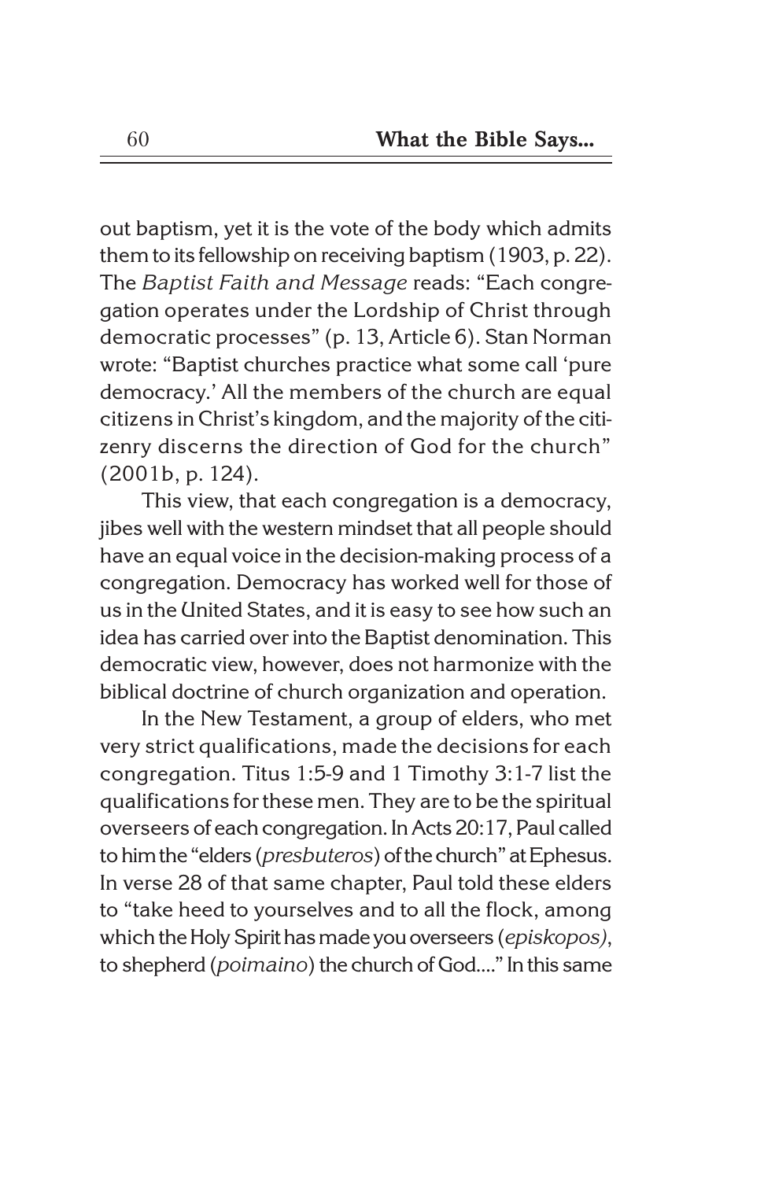out baptism, yet it is the vote of the body which admits them to its fellowship on receiving baptism (1903, p. 22). The *Baptist Faith and Message* reads: "Each congregation operates under the Lordship of Christ through democratic processes" (p. 13, Article 6). Stan Norman wrote: "Baptist churches practice what some call 'pure democracy.' All the members of the church are equal citizens in Christ's kingdom, and the majority of the citizenry discerns the direction of God for the church" (2001b, p. 124).

This view, that each congregation is a democracy, jibes well with the western mindset that all people should have an equal voice in the decision-making process of a congregation. Democracy has worked well for those of us in the United States, and it is easy to see how such an idea has carried over into the Baptist denomination. This democratic view, however, does not harmonize with the biblical doctrine of church organization and operation.

In the New Testament, a group of elders, who met very strict qualifications, made the decisions for each congregation. Titus 1:5-9 and 1 Timothy 3:1-7 list the qualifications for these men. They are to be the spiritual overseers of each congregation. In Acts 20:17, Paul called to him the "elders (*presbuteros*) of the church" at Ephesus. In verse 28 of that same chapter, Paul told these elders to "take heed to yourselves and to all the flock, among which the Holy Spirit has made you overseers (*episkopos)*, to shepherd (*poimaino*) the church of God...." In this same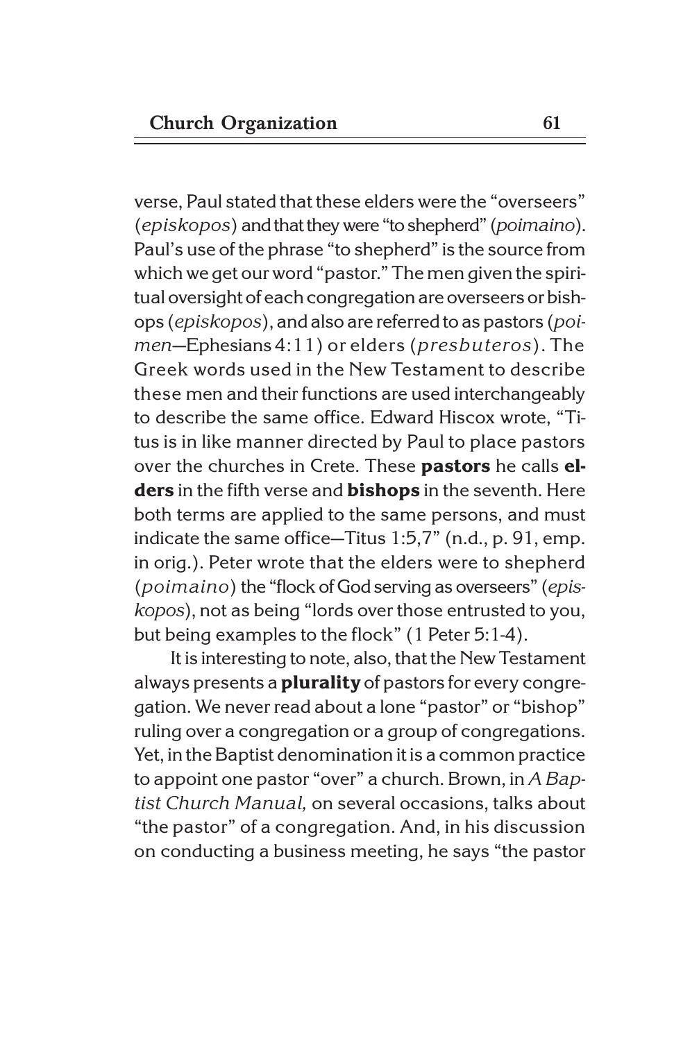verse, Paul stated that these elders were the "overseers" (*episkopos*) and that they were "to shepherd" (*poimaino*). Paul's use of the phrase "to shepherd" is the source from which we get our word "pastor." The men given the spiritual oversight of each congregation are overseers or bishops (*episkopos*), and also are referred to as pastors (*poimen*—Ephesians 4:11) or elders (*presbuteros*). The Greek words used in the New Testament to describe these men and their functions are used interchangeably to describe the same office. Edward Hiscox wrote, "Titus is in like manner directed by Paul to place pastors over the churches in Crete. These **pastors** he calls **elders** in the fifth verse and **bishops** in the seventh. Here both terms are applied to the same persons, and must indicate the same office—Titus 1:5,7" (n.d., p. 91, emp. in orig.). Peter wrote that the elders were to shepherd (*poimaino*) the "flock of God serving as overseers" (*episkopos*), not as being "lords over those entrusted to you, but being examples to the flock" (1 Peter 5:1-4).

It is interesting to note, also, that the New Testament always presents a **plurality** of pastors for every congregation. We never read about a lone "pastor" or "bishop" ruling over a congregation or a group of congregations. Yet, in the Baptist denomination it is a common practice to appoint one pastor "over" a church. Brown, in *A Baptist Church Manual,* on several occasions, talks about "the pastor" of a congregation. And, in his discussion on conducting a business meeting, he says "the pastor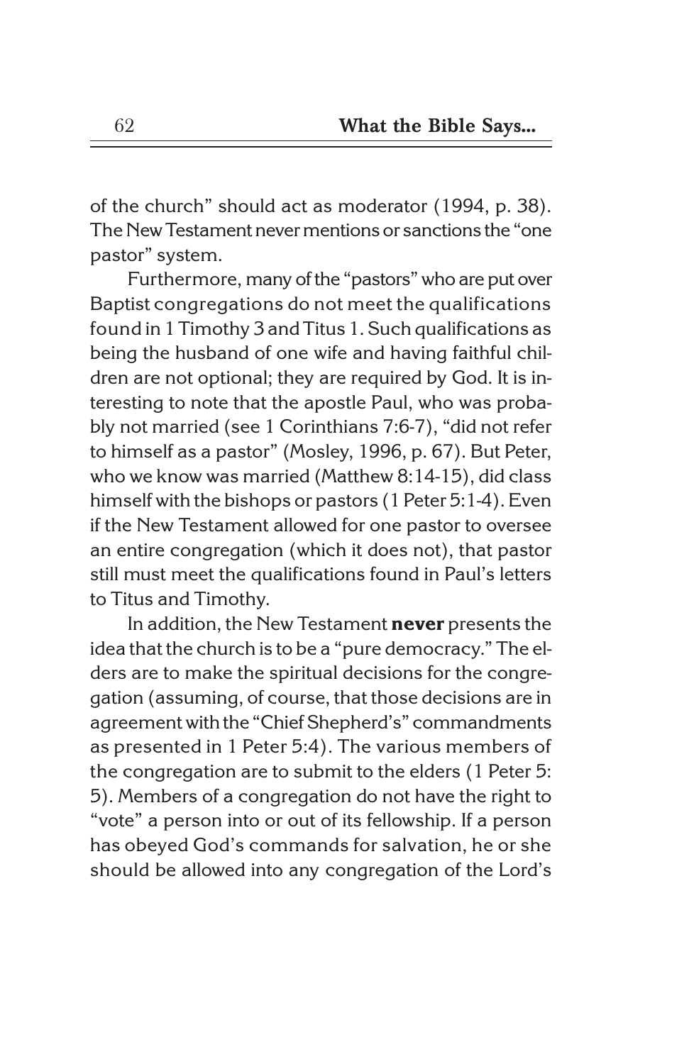of the church" should act as moderator (1994, p. 38). The New Testament never mentions or sanctions the "one pastor" system.

Furthermore, many of the "pastors" who are put over Baptist congregations do not meet the qualifications found in 1 Timothy 3 and Titus 1. Such qualifications as being the husband of one wife and having faithful children are not optional; they are required by God. It is interesting to note that the apostle Paul, who was probably not married (see 1 Corinthians 7:6-7), "did not refer to himself as a pastor" (Mosley, 1996, p. 67). But Peter, who we know was married (Matthew 8:14-15), did class himself with the bishops or pastors (1 Peter 5:1-4). Even if the New Testament allowed for one pastor to oversee an entire congregation (which it does not), that pastor still must meet the qualifications found in Paul's letters to Titus and Timothy.

In addition, the New Testament **never** presents the idea that the church is to be a "pure democracy." The elders are to make the spiritual decisions for the congregation (assuming, of course, that those decisions are in agreement with the "Chief Shepherd's" commandments as presented in 1 Peter 5:4). The various members of the congregation are to submit to the elders (1 Peter 5:5). Members of a congregation do not have the right to "vote" a person into or out of its fellowship. If a person has obeyed God's commands for salvation, he or she should be allowed into any congregation of the Lord's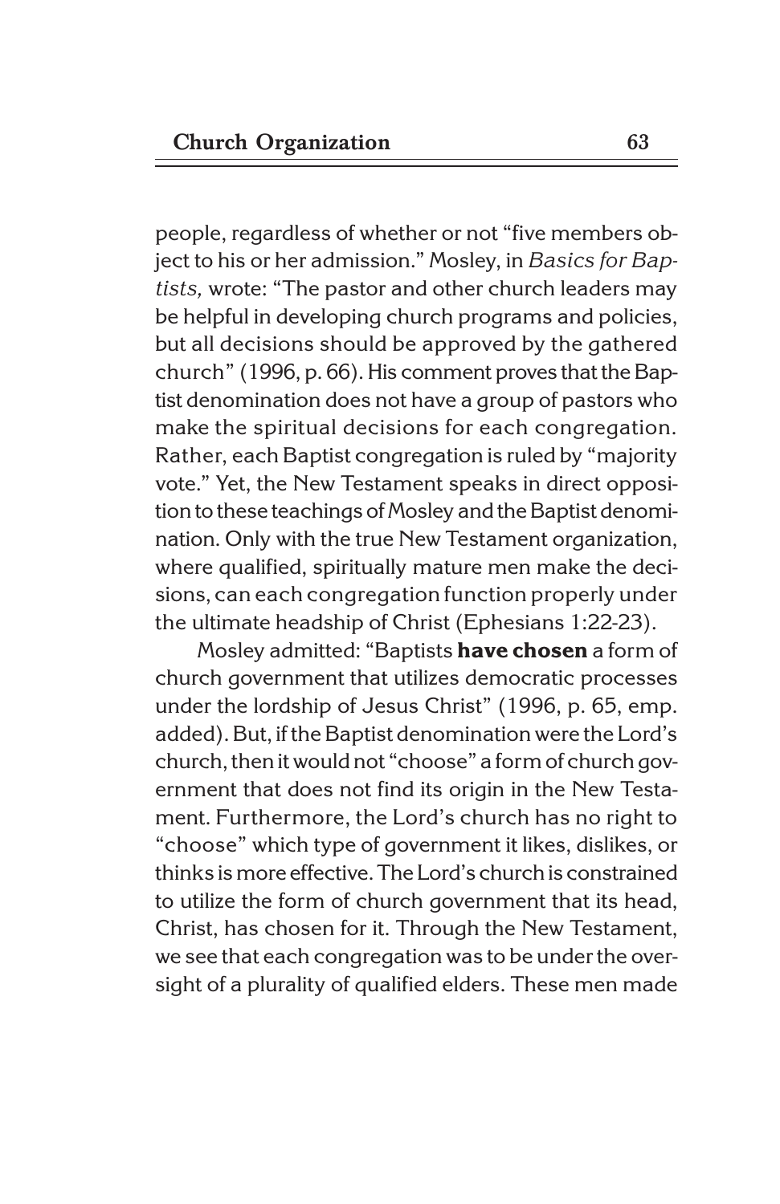people, regardless of whether or not "five members object to his or her admission." Mosley, in *Basics for Baptists,* wrote: "The pastor and other church leaders may be helpful in developing church programs and policies, but all decisions should be approved by the gathered church" (1996, p. 66). His comment proves that the Baptist denomination does not have a group of pastors who make the spiritual decisions for each congregation. Rather, each Baptist congregation is ruled by "majority vote." Yet, the New Testament speaks in direct opposition to these teachings of Mosley and the Baptist denomination. Only with the true New Testament organization, where qualified, spiritually mature men make the decisions, can each congregation function properly under the ultimate headship of Christ (Ephesians 1:22-23).

Mosley admitted: "Baptists **have chosen** a form of church government that utilizes democratic processes under the lordship of Jesus Christ" (1996, p. 65, emp. added). But, if the Baptist denomination were the Lord's church, then it would not "choose" a form of church government that does not find its origin in the New Testament. Furthermore, the Lord's church has no right to "choose" which type of government it likes, dislikes, or thinks is more effective. The Lord's church is constrained to utilize the form of church government that its head, Christ, has chosen for it. Through the New Testament, we see that each congregation was to be under the oversight of a plurality of qualified elders. These men made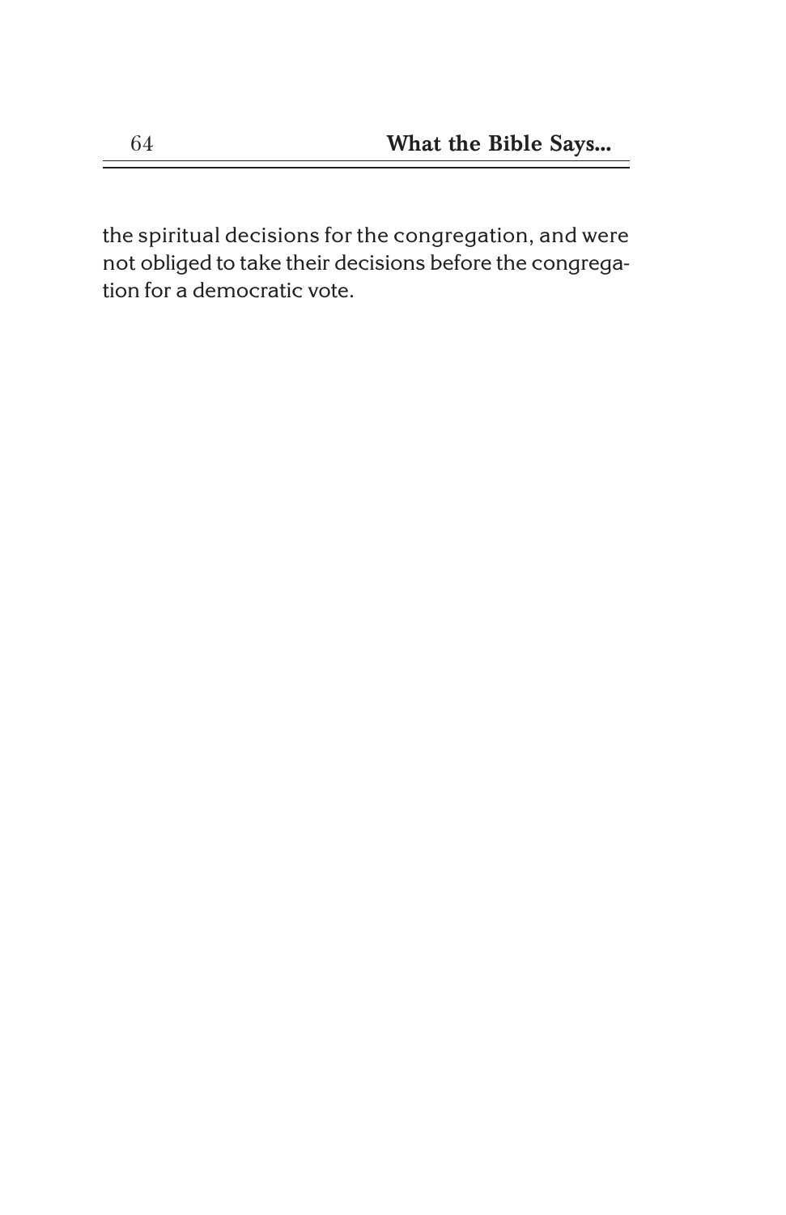the spiritual decisions for the congregation, and were not obliged to take their decisions before the congregation for a democratic vote.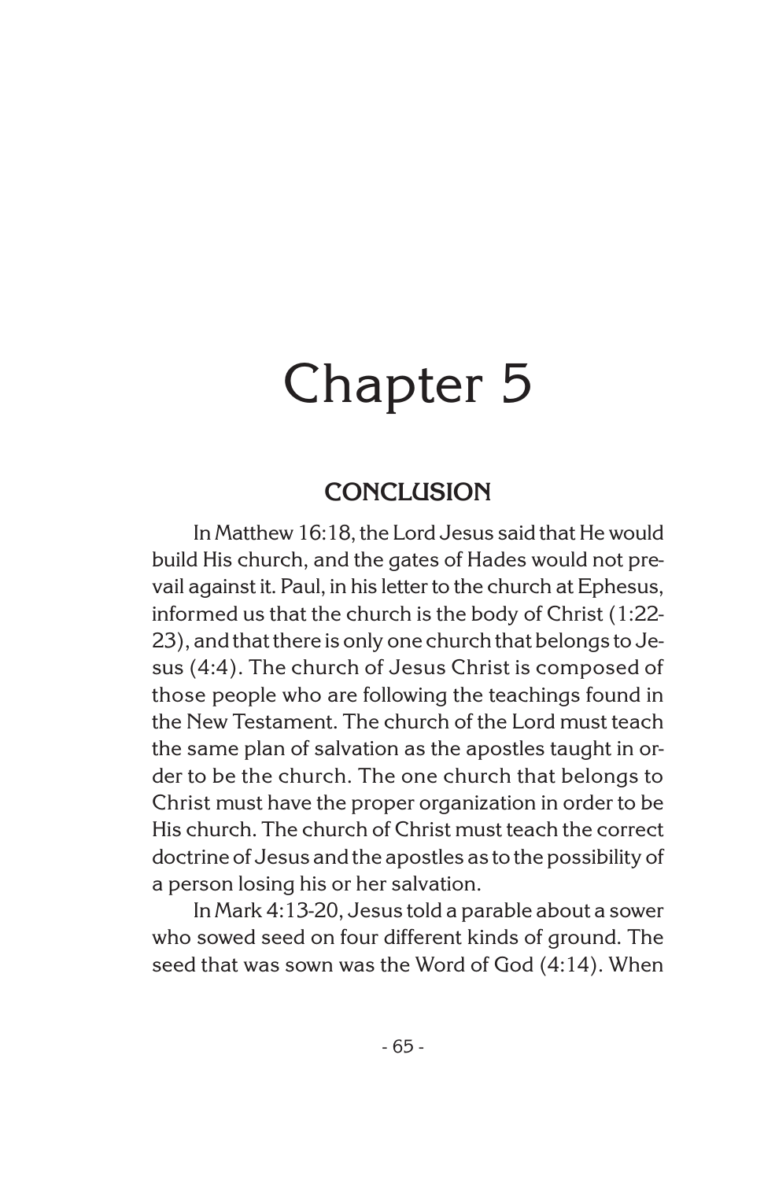# Chapter 5

## CONCLUSION

In Matthew 16:18, the Lord Jesus said that He would build His church, and the gates of Hades would not prevail against it. Paul, in his letter to the church at Ephesus, informed us that the church is the body of Christ (1:22-23), and that there is only one church that belongs to Jesus (4:4). The church of Jesus Christ is composed of those people who are following the teachings found in the New Testament. The church of the Lord must teach the same plan of salvation as the apostles taught in order to be the church. The one church that belongs to Christ must have the proper organization in order to be His church. The church of Christ must teach the correct doctrine of Jesus and the apostles as to the possibility of a person losing his or her salvation.

In Mark 4:13-20, Jesus told a parable about a sower who sowed seed on four different kinds of ground. The seed that was sown was the Word of God (4:14). When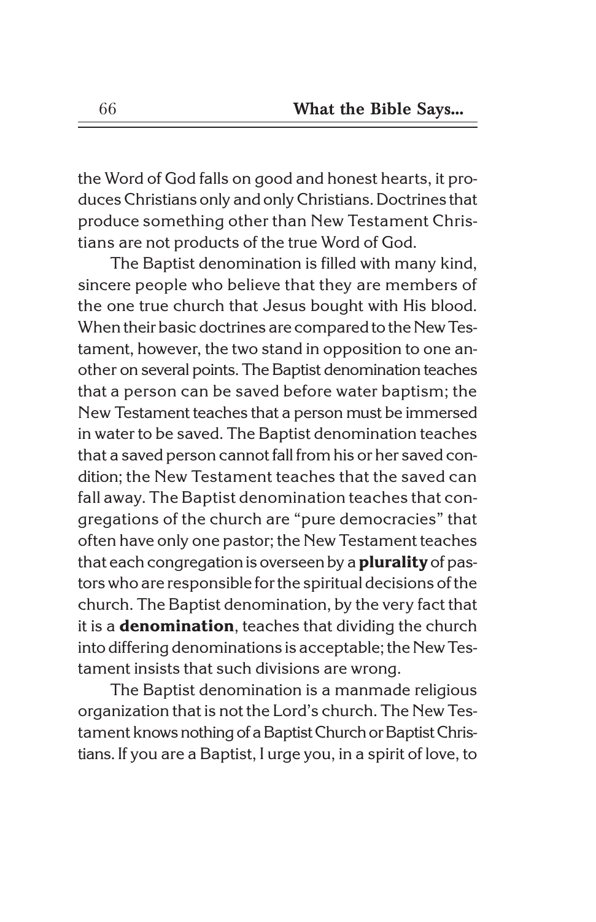the Word of God falls on good and honest hearts, it produces Christians only and only Christians. Doctrines that produce something other than New Testament Christians are not products of the true Word of God.

The Baptist denomination is filled with many kind, sincere people who believe that they are members of the one true church that Jesus bought with His blood. When their basic doctrines are compared to the New Testament, however, the two stand in opposition to one another on several points. The Baptist denomination teaches that a person can be saved before water baptism; the New Testament teaches that a person must be immersed in water to be saved. The Baptist denomination teaches that a saved person cannot fall from his or her saved condition; the New Testament teaches that the saved can fall away. The Baptist denomination teaches that congregations of the church are "pure democracies" that often have only one pastor; the New Testament teaches that each congregation is overseen by a **plurality** of pastors who are responsible for the spiritual decisions of the church. The Baptist denomination, by the very fact that it is a **denomination**, teaches that dividing the church into differing denominations is acceptable; the New Testament insists that such divisions are wrong.

The Baptist denomination is a manmade religious organization that is not the Lord's church. The New Testament knows nothing of a Baptist Church or Baptist Christians. If you are a Baptist, I urge you, in a spirit of love, to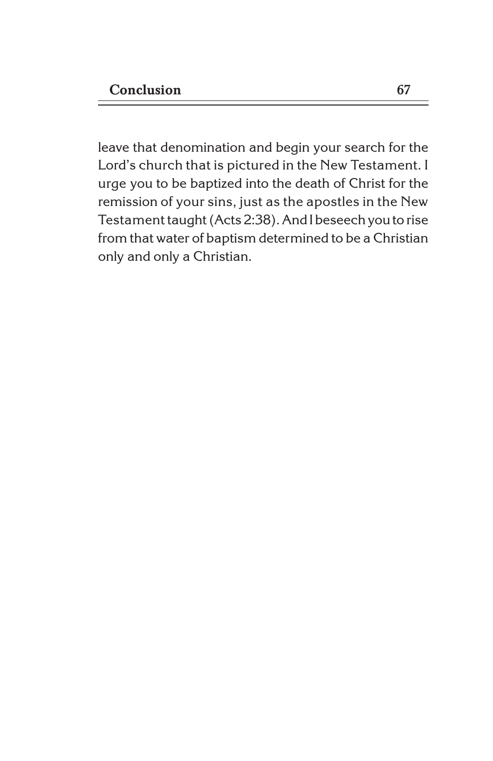leave that denomination and begin your search for the Lord's church that is pictured in the New Testament. I urge you to be baptized into the death of Christ for the remission of your sins, just as the apostles in the New Testament taught (Acts 2:38). And I beseech you to rise from that water of baptism determined to be a Christian only and only a Christian.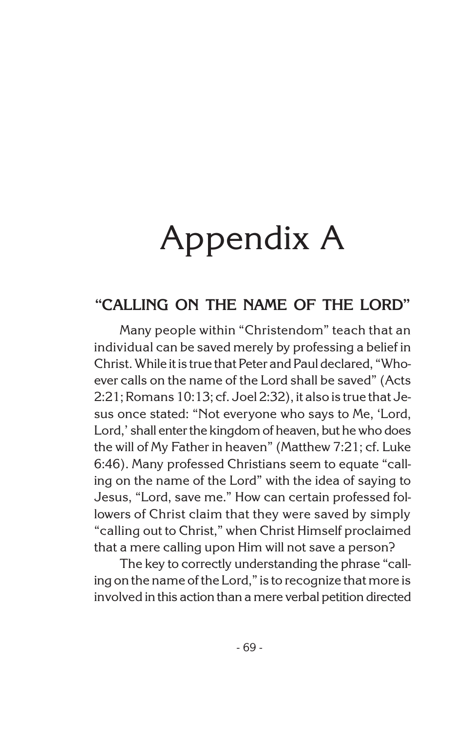# Appendix A

## "CALLING ON THE NAME OF THE LORD"

Many people within "Christendom" teach that an individual can be saved merely by professing a belief in Christ. While it is true that Peter and Paul declared, "Whoever calls on the name of the Lord shall be saved" (Acts 2:21; Romans 10:13; cf. Joel 2:32), it also is true that Jesus once stated: "Not everyone who says to Me, 'Lord, Lord,' shall enter the kingdom of heaven, but he who does the will of My Father in heaven" (Matthew 7:21; cf. Luke 6:46). Many professed Christians seem to equate "calling on the name of the Lord" with the idea of saying to Jesus, "Lord, save me." How can certain professed followers of Christ claim that they were saved by simply "calling out to Christ," when Christ Himself proclaimed that a mere calling upon Him will not save a person?

The key to correctly understanding the phrase "calling on the name of the Lord," is to recognize that more is involved in this action than a mere verbal petition directed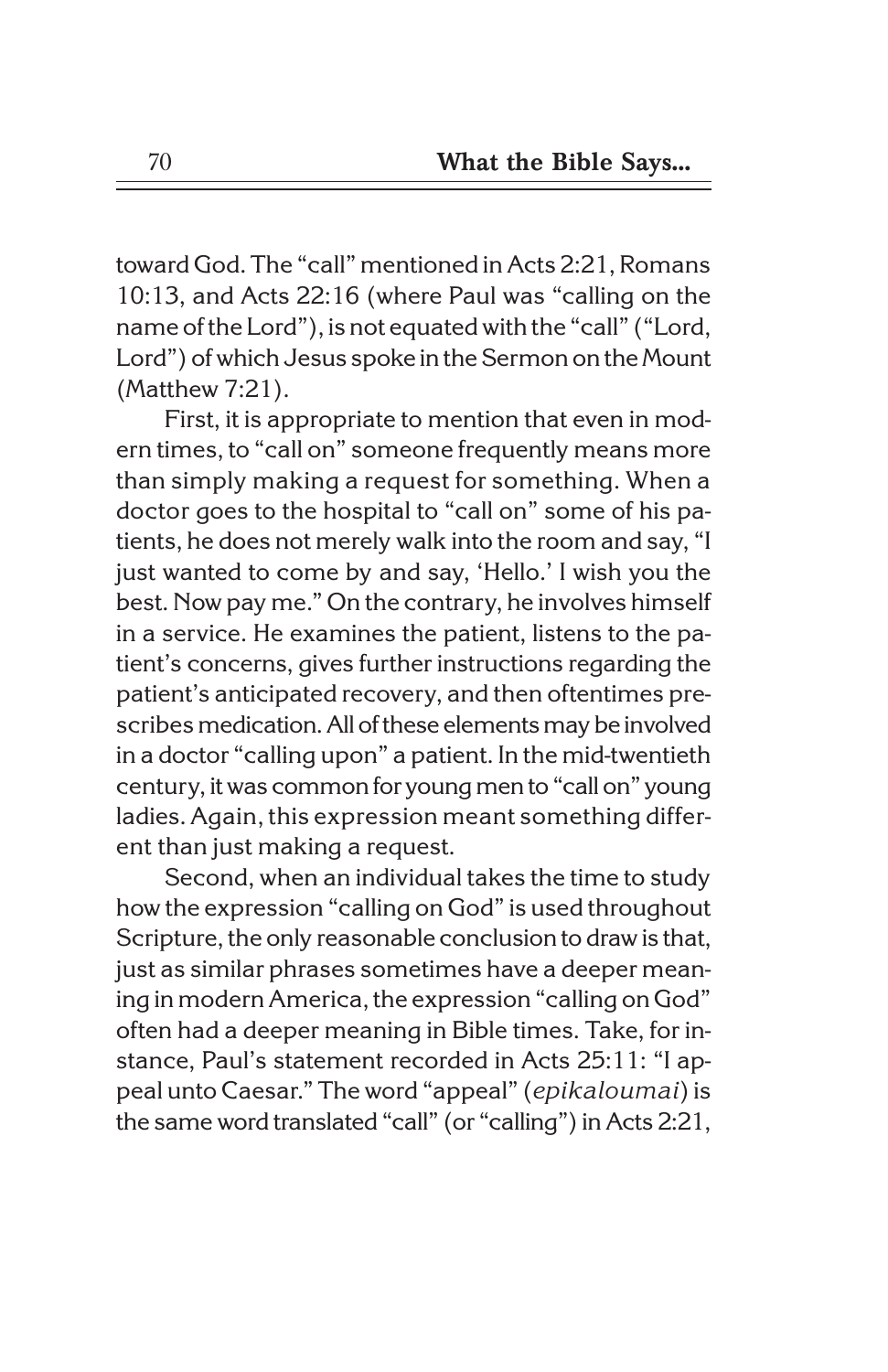toward God. The "call" mentioned in Acts 2:21, Romans 10:13, and Acts 22:16 (where Paul was "calling on the name of the Lord"), is not equated with the "call" ("Lord, Lord") of which Jesus spoke in the Sermon on the Mount (Matthew 7:21).

First, it is appropriate to mention that even in modern times, to "call on" someone frequently means more than simply making a request for something. When a doctor goes to the hospital to "call on" some of his patients, he does not merely walk into the room and say, "I just wanted to come by and say, 'Hello.' I wish you the best. Now pay me." On the contrary, he involves himself in a service. He examines the patient, listens to the patient's concerns, gives further instructions regarding the patient's anticipated recovery, and then oftentimes prescribes medication. All of these elements may be involved in a doctor "calling upon" a patient. In the mid-twentieth century, it was common for young men to "call on" young ladies. Again, this expression meant something different than just making a request.

Second, when an individual takes the time to study how the expression "calling on God" is used throughout Scripture, the only reasonable conclusion to draw is that, just as similar phrases sometimes have a deeper meaning in modern America, the expression "calling on God" often had a deeper meaning in Bible times. Take, for instance, Paul's statement recorded in Acts 25:11: "I appeal unto Caesar." The word "appeal" (*epikaloumai*) is the same word translated "call" (or "calling") in Acts 2:21,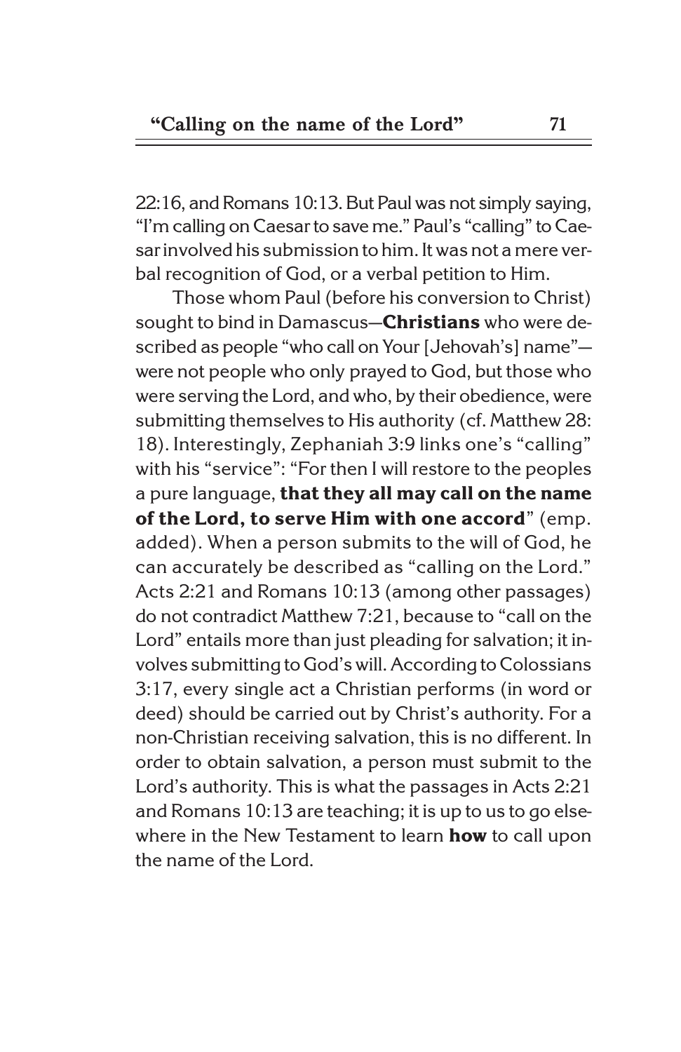22:16, and Romans 10:13. But Paul was not simply saying, "I'm calling on Caesar to save me." Paul's "calling" to Caesar involved his submission to him. It was not a mere verbal recognition of God, or a verbal petition to Him.

Those whom Paul (before his conversion to Christ) sought to bind in Damascus—**Christians** who were described as people "who call on Your [Jehovah's] name"—were not people who only prayed to God, but those who were serving the Lord, and who, by their obedience, were submitting themselves to His authority (cf. Matthew 28:18). Interestingly, Zephaniah 3:9 links one's "calling" with his "service": "For then I will restore to the peoples a pure language, **that they all may call on the name of the Lord, to serve Him with one accord**" (emp. added). When a person submits to the will of God, he can accurately be described as "calling on the Lord." Acts 2:21 and Romans 10:13 (among other passages) do not contradict Matthew 7:21, because to "call on the Lord" entails more than just pleading for salvation; it involves submitting to God's will. According to Colossians 3:17, every single act a Christian performs (in word or deed) should be carried out by Christ's authority. For a non-Christian receiving salvation, this is no different. In order to obtain salvation, a person must submit to the Lord's authority. This is what the passages in Acts 2:21 and Romans 10:13 are teaching; it is up to us to go elsewhere in the New Testament to learn **how** to call upon the name of the Lord.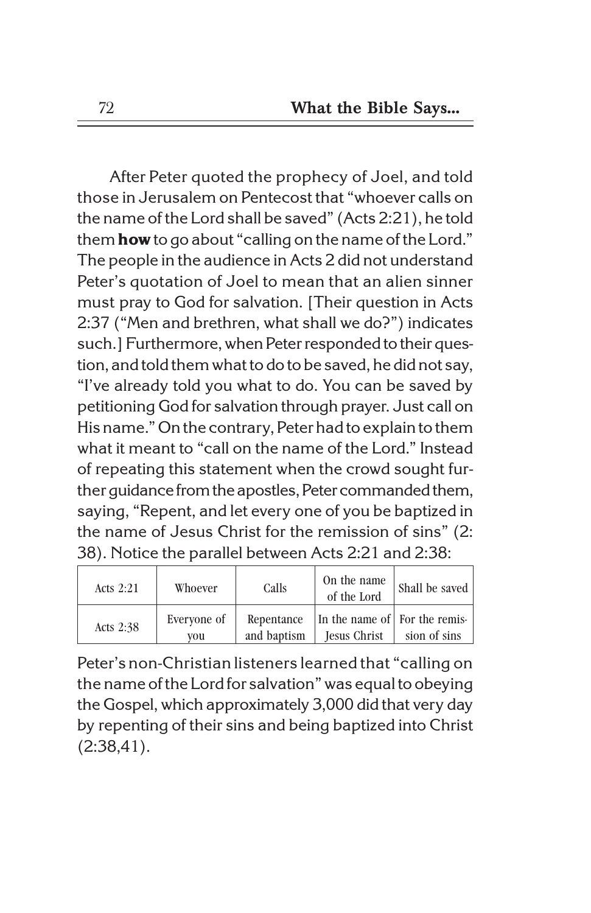After Peter quoted the prophecy of Joel, and told those in Jerusalem on Pentecost that "whoever calls on the name of the Lord shall be saved" (Acts 2:21), he told them **how** to go about "calling on the name of the Lord." The people in the audience in Acts 2 did not understand Peter's quotation of Joel to mean that an alien sinner must pray to God for salvation. [Their question in Acts 2:37 ("Men and brethren, what shall we do?") indicates such.] Furthermore, when Peter responded to their question, and told them what to do to be saved, he did not say, "I've already told you what to do. You can be saved by petitioning God for salvation through prayer. Just call on His name." On the contrary, Peter had to explain to them what it meant to "call on the name of the Lord." Instead of repeating this statement when the crowd sought further guidance from the apostles, Peter commanded them, saying, "Repent, and let every one of you be baptized in the name of Jesus Christ for the remission of sins" (2: 38). Notice the parallel between Acts 2:21 and 2:38:

| Acts 2:21 | Whoever | Calls | On the name of the Lord | Shall be saved |
|---|---|---|---|---|
| Acts 2:38 | Everyone of you | Repentance and baptism | In the name of Jesus Christ | For the remission of sins |

Peter's non-Christian listeners learned that "calling on the name of the Lord for salvation" was equal to obeying the Gospel, which approximately 3,000 did that very day by repenting of their sins and being baptized into Christ (2:38,41).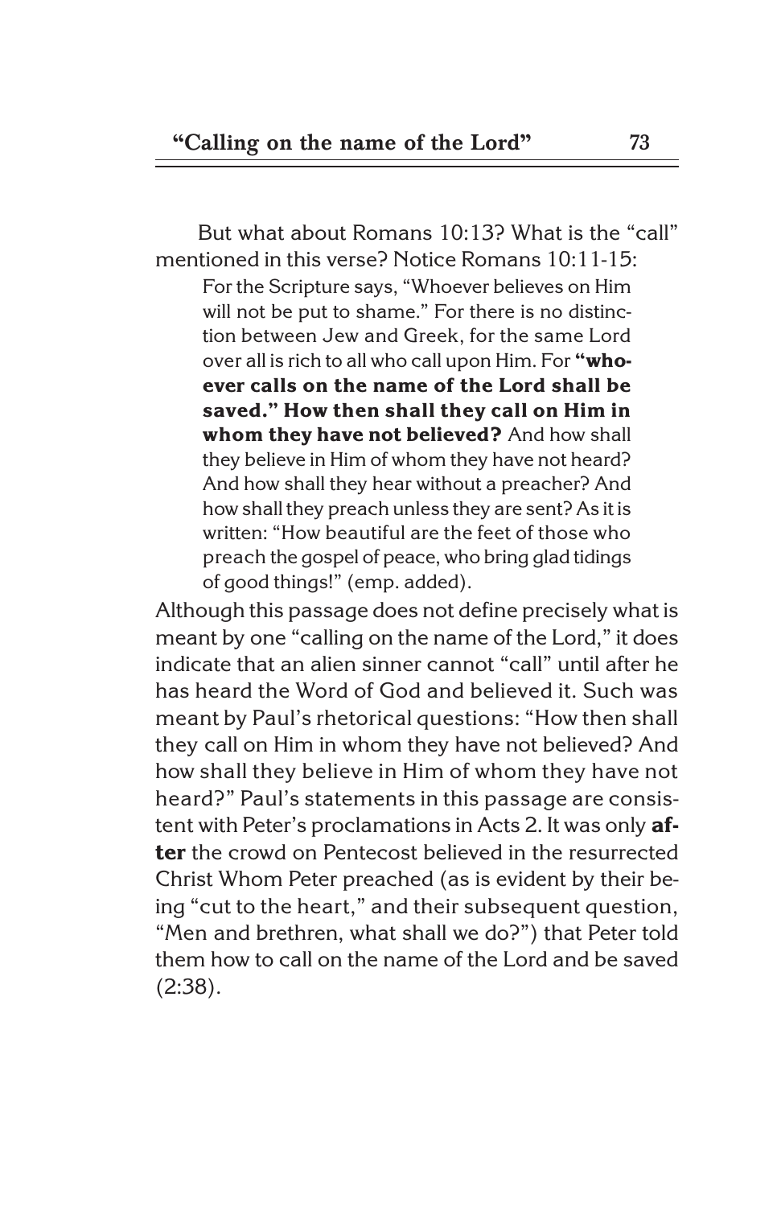But what about Romans 10:13? What is the "call" mentioned in this verse? Notice Romans 10:11-15:

> For the Scripture says, "Whoever believes on Him will not be put to shame." For there is no distinction between Jew and Greek, for the same Lord over all is rich to all who call upon Him. For **"whoever calls on the name of the Lord shall be saved." How then shall they call on Him in whom they have not believed?** And how shall they believe in Him of whom they have not heard? And how shall they hear without a preacher? And how shall they preach unless they are sent? As it is written: "How beautiful are the feet of those who preach the gospel of peace, who bring glad tidings of good things!" (emp. added).

Although this passage does not define precisely what is meant by one "calling on the name of the Lord," it does indicate that an alien sinner cannot "call" until after he has heard the Word of God and believed it. Such was meant by Paul's rhetorical questions: "How then shall they call on Him in whom they have not believed? And how shall they believe in Him of whom they have not heard?" Paul's statements in this passage are consistent with Peter's proclamations in Acts 2. It was only **after** the crowd on Pentecost believed in the resurrected Christ Whom Peter preached (as is evident by their being "cut to the heart," and their subsequent question, "Men and brethren, what shall we do?") that Peter told them how to call on the name of the Lord and be saved (2:38).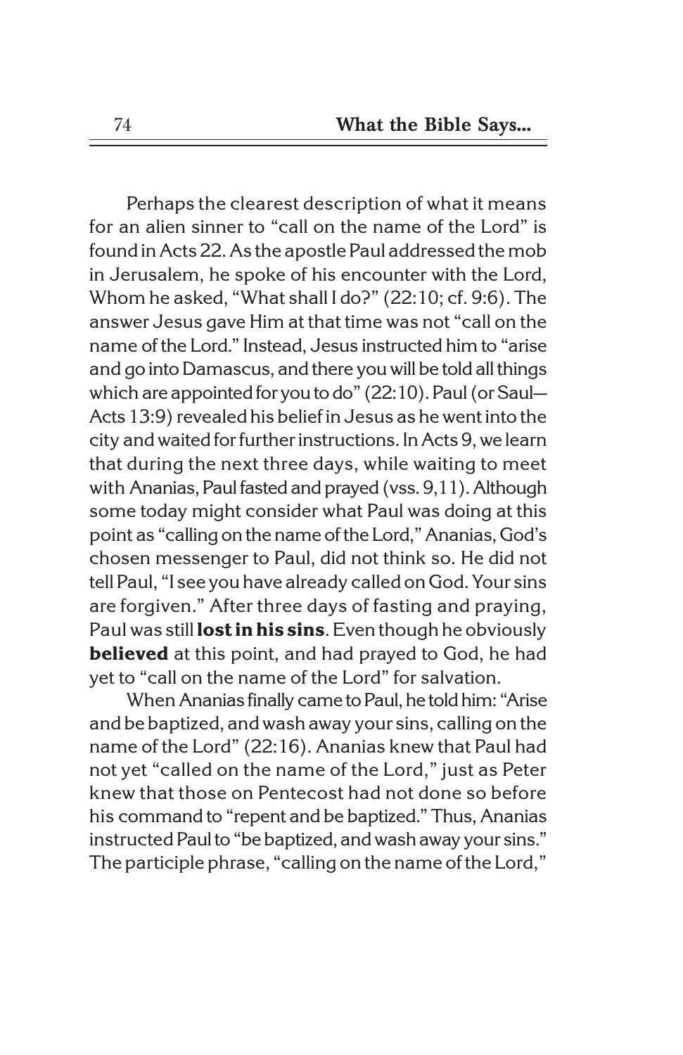Perhaps the clearest description of what it means for an alien sinner to "call on the name of the Lord" is found in Acts 22. As the apostle Paul addressed the mob in Jerusalem, he spoke of his encounter with the Lord, Whom he asked, "What shall I do?" (22:10; cf. 9:6). The answer Jesus gave Him at that time was not "call on the name of the Lord." Instead, Jesus instructed him to "arise and go into Damascus, and there you will be told all things which are appointed for you to do" (22:10). Paul (or Saul—Acts 13:9) revealed his belief in Jesus as he went into the city and waited for further instructions. In Acts 9, we learn that during the next three days, while waiting to meet with Ananias, Paul fasted and prayed (vss. 9,11). Although some today might consider what Paul was doing at this point as "calling on the name of the Lord," Ananias, God's chosen messenger to Paul, did not think so. He did not tell Paul, "I see you have already called on God. Your sins are forgiven." After three days of fasting and praying, Paul was still **lost in his sins**. Even though he obviously **believed** at this point, and had prayed to God, he had yet to "call on the name of the Lord" for salvation.

When Ananias finally came to Paul, he told him: "Arise and be baptized, and wash away your sins, calling on the name of the Lord" (22:16). Ananias knew that Paul had not yet "called on the name of the Lord," just as Peter knew that those on Pentecost had not done so before his command to "repent and be baptized." Thus, Ananias instructed Paul to "be baptized, and wash away your sins." The participle phrase, "calling on the name of the Lord,"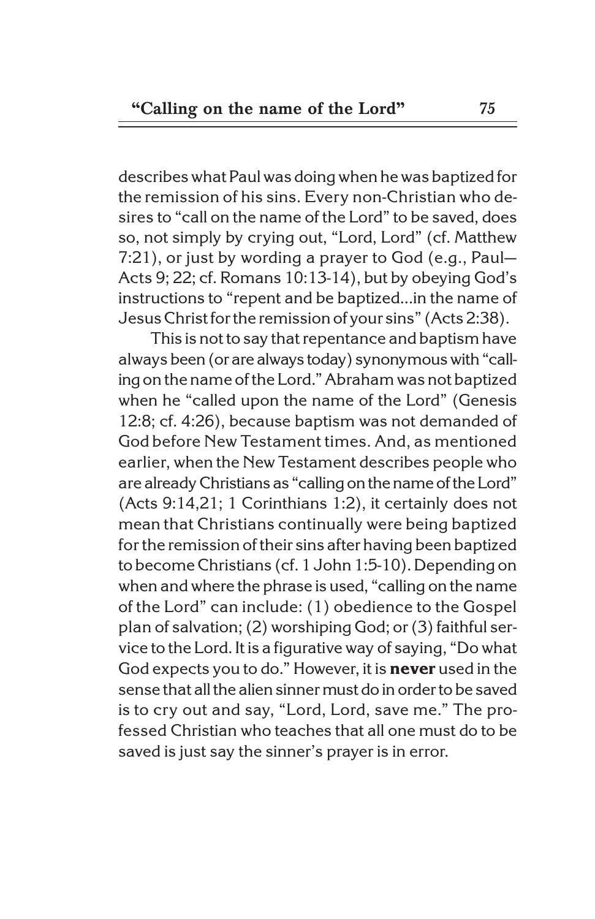describes what Paul was doing when he was baptized for the remission of his sins. Every non-Christian who desires to "call on the name of the Lord" to be saved, does so, not simply by crying out, "Lord, Lord" (cf. Matthew 7:21), or just by wording a prayer to God (e.g., Paul—Acts 9; 22; cf. Romans 10:13-14), but by obeying God's instructions to "repent and be baptized...in the name of Jesus Christ for the remission of your sins" (Acts 2:38).

This is not to say that repentance and baptism have always been (or are always today) synonymous with "calling on the name of the Lord." Abraham was not baptized when he "called upon the name of the Lord" (Genesis 12:8; cf. 4:26), because baptism was not demanded of God before New Testament times. And, as mentioned earlier, when the New Testament describes people who are already Christians as "calling on the name of the Lord" (Acts 9:14,21; 1 Corinthians 1:2), it certainly does not mean that Christians continually were being baptized for the remission of their sins after having been baptized to become Christians (cf. 1 John 1:5-10). Depending on when and where the phrase is used, "calling on the name of the Lord" can include: (1) obedience to the Gospel plan of salvation; (2) worshiping God; or (3) faithful service to the Lord. It is a figurative way of saying, "Do what God expects you to do." However, it is **never** used in the sense that all the alien sinner must do in order to be saved is to cry out and say, "Lord, Lord, save me." The professed Christian who teaches that all one must do to be saved is just say the sinner's prayer is in error.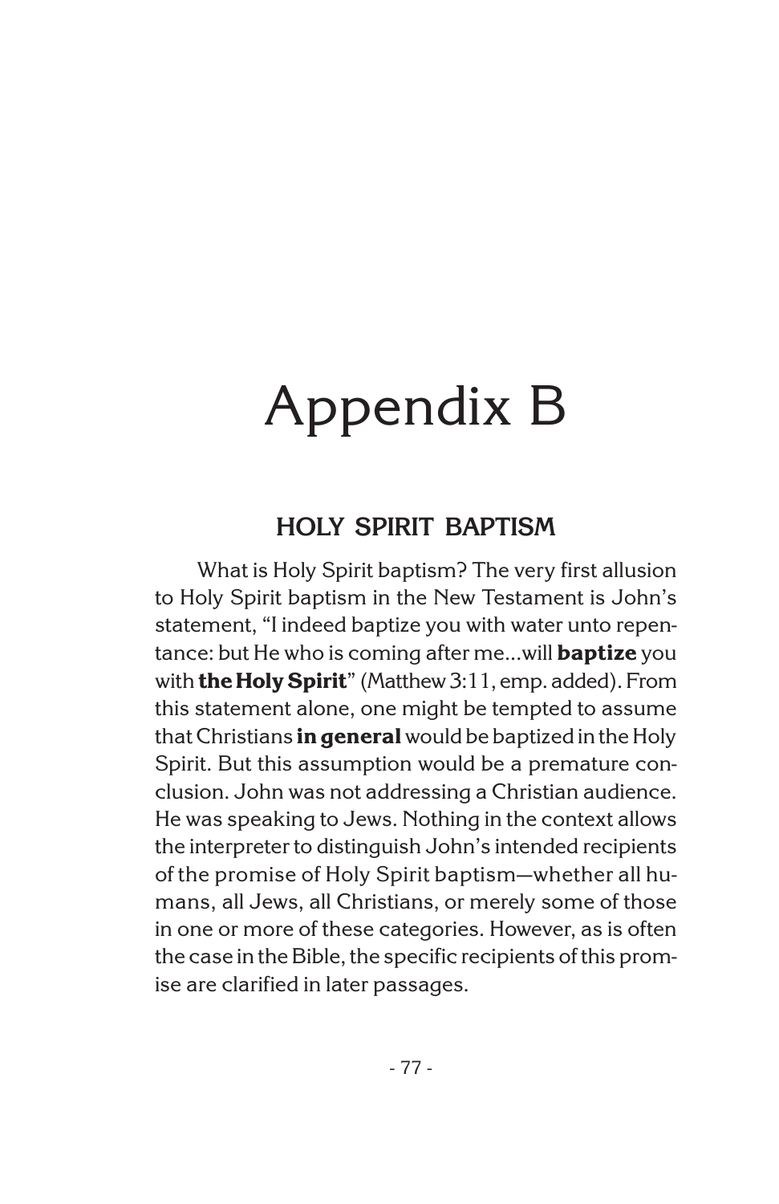# Appendix B

## HOLY SPIRIT BAPTISM

What is Holy Spirit baptism? The very first allusion to Holy Spirit baptism in the New Testament is John's statement, "I indeed baptize you with water unto repentance: but He who is coming after me...will **baptize** you with **the Holy Spirit**" (Matthew 3:11, emp. added). From this statement alone, one might be tempted to assume that Christians **in general** would be baptized in the Holy Spirit. But this assumption would be a premature conclusion. John was not addressing a Christian audience. He was speaking to Jews. Nothing in the context allows the interpreter to distinguish John's intended recipients of the promise of Holy Spirit baptism—whether all humans, all Jews, all Christians, or merely some of those in one or more of these categories. However, as is often the case in the Bible, the specific recipients of this promise are clarified in later passages.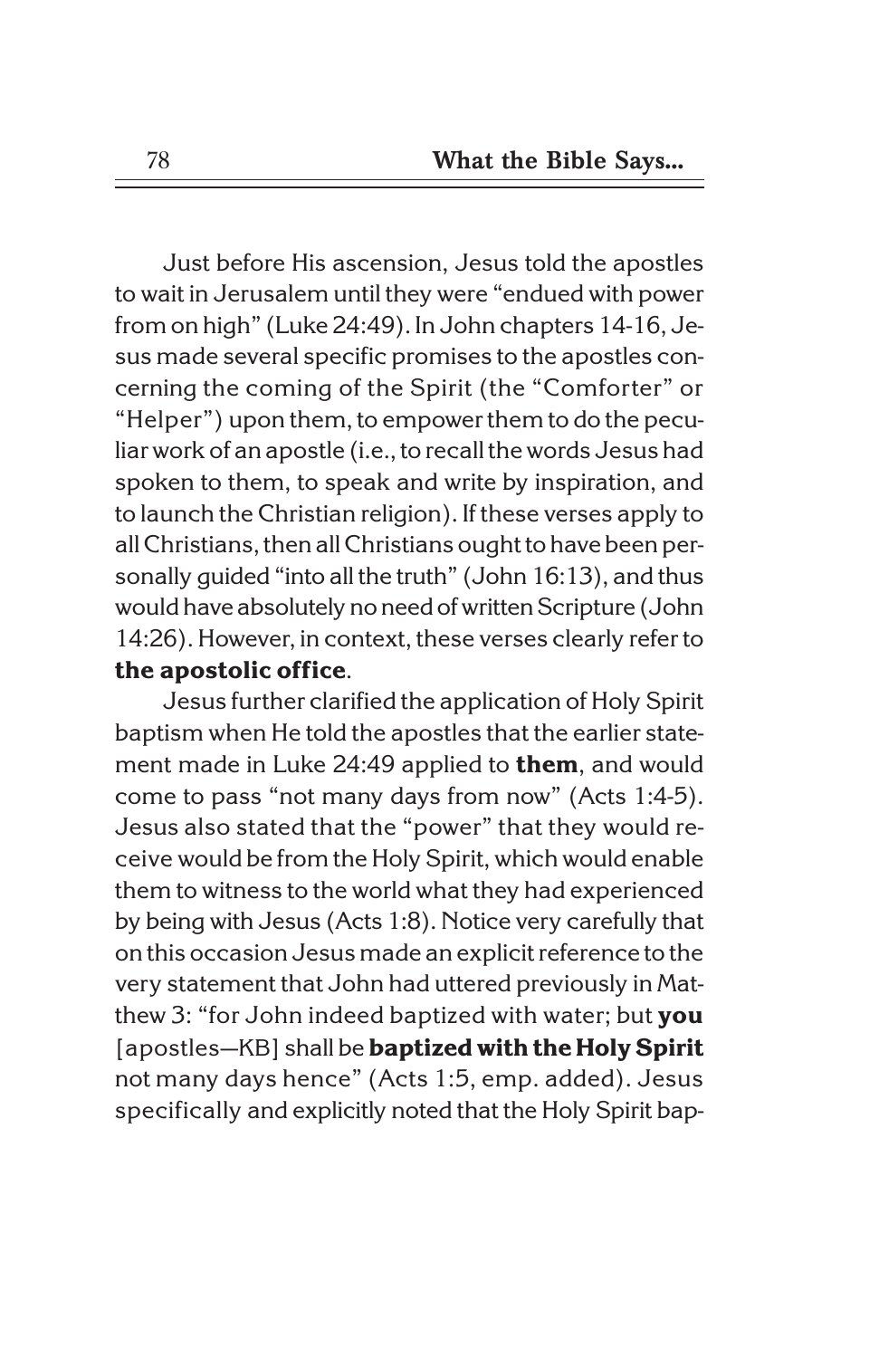Just before His ascension, Jesus told the apostles to wait in Jerusalem until they were "endued with power from on high" (Luke 24:49). In John chapters 14-16, Jesus made several specific promises to the apostles concerning the coming of the Spirit (the "Comforter" or "Helper") upon them, to empower them to do the peculiar work of an apostle (i.e., to recall the words Jesus had spoken to them, to speak and write by inspiration, and to launch the Christian religion). If these verses apply to all Christians, then all Christians ought to have been personally guided "into all the truth" (John 16:13), and thus would have absolutely no need of written Scripture (John 14:26). However, in context, these verses clearly refer to **the apostolic office**.

Jesus further clarified the application of Holy Spirit baptism when He told the apostles that the earlier statement made in Luke 24:49 applied to **them**, and would come to pass "not many days from now" (Acts 1:4-5). Jesus also stated that the "power" that they would receive would be from the Holy Spirit, which would enable them to witness to the world what they had experienced by being with Jesus (Acts 1:8). Notice very carefully that on this occasion Jesus made an explicit reference to the very statement that John had uttered previously in Matthew 3: "for John indeed baptized with water; but **you** [apostles—KB] shall be **baptized with the Holy Spirit** not many days hence" (Acts 1:5, emp. added). Jesus specifically and explicitly noted that the Holy Spirit bap-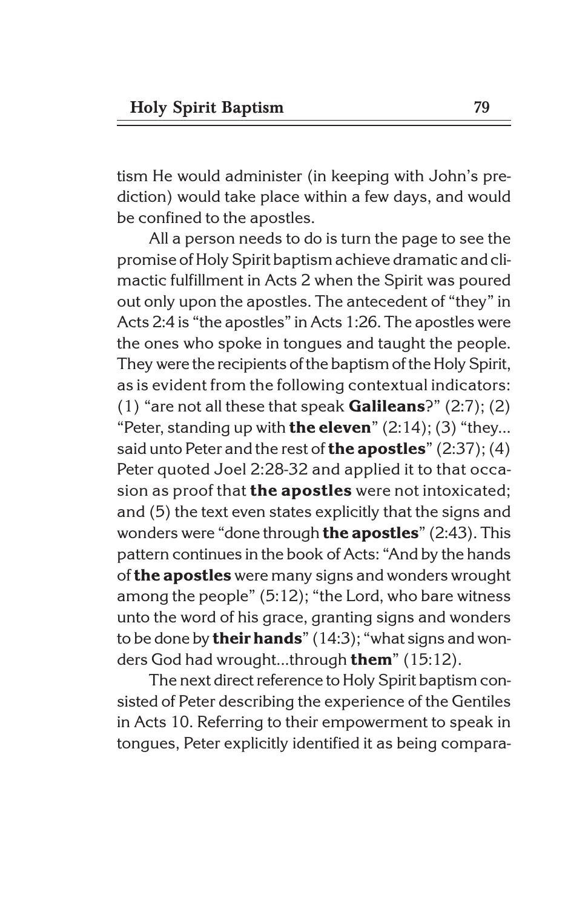tism He would administer (in keeping with John's prediction) would take place within a few days, and would be confined to the apostles.

All a person needs to do is turn the page to see the promise of Holy Spirit baptism achieve dramatic and climactic fulfillment in Acts 2 when the Spirit was poured out only upon the apostles. The antecedent of "they" in Acts 2:4 is "the apostles" in Acts 1:26. The apostles were the ones who spoke in tongues and taught the people. They were the recipients of the baptism of the Holy Spirit, as is evident from the following contextual indicators: (1) "are not all these that speak **Galileans**?" (2:7); (2) "Peter, standing up with **the eleven**" (2:14); (3) "they... said unto Peter and the rest of **the apostles**" (2:37); (4) Peter quoted Joel 2:28-32 and applied it to that occasion as proof that **the apostles** were not intoxicated; and (5) the text even states explicitly that the signs and wonders were "done through **the apostles**" (2:43). This pattern continues in the book of Acts: "And by the hands of **the apostles** were many signs and wonders wrought among the people" (5:12); "the Lord, who bare witness unto the word of his grace, granting signs and wonders to be done by **their hands**" (14:3); "what signs and wonders God had wrought...through **them**" (15:12).

The next direct reference to Holy Spirit baptism consisted of Peter describing the experience of the Gentiles in Acts 10. Referring to their empowerment to speak in tongues, Peter explicitly identified it as being compara-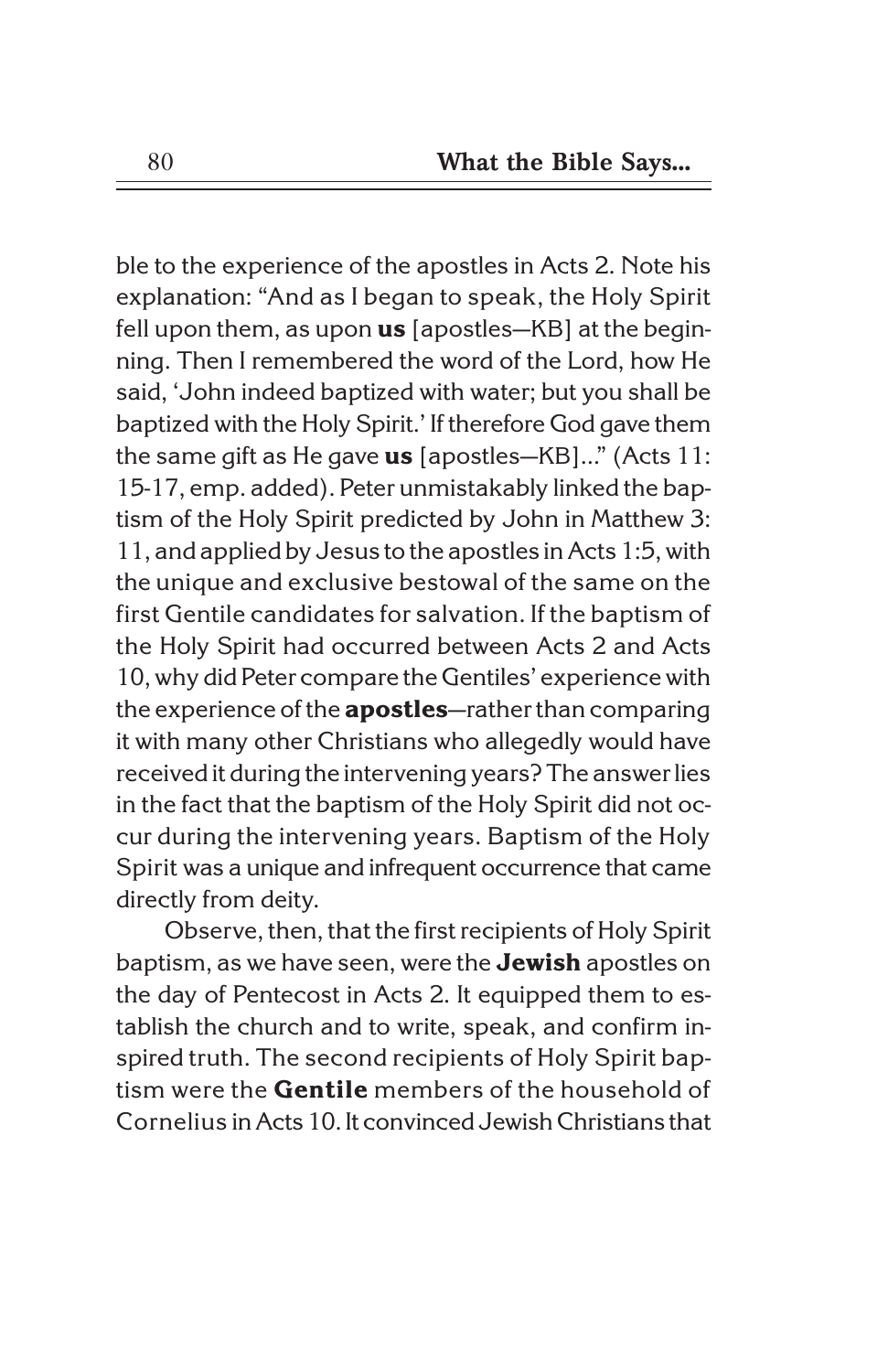ble to the experience of the apostles in Acts 2. Note his explanation: "And as I began to speak, the Holy Spirit fell upon them, as upon **us** [apostles—KB] at the beginning. Then I remembered the word of the Lord, how He said, 'John indeed baptized with water; but you shall be baptized with the Holy Spirit.' If therefore God gave them the same gift as He gave **us** [apostles—KB]..." (Acts 11:15-17, emp. added). Peter unmistakably linked the baptism of the Holy Spirit predicted by John in Matthew 3:11, and applied by Jesus to the apostles in Acts 1:5, with the unique and exclusive bestowal of the same on the first Gentile candidates for salvation. If the baptism of the Holy Spirit had occurred between Acts 2 and Acts 10, why did Peter compare the Gentiles' experience with the experience of the **apostles**—rather than comparing it with many other Christians who allegedly would have received it during the intervening years? The answer lies in the fact that the baptism of the Holy Spirit did not occur during the intervening years. Baptism of the Holy Spirit was a unique and infrequent occurrence that came directly from deity.

Observe, then, that the first recipients of Holy Spirit baptism, as we have seen, were the **Jewish** apostles on the day of Pentecost in Acts 2. It equipped them to establish the church and to write, speak, and confirm inspired truth. The second recipients of Holy Spirit baptism were the **Gentile** members of the household of Cornelius in Acts 10. It convinced Jewish Christians that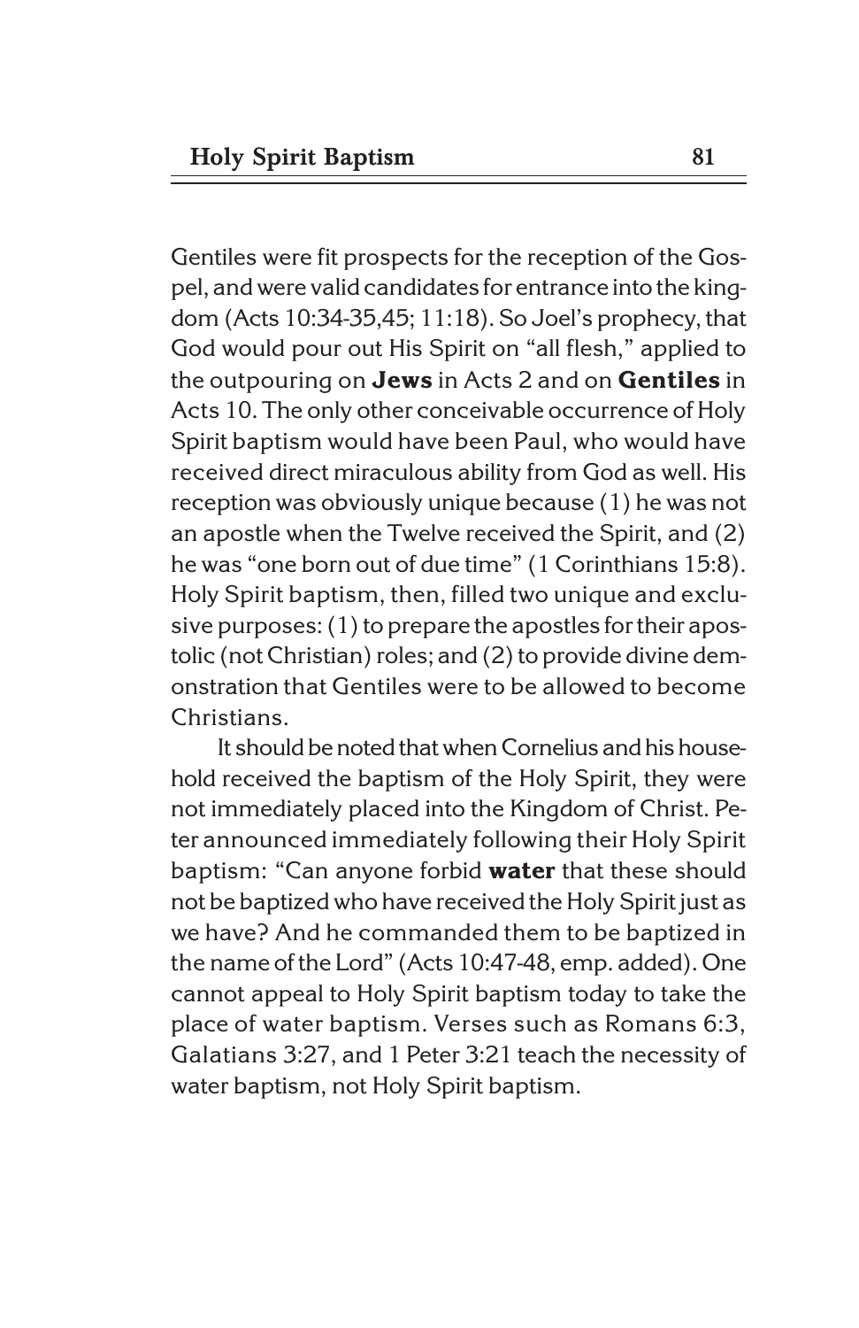Gentiles were fit prospects for the reception of the Gospel, and were valid candidates for entrance into the kingdom (Acts 10:34-35,45; 11:18). So Joel's prophecy, that God would pour out His Spirit on "all flesh," applied to the outpouring on **Jews** in Acts 2 and on **Gentiles** in Acts 10. The only other conceivable occurrence of Holy Spirit baptism would have been Paul, who would have received direct miraculous ability from God as well. His reception was obviously unique because (1) he was not an apostle when the Twelve received the Spirit, and (2) he was "one born out of due time" (1 Corinthians 15:8). Holy Spirit baptism, then, filled two unique and exclusive purposes: (1) to prepare the apostles for their apostolic (not Christian) roles; and (2) to provide divine demonstration that Gentiles were to be allowed to become Christians.

It should be noted that when Cornelius and his household received the baptism of the Holy Spirit, they were not immediately placed into the Kingdom of Christ. Peter announced immediately following their Holy Spirit baptism: "Can anyone forbid **water** that these should not be baptized who have received the Holy Spirit just as we have? And he commanded them to be baptized in the name of the Lord" (Acts 10:47-48, emp. added). One cannot appeal to Holy Spirit baptism today to take the place of water baptism. Verses such as Romans 6:3, Galatians 3:27, and 1 Peter 3:21 teach the necessity of water baptism, not Holy Spirit baptism.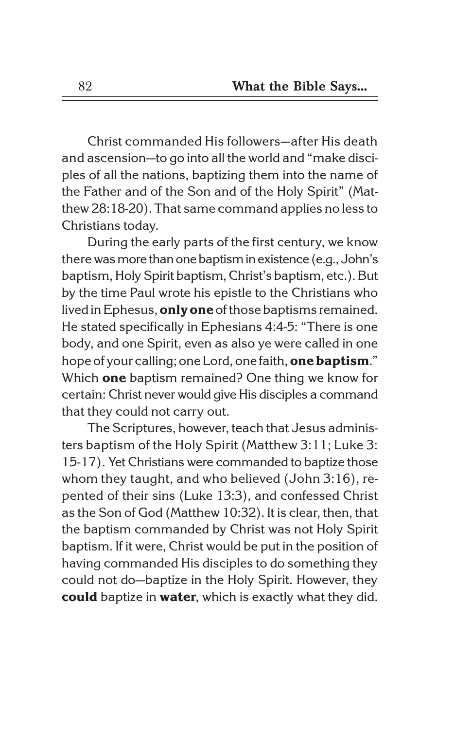Christ commanded His followers—after His death and ascension—to go into all the world and "make disciples of all the nations, baptizing them into the name of the Father and of the Son and of the Holy Spirit" (Matthew 28:18-20). That same command applies no less to Christians today.

During the early parts of the first century, we know there was more than one baptism in existence (e.g., John's baptism, Holy Spirit baptism, Christ's baptism, etc.). But by the time Paul wrote his epistle to the Christians who lived in Ephesus, **only one** of those baptisms remained. He stated specifically in Ephesians 4:4-5: "There is one body, and one Spirit, even as also ye were called in one hope of your calling; one Lord, one faith, **one baptism**." Which **one** baptism remained? One thing we know for certain: Christ never would give His disciples a command that they could not carry out.

The Scriptures, however, teach that Jesus administers baptism of the Holy Spirit (Matthew 3:11; Luke 3:15-17). Yet Christians were commanded to baptize those whom they taught, and who believed (John 3:16), repented of their sins (Luke 13:3), and confessed Christ as the Son of God (Matthew 10:32). It is clear, then, that the baptism commanded by Christ was not Holy Spirit baptism. If it were, Christ would be put in the position of having commanded His disciples to do something they could not do—baptize in the Holy Spirit. However, they **could** baptize in **water**, which is exactly what they did.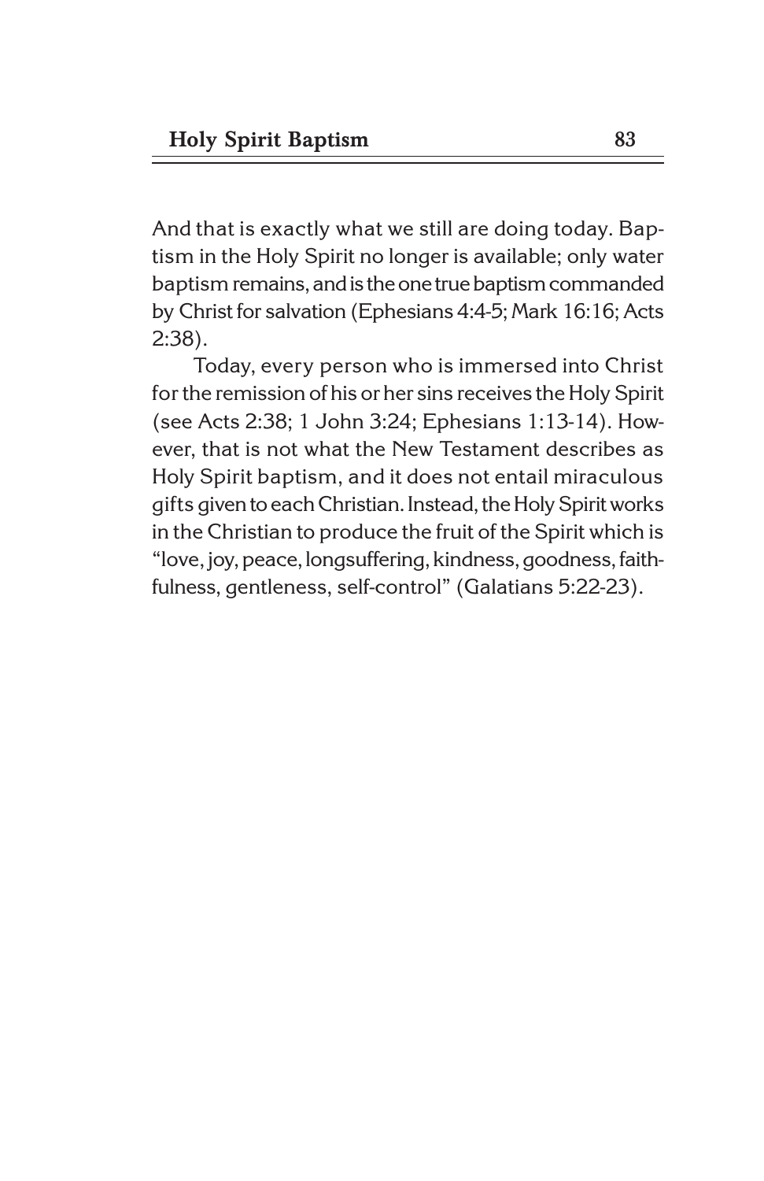And that is exactly what we still are doing today. Baptism in the Holy Spirit no longer is available; only water baptism remains, and is the one true baptism commanded by Christ for salvation (Ephesians 4:4-5; Mark 16:16; Acts 2:38).

Today, every person who is immersed into Christ for the remission of his or her sins receives the Holy Spirit (see Acts 2:38; 1 John 3:24; Ephesians 1:13-14). However, that is not what the New Testament describes as Holy Spirit baptism, and it does not entail miraculous gifts given to each Christian. Instead, the Holy Spirit works in the Christian to produce the fruit of the Spirit which is "love, joy, peace, longsuffering, kindness, goodness, faithfulness, gentleness, self-control" (Galatians 5:22-23).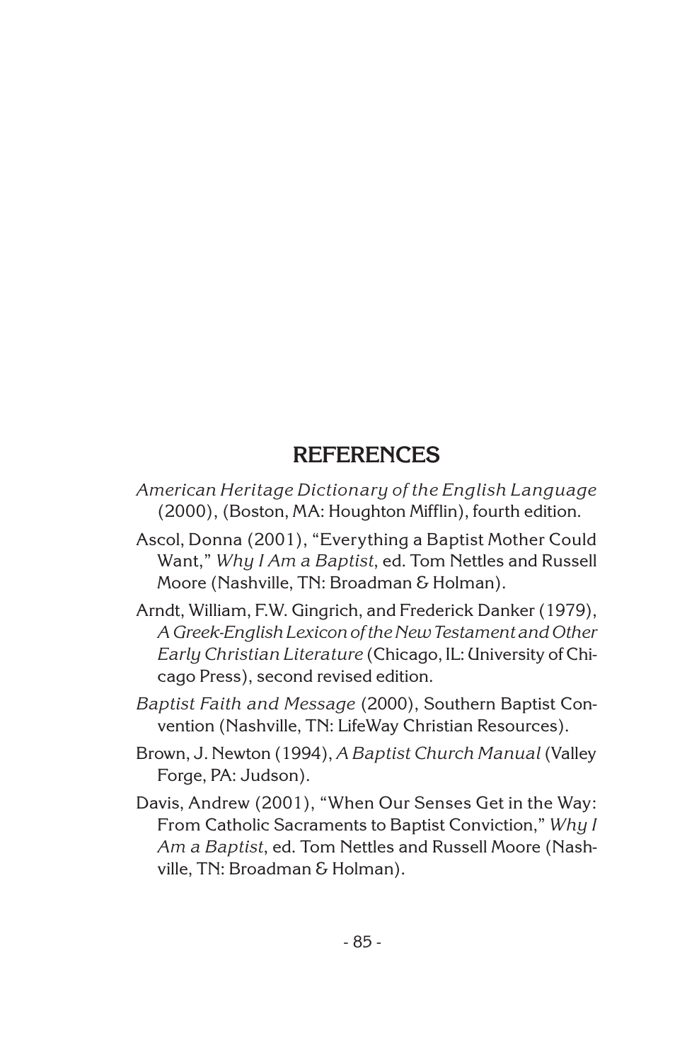## REFERENCES

*American Heritage Dictionary of the English Language* (2000), (Boston, MA: Houghton Mifflin), fourth edition.

Ascol, Donna (2001), "Everything a Baptist Mother Could Want," *Why I Am a Baptist*, ed. Tom Nettles and Russell Moore (Nashville, TN: Broadman & Holman).

Arndt, William, F.W. Gingrich, and Frederick Danker (1979), *A Greek-English Lexicon of the New Testament and Other Early Christian Literature* (Chicago, IL: University of Chicago Press), second revised edition.

*Baptist Faith and Message* (2000), Southern Baptist Convention (Nashville, TN: LifeWay Christian Resources).

Brown, J. Newton (1994), *A Baptist Church Manual* (Valley Forge, PA: Judson).

Davis, Andrew (2001), "When Our Senses Get in the Way: From Catholic Sacraments to Baptist Conviction," *Why I Am a Baptist*, ed. Tom Nettles and Russell Moore (Nashville, TN: Broadman & Holman).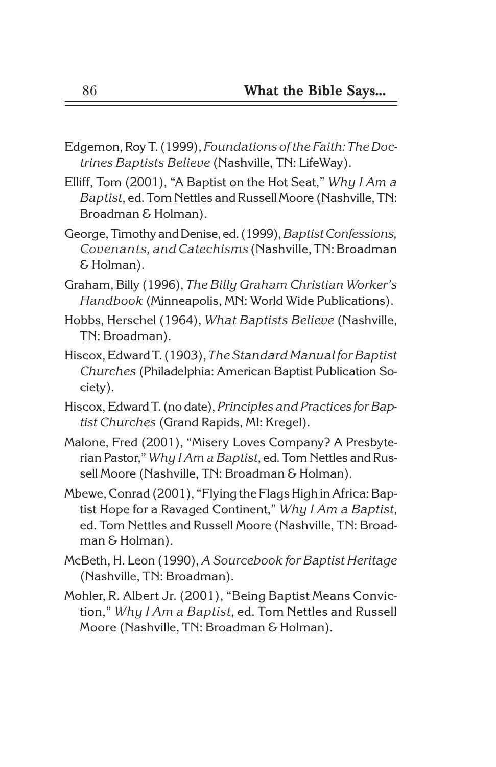Edgemon, Roy T. (1999), *Foundations of the Faith: The Doctrines Baptists Believe* (Nashville, TN: LifeWay).

Elliff, Tom (2001), "A Baptist on the Hot Seat," *Why I Am a Baptist*, ed. Tom Nettles and Russell Moore (Nashville, TN: Broadman & Holman).

George, Timothy and Denise, ed. (1999), *Baptist Confessions, Covenants, and Catechisms* (Nashville, TN: Broadman & Holman).

Graham, Billy (1996), *The Billy Graham Christian Worker's Handbook* (Minneapolis, MN: World Wide Publications).

Hobbs, Herschel (1964), *What Baptists Believe* (Nashville, TN: Broadman).

Hiscox, Edward T. (1903), *The Standard Manual for Baptist Churches* (Philadelphia: American Baptist Publication Society).

Hiscox, Edward T. (no date), *Principles and Practices for Baptist Churches* (Grand Rapids, MI: Kregel).

Malone, Fred (2001), "Misery Loves Company? A Presbyterian Pastor," *Why I Am a Baptist*, ed. Tom Nettles and Russell Moore (Nashville, TN: Broadman & Holman).

Mbewe, Conrad (2001), "Flying the Flags High in Africa: Baptist Hope for a Ravaged Continent," *Why I Am a Baptist*, ed. Tom Nettles and Russell Moore (Nashville, TN: Broadman & Holman).

McBeth, H. Leon (1990), *A Sourcebook for Baptist Heritage* (Nashville, TN: Broadman).

Mohler, R. Albert Jr. (2001), "Being Baptist Means Conviction," *Why I Am a Baptist*, ed. Tom Nettles and Russell Moore (Nashville, TN: Broadman & Holman).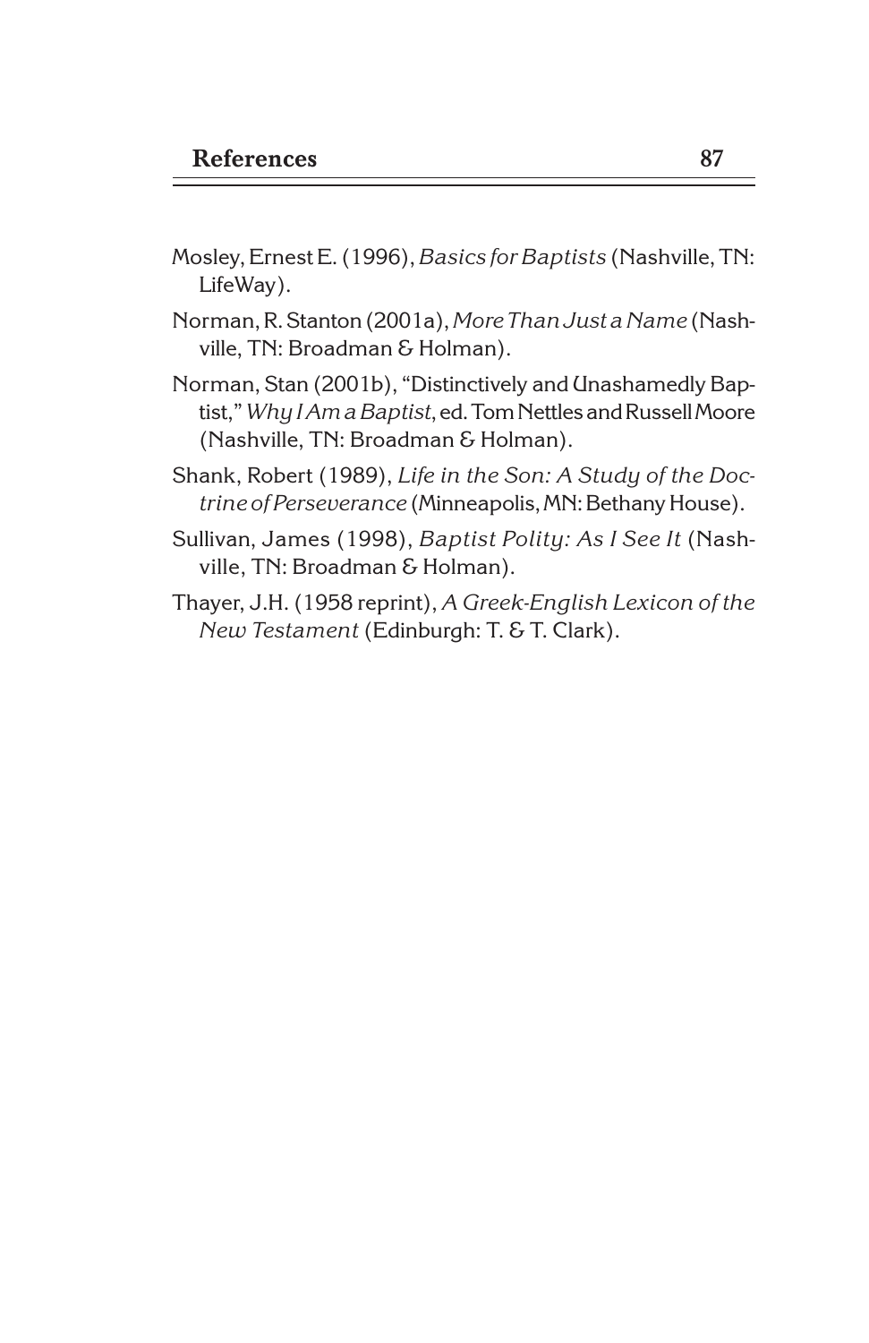Mosley, Ernest E. (1996), *Basics for Baptists* (Nashville, TN: LifeWay).

Norman, R. Stanton (2001a), *More Than Just a Name* (Nashville, TN: Broadman & Holman).

Norman, Stan (2001b), "Distinctively and Unashamedly Baptist," *Why I Am a Baptist*, ed. Tom Nettles and Russell Moore (Nashville, TN: Broadman & Holman).

Shank, Robert (1989), *Life in the Son: A Study of the Doctrine of Perseverance* (Minneapolis, MN: Bethany House).

Sullivan, James (1998), *Baptist Polity: As I See It* (Nashville, TN: Broadman & Holman).

Thayer, J.H. (1958 reprint), *A Greek-English Lexicon of the New Testament* (Edinburgh: T. & T. Clark).